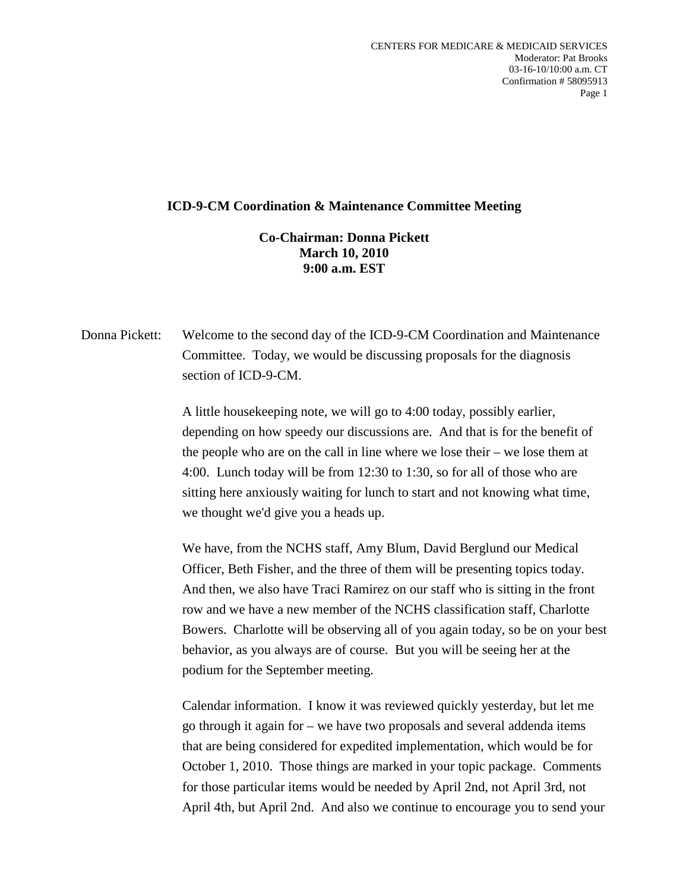**ICD-9-CM Coordination & Maintenance Committee Meeting**

**Co-Chairman: Donna Pickett**
**March 10, 2010**
**9:00 a.m. EST**

Donna Pickett: Welcome to the second day of the ICD-9-CM Coordination and Maintenance Committee. Today, we would be discussing proposals for the diagnosis section of ICD-9-CM.

A little housekeeping note, we will go to 4:00 today, possibly earlier, depending on how speedy our discussions are. And that is for the benefit of the people who are on the call in line where we lose their – we lose them at 4:00. Lunch today will be from 12:30 to 1:30, so for all of those who are sitting here anxiously waiting for lunch to start and not knowing what time, we thought we'd give you a heads up.

We have, from the NCHS staff, Amy Blum, David Berglund our Medical Officer, Beth Fisher, and the three of them will be presenting topics today. And then, we also have Traci Ramirez on our staff who is sitting in the front row and we have a new member of the NCHS classification staff, Charlotte Bowers. Charlotte will be observing all of you again today, so be on your best behavior, as you always are of course. But you will be seeing her at the podium for the September meeting.

Calendar information. I know it was reviewed quickly yesterday, but let me go through it again for – we have two proposals and several addenda items that are being considered for expedited implementation, which would be for October 1, 2010. Those things are marked in your topic package. Comments for those particular items would be needed by April 2nd, not April 3rd, not April 4th, but April 2nd. And also we continue to encourage you to send your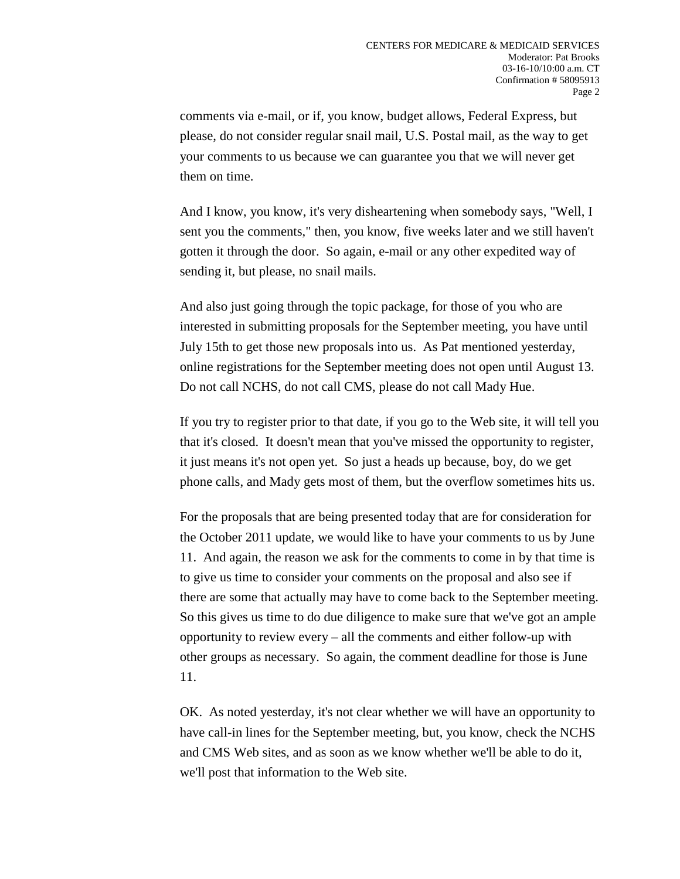comments via e-mail, or if, you know, budget allows, Federal Express, but please, do not consider regular snail mail, U.S. Postal mail, as the way to get your comments to us because we can guarantee you that we will never get them on time.

And I know, you know, it's very disheartening when somebody says, "Well, I sent you the comments," then, you know, five weeks later and we still haven't gotten it through the door.  So again, e-mail or any other expedited way of sending it, but please, no snail mails.

And also just going through the topic package, for those of you who are interested in submitting proposals for the September meeting, you have until July 15th to get those new proposals into us.  As Pat mentioned yesterday, online registrations for the September meeting does not open until August 13. Do not call NCHS, do not call CMS, please do not call Mady Hue.

If you try to register prior to that date, if you go to the Web site, it will tell you that it's closed.  It doesn't mean that you've missed the opportunity to register, it just means it's not open yet.  So just a heads up because, boy, do we get phone calls, and Mady gets most of them, but the overflow sometimes hits us.

For the proposals that are being presented today that are for consideration for the October 2011 update, we would like to have your comments to us by June 11.  And again, the reason we ask for the comments to come in by that time is to give us time to consider your comments on the proposal and also see if there are some that actually may have to come back to the September meeting. So this gives us time to do due diligence to make sure that we've got an ample opportunity to review every – all the comments and either follow-up with other groups as necessary.  So again, the comment deadline for those is June 11.

OK.  As noted yesterday, it's not clear whether we will have an opportunity to have call-in lines for the September meeting, but, you know, check the NCHS and CMS Web sites, and as soon as we know whether we'll be able to do it, we'll post that information to the Web site.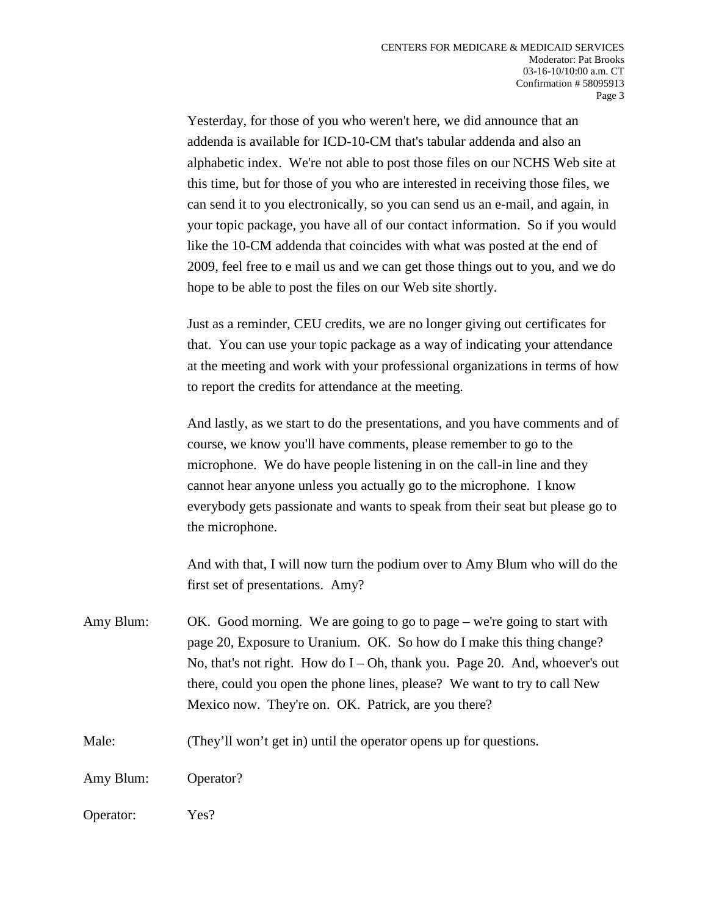Yesterday, for those of you who weren't here, we did announce that an addenda is available for ICD-10-CM that's tabular addenda and also an alphabetic index. We're not able to post those files on our NCHS Web site at this time, but for those of you who are interested in receiving those files, we can send it to you electronically, so you can send us an e-mail, and again, in your topic package, you have all of our contact information. So if you would like the 10-CM addenda that coincides with what was posted at the end of 2009, feel free to e mail us and we can get those things out to you, and we do hope to be able to post the files on our Web site shortly.

Just as a reminder, CEU credits, we are no longer giving out certificates for that. You can use your topic package as a way of indicating your attendance at the meeting and work with your professional organizations in terms of how to report the credits for attendance at the meeting.

And lastly, as we start to do the presentations, and you have comments and of course, we know you'll have comments, please remember to go to the microphone. We do have people listening in on the call-in line and they cannot hear anyone unless you actually go to the microphone. I know everybody gets passionate and wants to speak from their seat but please go to the microphone.

And with that, I will now turn the podium over to Amy Blum who will do the first set of presentations. Amy?

Amy Blum: OK. Good morning. We are going to go to page – we're going to start with page 20, Exposure to Uranium. OK. So how do I make this thing change? No, that's not right. How do I – Oh, thank you. Page 20. And, whoever's out there, could you open the phone lines, please? We want to try to call New Mexico now. They're on. OK. Patrick, are you there?

Male: (They'll won't get in) until the operator opens up for questions.

Amy Blum: Operator?

Operator: Yes?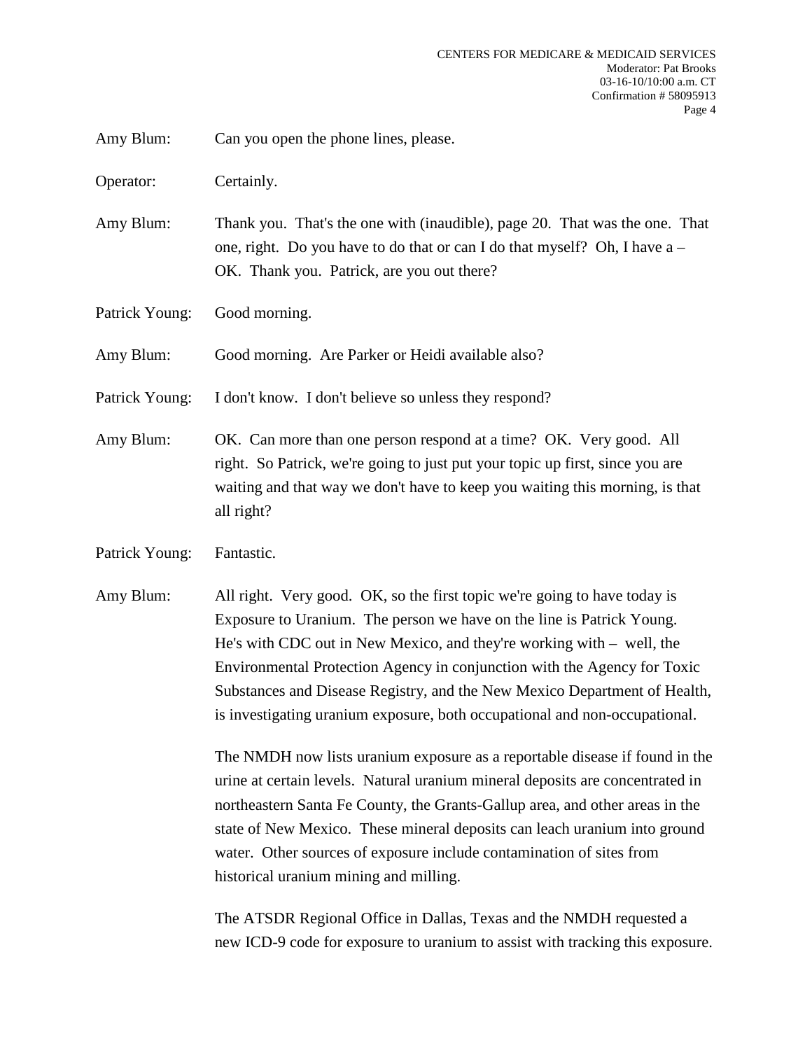Amy Blum: Can you open the phone lines, please.

Operator: Certainly.

Amy Blum: Thank you. That's the one with (inaudible), page 20. That was the one. That one, right. Do you have to do that or can I do that myself? Oh, I have a – OK. Thank you. Patrick, are you out there?

Patrick Young: Good morning.

Amy Blum: Good morning. Are Parker or Heidi available also?

Patrick Young: I don't know. I don't believe so unless they respond?

Amy Blum: OK. Can more than one person respond at a time? OK. Very good. All right. So Patrick, we're going to just put your topic up first, since you are waiting and that way we don't have to keep you waiting this morning, is that all right?

Patrick Young: Fantastic.

Amy Blum: All right. Very good. OK, so the first topic we're going to have today is Exposure to Uranium. The person we have on the line is Patrick Young. He's with CDC out in New Mexico, and they're working with – well, the Environmental Protection Agency in conjunction with the Agency for Toxic Substances and Disease Registry, and the New Mexico Department of Health, is investigating uranium exposure, both occupational and non-occupational.

The NMDH now lists uranium exposure as a reportable disease if found in the urine at certain levels. Natural uranium mineral deposits are concentrated in northeastern Santa Fe County, the Grants-Gallup area, and other areas in the state of New Mexico. These mineral deposits can leach uranium into ground water. Other sources of exposure include contamination of sites from historical uranium mining and milling.

The ATSDR Regional Office in Dallas, Texas and the NMDH requested a new ICD-9 code for exposure to uranium to assist with tracking this exposure.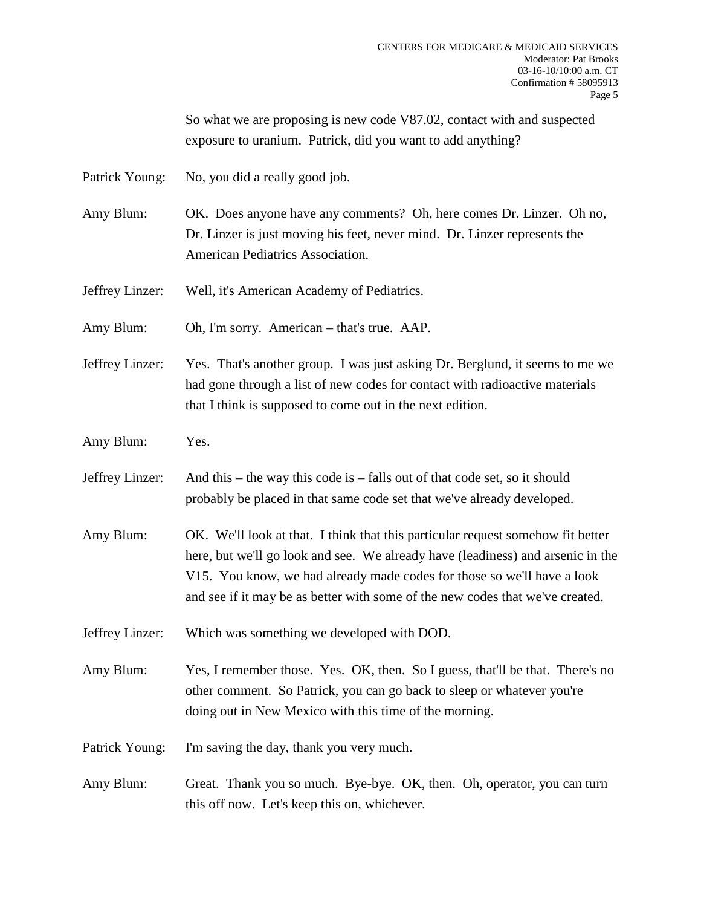So what we are proposing is new code V87.02, contact with and suspected exposure to uranium. Patrick, did you want to add anything?

Patrick Young: No, you did a really good job.

Amy Blum: OK. Does anyone have any comments? Oh, here comes Dr. Linzer. Oh no, Dr. Linzer is just moving his feet, never mind. Dr. Linzer represents the American Pediatrics Association.

Jeffrey Linzer: Well, it's American Academy of Pediatrics.

Amy Blum: Oh, I'm sorry. American – that's true. AAP.

Jeffrey Linzer: Yes. That's another group. I was just asking Dr. Berglund, it seems to me we had gone through a list of new codes for contact with radioactive materials that I think is supposed to come out in the next edition.

Amy Blum: Yes.

Jeffrey Linzer: And this – the way this code is – falls out of that code set, so it should probably be placed in that same code set that we've already developed.

Amy Blum: OK. We'll look at that. I think that this particular request somehow fit better here, but we'll go look and see. We already have (leadiness) and arsenic in the V15. You know, we had already made codes for those so we'll have a look and see if it may be as better with some of the new codes that we've created.

Jeffrey Linzer: Which was something we developed with DOD.

Amy Blum: Yes, I remember those. Yes. OK, then. So I guess, that'll be that. There's no other comment. So Patrick, you can go back to sleep or whatever you're doing out in New Mexico with this time of the morning.

Patrick Young: I'm saving the day, thank you very much.

Amy Blum: Great. Thank you so much. Bye-bye. OK, then. Oh, operator, you can turn this off now. Let's keep this on, whichever.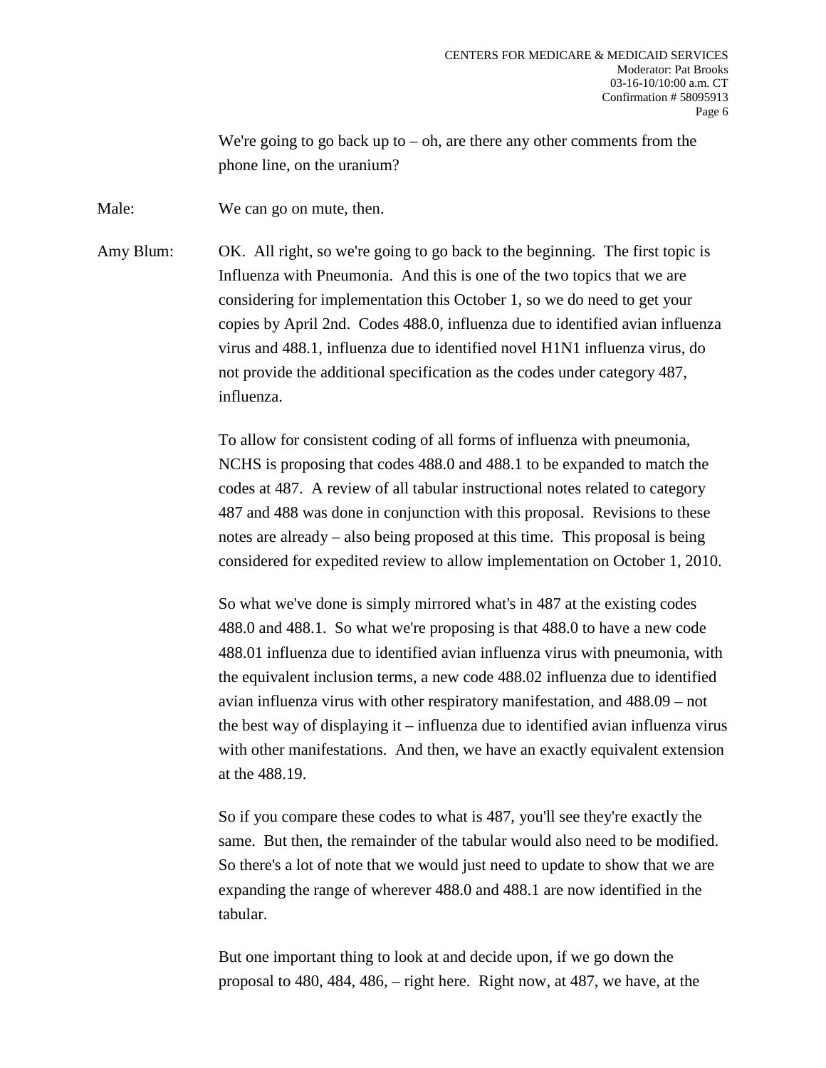We're going to go back up to – oh, are there any other comments from the phone line, on the uranium?

Male: We can go on mute, then.

Amy Blum: OK. All right, so we're going to go back to the beginning. The first topic is Influenza with Pneumonia. And this is one of the two topics that we are considering for implementation this October 1, so we do need to get your copies by April 2nd. Codes 488.0, influenza due to identified avian influenza virus and 488.1, influenza due to identified novel H1N1 influenza virus, do not provide the additional specification as the codes under category 487, influenza.

To allow for consistent coding of all forms of influenza with pneumonia, NCHS is proposing that codes 488.0 and 488.1 to be expanded to match the codes at 487. A review of all tabular instructional notes related to category 487 and 488 was done in conjunction with this proposal. Revisions to these notes are already – also being proposed at this time. This proposal is being considered for expedited review to allow implementation on October 1, 2010.

So what we've done is simply mirrored what's in 487 at the existing codes 488.0 and 488.1. So what we're proposing is that 488.0 to have a new code 488.01 influenza due to identified avian influenza virus with pneumonia, with the equivalent inclusion terms, a new code 488.02 influenza due to identified avian influenza virus with other respiratory manifestation, and 488.09 – not the best way of displaying it – influenza due to identified avian influenza virus with other manifestations. And then, we have an exactly equivalent extension at the 488.19.

So if you compare these codes to what is 487, you'll see they're exactly the same. But then, the remainder of the tabular would also need to be modified. So there's a lot of note that we would just need to update to show that we are expanding the range of wherever 488.0 and 488.1 are now identified in the tabular.

But one important thing to look at and decide upon, if we go down the proposal to 480, 484, 486, – right here. Right now, at 487, we have, at the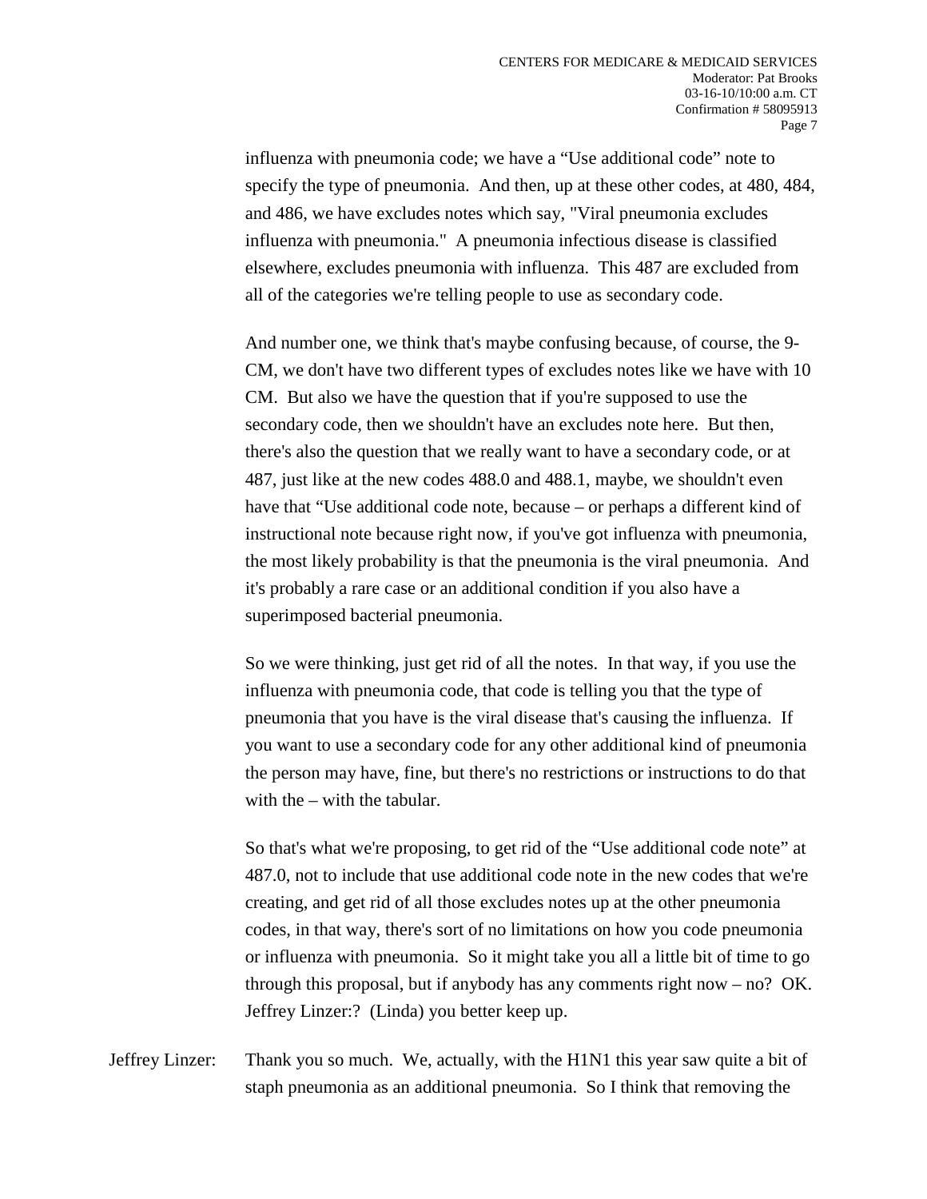influenza with pneumonia code; we have a "Use additional code" note to specify the type of pneumonia. And then, up at these other codes, at 480, 484, and 486, we have excludes notes which say, "Viral pneumonia excludes influenza with pneumonia." A pneumonia infectious disease is classified elsewhere, excludes pneumonia with influenza. This 487 are excluded from all of the categories we're telling people to use as secondary code.

And number one, we think that's maybe confusing because, of course, the 9-CM, we don't have two different types of excludes notes like we have with 10 CM. But also we have the question that if you're supposed to use the secondary code, then we shouldn't have an excludes note here. But then, there's also the question that we really want to have a secondary code, or at 487, just like at the new codes 488.0 and 488.1, maybe, we shouldn't even have that "Use additional code note, because – or perhaps a different kind of instructional note because right now, if you've got influenza with pneumonia, the most likely probability is that the pneumonia is the viral pneumonia. And it's probably a rare case or an additional condition if you also have a superimposed bacterial pneumonia.

So we were thinking, just get rid of all the notes. In that way, if you use the influenza with pneumonia code, that code is telling you that the type of pneumonia that you have is the viral disease that's causing the influenza. If you want to use a secondary code for any other additional kind of pneumonia the person may have, fine, but there's no restrictions or instructions to do that with the – with the tabular.

So that's what we're proposing, to get rid of the "Use additional code note" at 487.0, not to include that use additional code note in the new codes that we're creating, and get rid of all those excludes notes up at the other pneumonia codes, in that way, there's sort of no limitations on how you code pneumonia or influenza with pneumonia. So it might take you all a little bit of time to go through this proposal, but if anybody has any comments right now – no? OK. Jeffrey Linzer:? (Linda) you better keep up.

Jeffrey Linzer: Thank you so much. We, actually, with the H1N1 this year saw quite a bit of staph pneumonia as an additional pneumonia. So I think that removing the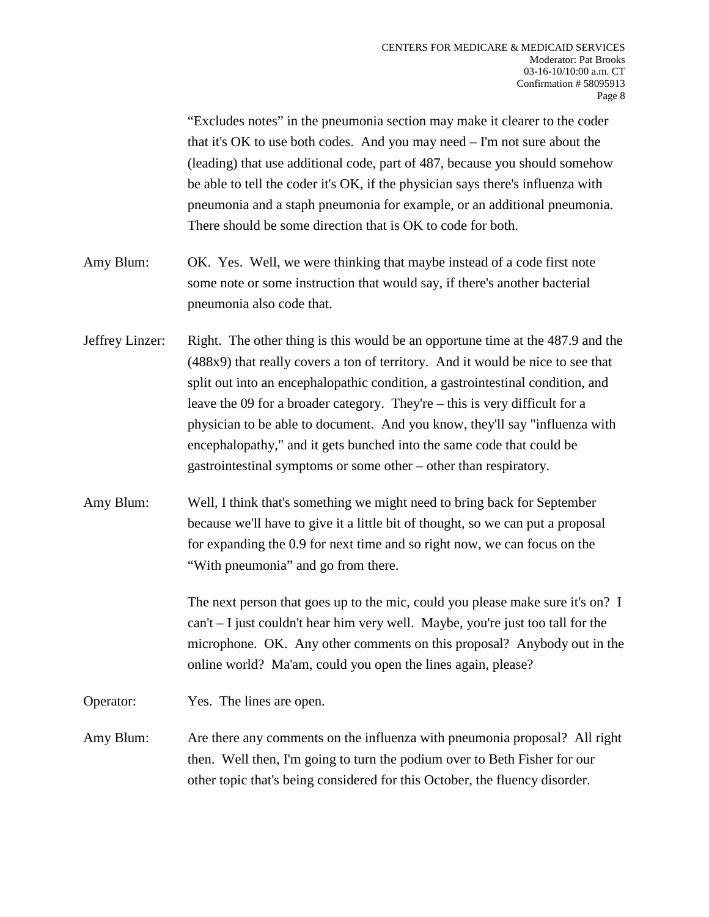"Excludes notes" in the pneumonia section may make it clearer to the coder that it's OK to use both codes. And you may need – I'm not sure about the (leading) that use additional code, part of 487, because you should somehow be able to tell the coder it's OK, if the physician says there's influenza with pneumonia and a staph pneumonia for example, or an additional pneumonia. There should be some direction that is OK to code for both.

Amy Blum: OK. Yes. Well, we were thinking that maybe instead of a code first note some note or some instruction that would say, if there's another bacterial pneumonia also code that.

Jeffrey Linzer: Right. The other thing is this would be an opportune time at the 487.9 and the (488x9) that really covers a ton of territory. And it would be nice to see that split out into an encephalopathic condition, a gastrointestinal condition, and leave the 09 for a broader category. They're – this is very difficult for a physician to be able to document. And you know, they'll say "influenza with encephalopathy," and it gets bunched into the same code that could be gastrointestinal symptoms or some other – other than respiratory.

Amy Blum: Well, I think that's something we might need to bring back for September because we'll have to give it a little bit of thought, so we can put a proposal for expanding the 0.9 for next time and so right now, we can focus on the "With pneumonia" and go from there.

The next person that goes up to the mic, could you please make sure it's on? I can't – I just couldn't hear him very well. Maybe, you're just too tall for the microphone. OK. Any other comments on this proposal? Anybody out in the online world? Ma'am, could you open the lines again, please?

Operator: Yes. The lines are open.

Amy Blum: Are there any comments on the influenza with pneumonia proposal? All right then. Well then, I'm going to turn the podium over to Beth Fisher for our other topic that's being considered for this October, the fluency disorder.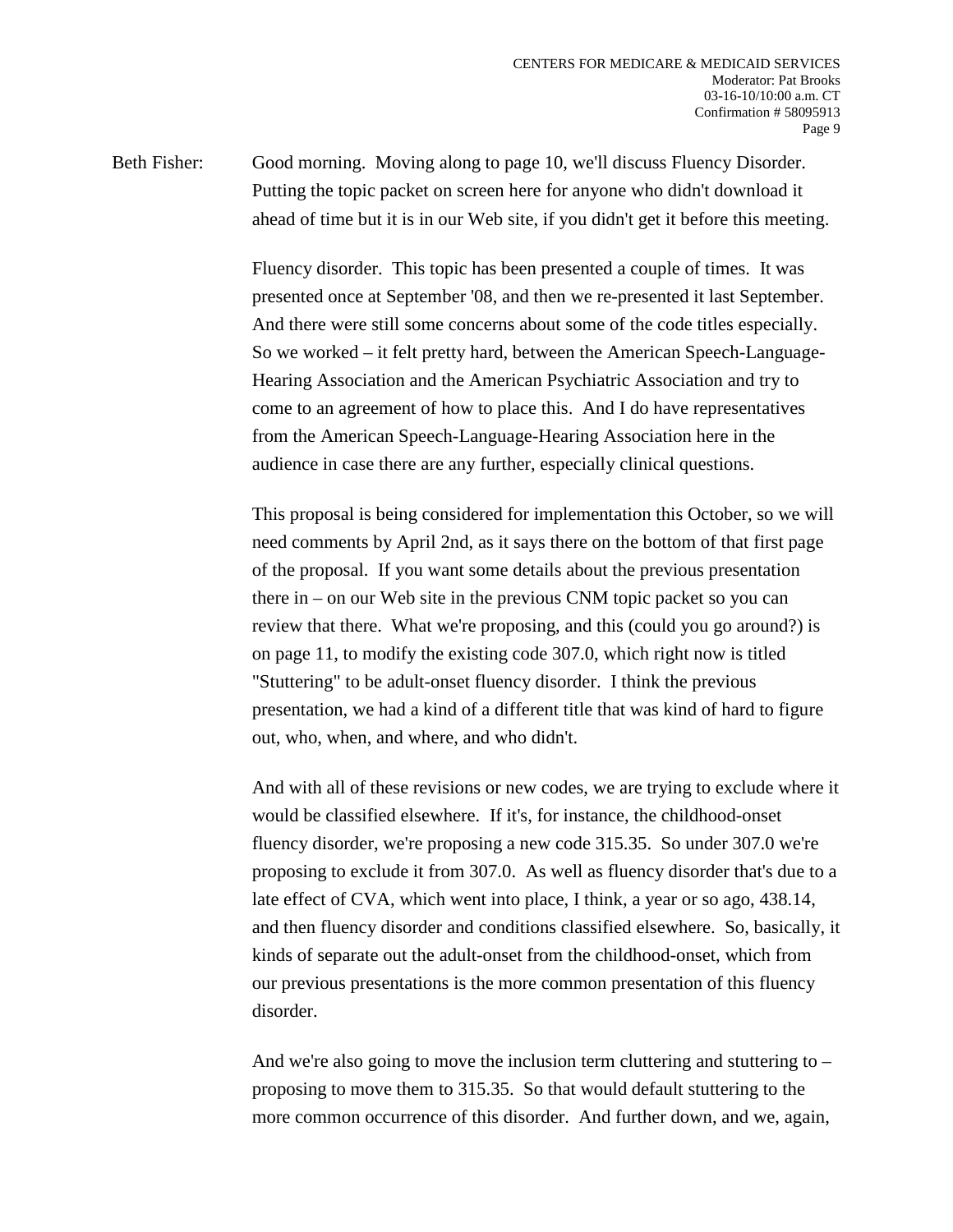Beth Fisher: Good morning. Moving along to page 10, we'll discuss Fluency Disorder. Putting the topic packet on screen here for anyone who didn't download it ahead of time but it is in our Web site, if you didn't get it before this meeting.

Fluency disorder. This topic has been presented a couple of times. It was presented once at September '08, and then we re-presented it last September. And there were still some concerns about some of the code titles especially. So we worked – it felt pretty hard, between the American Speech-Language-Hearing Association and the American Psychiatric Association and try to come to an agreement of how to place this. And I do have representatives from the American Speech-Language-Hearing Association here in the audience in case there are any further, especially clinical questions.

This proposal is being considered for implementation this October, so we will need comments by April 2nd, as it says there on the bottom of that first page of the proposal. If you want some details about the previous presentation there in – on our Web site in the previous CNM topic packet so you can review that there. What we're proposing, and this (could you go around?) is on page 11, to modify the existing code 307.0, which right now is titled "Stuttering" to be adult-onset fluency disorder. I think the previous presentation, we had a kind of a different title that was kind of hard to figure out, who, when, and where, and who didn't.

And with all of these revisions or new codes, we are trying to exclude where it would be classified elsewhere. If it's, for instance, the childhood-onset fluency disorder, we're proposing a new code 315.35. So under 307.0 we're proposing to exclude it from 307.0. As well as fluency disorder that's due to a late effect of CVA, which went into place, I think, a year or so ago, 438.14, and then fluency disorder and conditions classified elsewhere. So, basically, it kinds of separate out the adult-onset from the childhood-onset, which from our previous presentations is the more common presentation of this fluency disorder.

And we're also going to move the inclusion term cluttering and stuttering to – proposing to move them to 315.35. So that would default stuttering to the more common occurrence of this disorder. And further down, and we, again,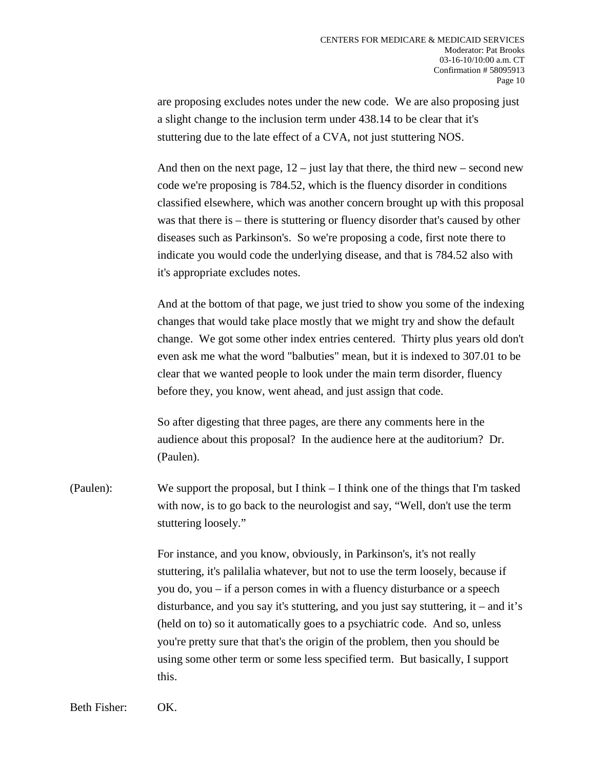are proposing excludes notes under the new code. We are also proposing just a slight change to the inclusion term under 438.14 to be clear that it's stuttering due to the late effect of a CVA, not just stuttering NOS.

And then on the next page, 12 – just lay that there, the third new – second new code we're proposing is 784.52, which is the fluency disorder in conditions classified elsewhere, which was another concern brought up with this proposal was that there is – there is stuttering or fluency disorder that's caused by other diseases such as Parkinson's. So we're proposing a code, first note there to indicate you would code the underlying disease, and that is 784.52 also with it's appropriate excludes notes.

And at the bottom of that page, we just tried to show you some of the indexing changes that would take place mostly that we might try and show the default change. We got some other index entries centered. Thirty plus years old don't even ask me what the word "balbuties" mean, but it is indexed to 307.01 to be clear that we wanted people to look under the main term disorder, fluency before they, you know, went ahead, and just assign that code.

So after digesting that three pages, are there any comments here in the audience about this proposal? In the audience here at the auditorium? Dr. (Paulen).

(Paulen): We support the proposal, but I think – I think one of the things that I'm tasked with now, is to go back to the neurologist and say, "Well, don't use the term stuttering loosely."

For instance, and you know, obviously, in Parkinson's, it's not really stuttering, it's palilalia whatever, but not to use the term loosely, because if you do, you – if a person comes in with a fluency disturbance or a speech disturbance, and you say it's stuttering, and you just say stuttering, it – and it's (held on to) so it automatically goes to a psychiatric code. And so, unless you're pretty sure that that's the origin of the problem, then you should be using some other term or some less specified term. But basically, I support this.

Beth Fisher: OK.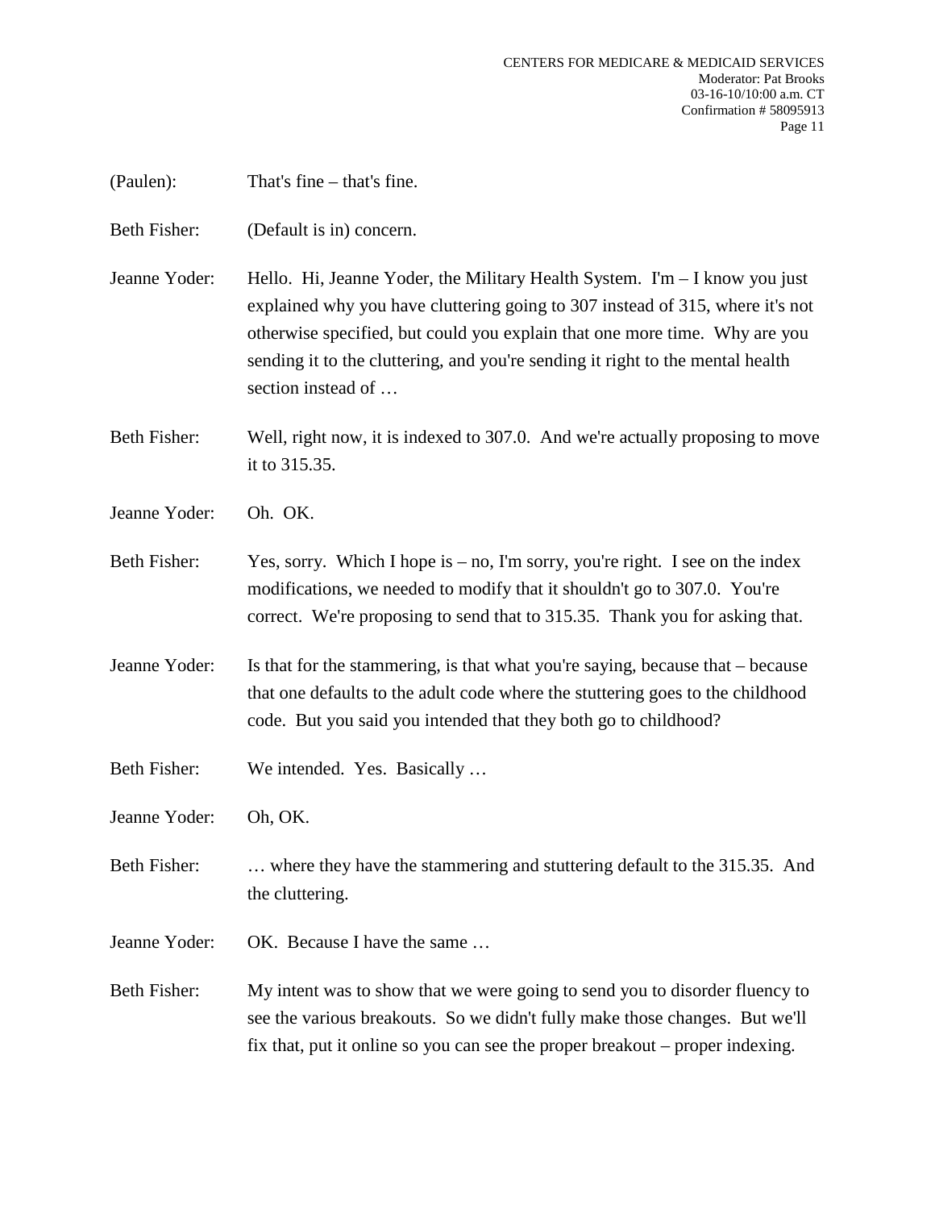(Paulen): That's fine – that's fine.

Beth Fisher: (Default is in) concern.

Jeanne Yoder: Hello. Hi, Jeanne Yoder, the Military Health System. I'm – I know you just explained why you have cluttering going to 307 instead of 315, where it's not otherwise specified, but could you explain that one more time. Why are you sending it to the cluttering, and you're sending it right to the mental health section instead of …

Beth Fisher: Well, right now, it is indexed to 307.0. And we're actually proposing to move it to 315.35.

Jeanne Yoder: Oh. OK.

Beth Fisher: Yes, sorry. Which I hope is – no, I'm sorry, you're right. I see on the index modifications, we needed to modify that it shouldn't go to 307.0. You're correct. We're proposing to send that to 315.35. Thank you for asking that.

Jeanne Yoder: Is that for the stammering, is that what you're saying, because that – because that one defaults to the adult code where the stuttering goes to the childhood code. But you said you intended that they both go to childhood?

Beth Fisher: We intended. Yes. Basically …

Jeanne Yoder: Oh, OK.

Beth Fisher: … where they have the stammering and stuttering default to the 315.35. And the cluttering.

Jeanne Yoder: OK. Because I have the same …

Beth Fisher: My intent was to show that we were going to send you to disorder fluency to see the various breakouts. So we didn't fully make those changes. But we'll fix that, put it online so you can see the proper breakout – proper indexing.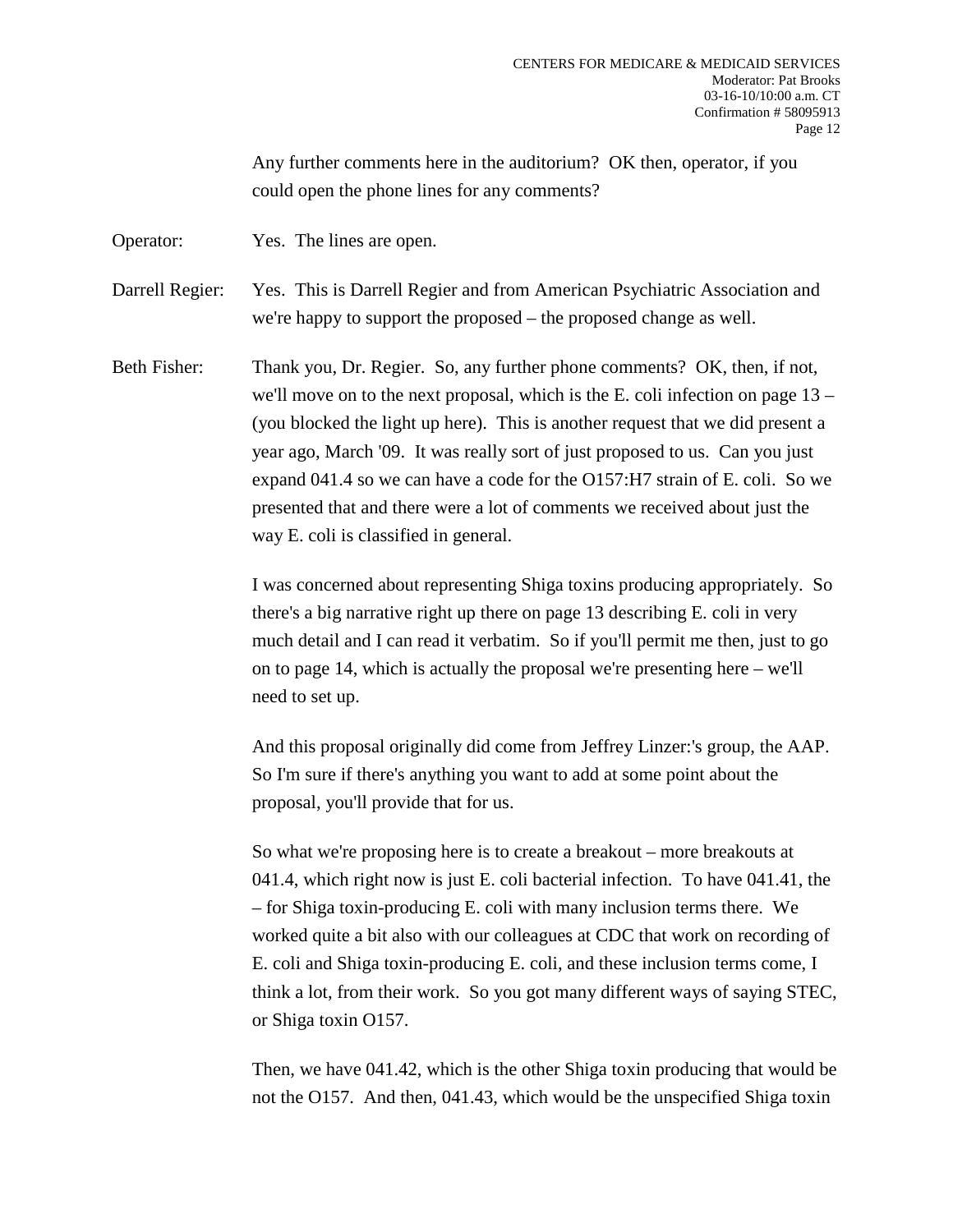Any further comments here in the auditorium? OK then, operator, if you could open the phone lines for any comments?

Operator: Yes. The lines are open.

Darrell Regier: Yes. This is Darrell Regier and from American Psychiatric Association and we're happy to support the proposed – the proposed change as well.

Beth Fisher: Thank you, Dr. Regier. So, any further phone comments? OK, then, if not, we'll move on to the next proposal, which is the E. coli infection on page 13 – (you blocked the light up here). This is another request that we did present a year ago, March '09. It was really sort of just proposed to us. Can you just expand 041.4 so we can have a code for the O157:H7 strain of E. coli. So we presented that and there were a lot of comments we received about just the way E. coli is classified in general.

I was concerned about representing Shiga toxins producing appropriately. So there's a big narrative right up there on page 13 describing E. coli in very much detail and I can read it verbatim. So if you'll permit me then, just to go on to page 14, which is actually the proposal we're presenting here – we'll need to set up.

And this proposal originally did come from Jeffrey Linzer:'s group, the AAP. So I'm sure if there's anything you want to add at some point about the proposal, you'll provide that for us.

So what we're proposing here is to create a breakout – more breakouts at 041.4, which right now is just E. coli bacterial infection. To have 041.41, the – for Shiga toxin-producing E. coli with many inclusion terms there. We worked quite a bit also with our colleagues at CDC that work on recording of E. coli and Shiga toxin-producing E. coli, and these inclusion terms come, I think a lot, from their work. So you got many different ways of saying STEC, or Shiga toxin O157.

Then, we have 041.42, which is the other Shiga toxin producing that would be not the O157. And then, 041.43, which would be the unspecified Shiga toxin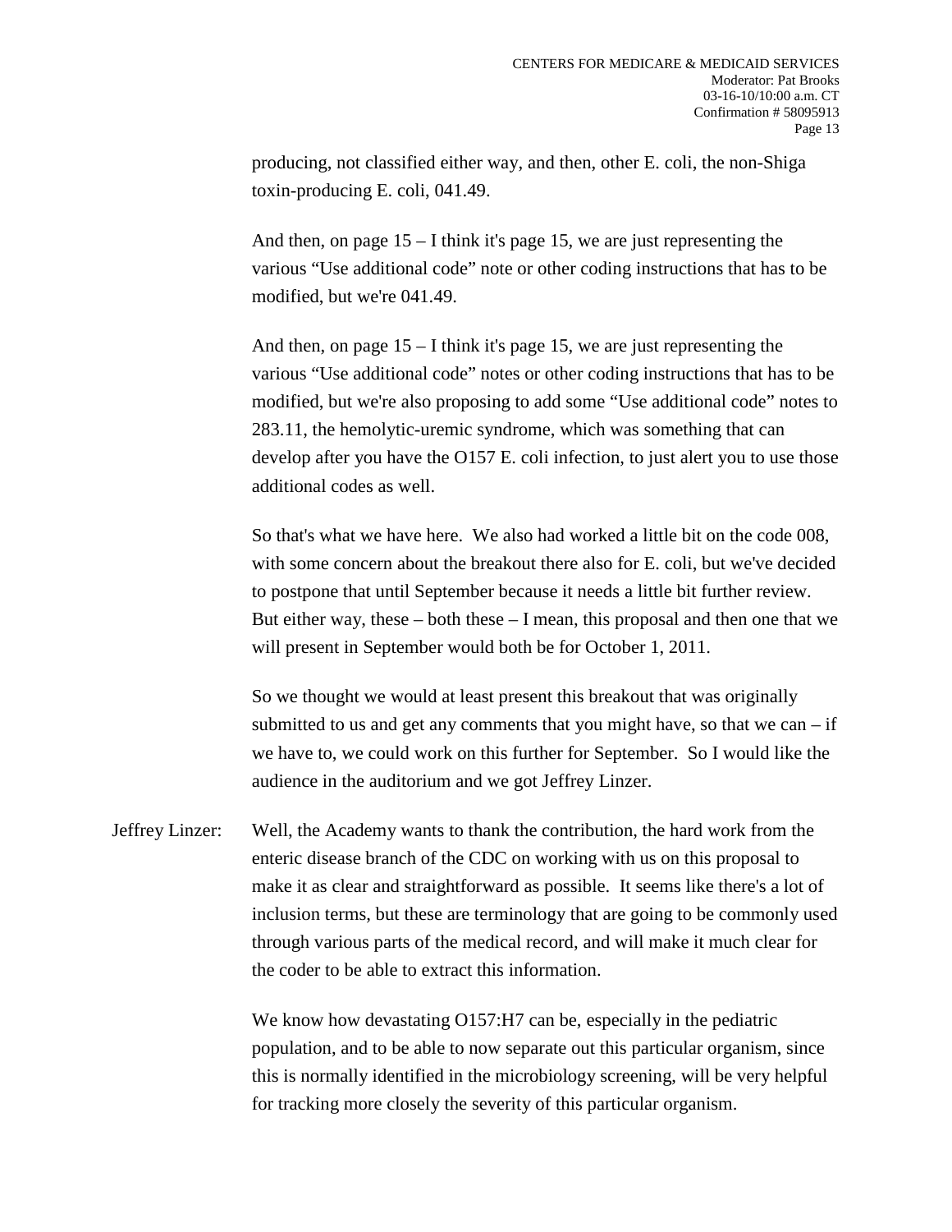producing, not classified either way, and then, other E. coli, the non-Shiga toxin-producing E. coli, 041.49.

And then, on page 15 – I think it's page 15, we are just representing the various "Use additional code" note or other coding instructions that has to be modified, but we're 041.49.

And then, on page 15 – I think it's page 15, we are just representing the various "Use additional code" notes or other coding instructions that has to be modified, but we're also proposing to add some "Use additional code" notes to 283.11, the hemolytic-uremic syndrome, which was something that can develop after you have the O157 E. coli infection, to just alert you to use those additional codes as well.

So that's what we have here. We also had worked a little bit on the code 008, with some concern about the breakout there also for E. coli, but we've decided to postpone that until September because it needs a little bit further review. But either way, these – both these – I mean, this proposal and then one that we will present in September would both be for October 1, 2011.

So we thought we would at least present this breakout that was originally submitted to us and get any comments that you might have, so that we can – if we have to, we could work on this further for September. So I would like the audience in the auditorium and we got Jeffrey Linzer.

Jeffrey Linzer: Well, the Academy wants to thank the contribution, the hard work from the enteric disease branch of the CDC on working with us on this proposal to make it as clear and straightforward as possible. It seems like there's a lot of inclusion terms, but these are terminology that are going to be commonly used through various parts of the medical record, and will make it much clear for the coder to be able to extract this information.

We know how devastating O157:H7 can be, especially in the pediatric population, and to be able to now separate out this particular organism, since this is normally identified in the microbiology screening, will be very helpful for tracking more closely the severity of this particular organism.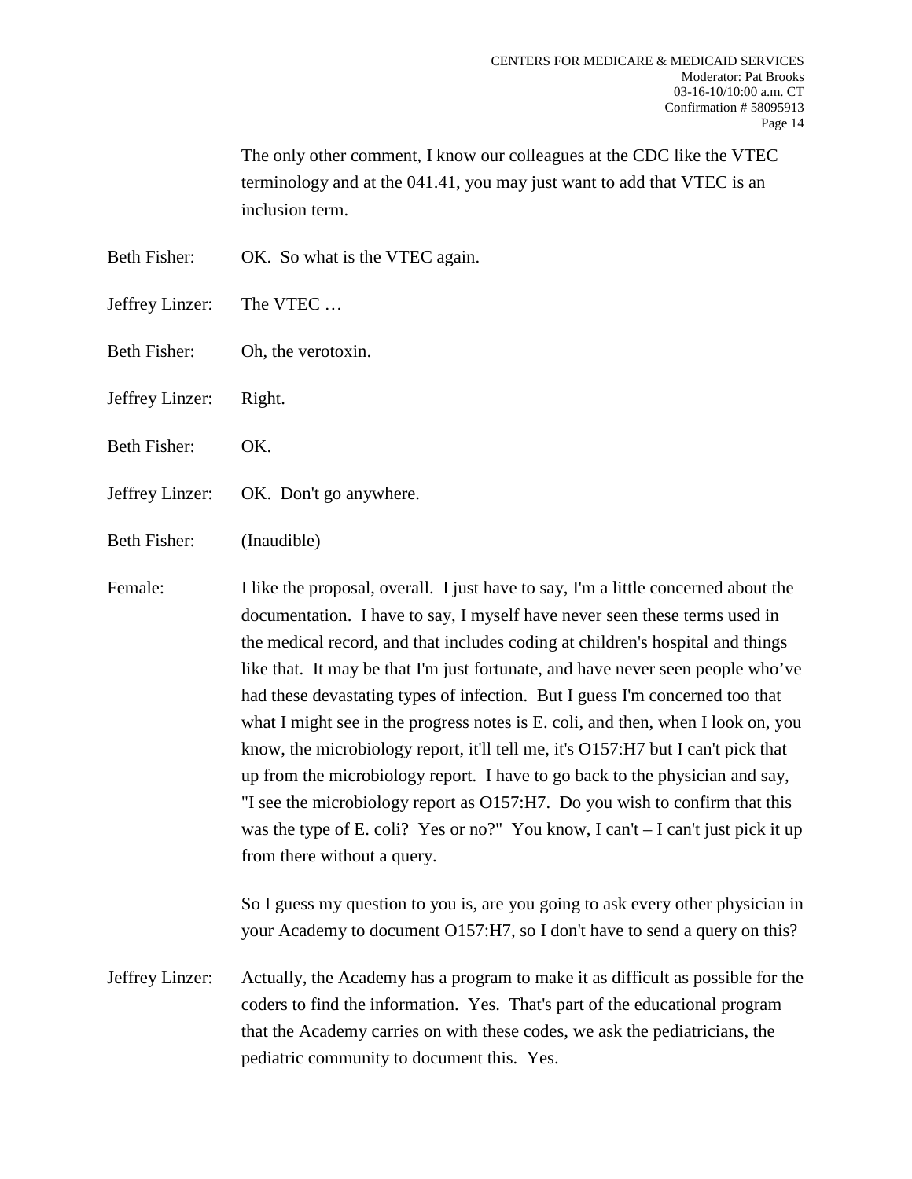The only other comment, I know our colleagues at the CDC like the VTEC terminology and at the 041.41, you may just want to add that VTEC is an inclusion term.

Beth Fisher: OK. So what is the VTEC again.

Jeffrey Linzer: The VTEC …

Beth Fisher: Oh, the verotoxin.

Jeffrey Linzer: Right.

Beth Fisher: OK.

Jeffrey Linzer: OK. Don't go anywhere.

Beth Fisher: (Inaudible)

Female: I like the proposal, overall. I just have to say, I'm a little concerned about the documentation. I have to say, I myself have never seen these terms used in the medical record, and that includes coding at children's hospital and things like that. It may be that I'm just fortunate, and have never seen people who've had these devastating types of infection. But I guess I'm concerned too that what I might see in the progress notes is E. coli, and then, when I look on, you know, the microbiology report, it'll tell me, it's O157:H7 but I can't pick that up from the microbiology report. I have to go back to the physician and say, "I see the microbiology report as O157:H7. Do you wish to confirm that this was the type of E. coli? Yes or no?" You know, I can't – I can't just pick it up from there without a query.

So I guess my question to you is, are you going to ask every other physician in your Academy to document O157:H7, so I don't have to send a query on this?

Jeffrey Linzer: Actually, the Academy has a program to make it as difficult as possible for the coders to find the information. Yes. That's part of the educational program that the Academy carries on with these codes, we ask the pediatricians, the pediatric community to document this. Yes.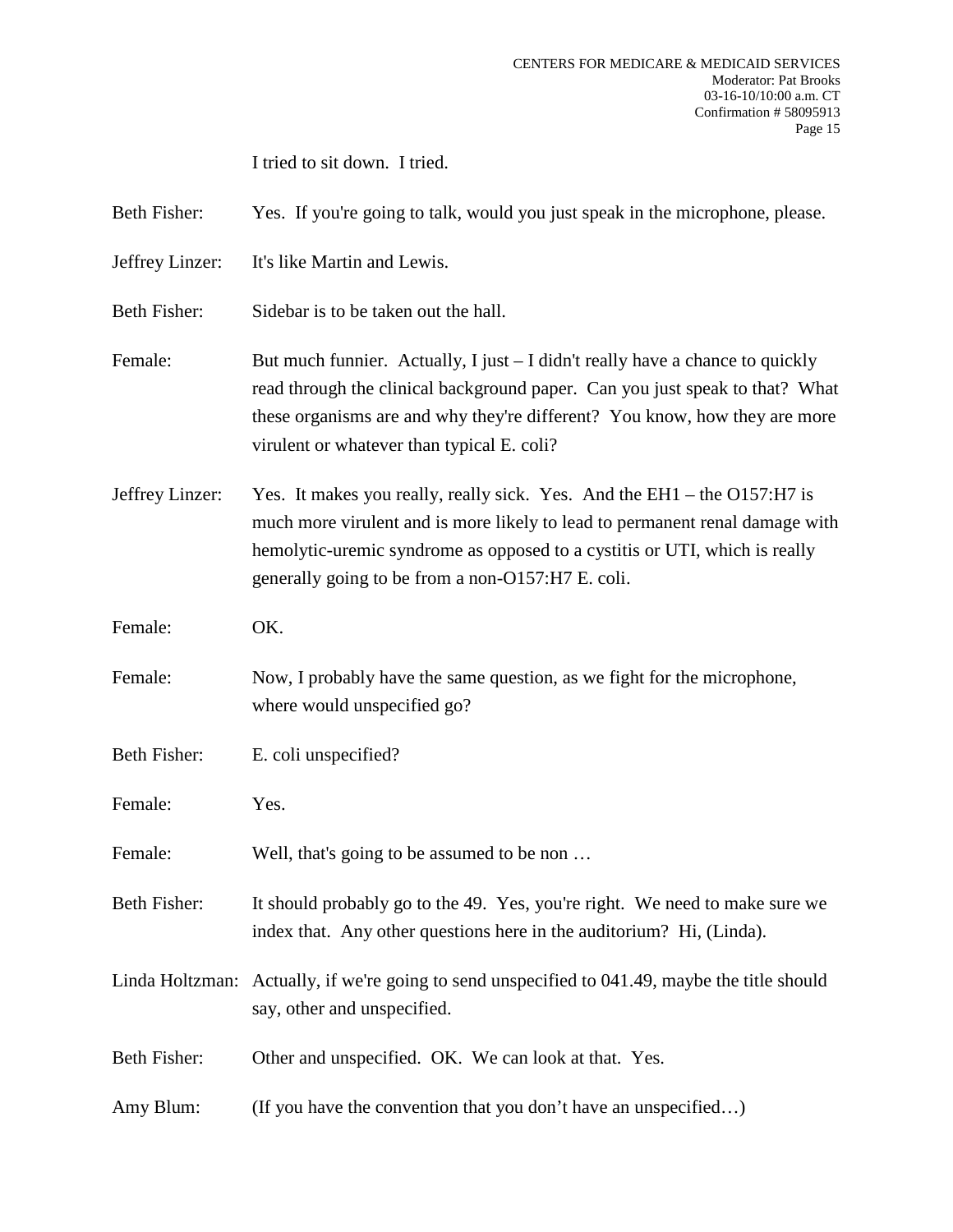I tried to sit down. I tried.

Beth Fisher: Yes. If you're going to talk, would you just speak in the microphone, please.

Jeffrey Linzer: It's like Martin and Lewis.

Beth Fisher: Sidebar is to be taken out the hall.

Female: But much funnier. Actually, I just – I didn't really have a chance to quickly read through the clinical background paper. Can you just speak to that? What these organisms are and why they're different? You know, how they are more virulent or whatever than typical E. coli?

Jeffrey Linzer: Yes. It makes you really, really sick. Yes. And the EH1 – the O157:H7 is much more virulent and is more likely to lead to permanent renal damage with hemolytic-uremic syndrome as opposed to a cystitis or UTI, which is really generally going to be from a non-O157:H7 E. coli.

Female: OK.

Female: Now, I probably have the same question, as we fight for the microphone, where would unspecified go?

Beth Fisher: E. coli unspecified?

Female: Yes.

Female: Well, that's going to be assumed to be non …

Beth Fisher: It should probably go to the 49. Yes, you're right. We need to make sure we index that. Any other questions here in the auditorium? Hi, (Linda).

Linda Holtzman: Actually, if we're going to send unspecified to 041.49, maybe the title should say, other and unspecified.

Beth Fisher: Other and unspecified. OK. We can look at that. Yes.

Amy Blum: (If you have the convention that you don't have an unspecified…)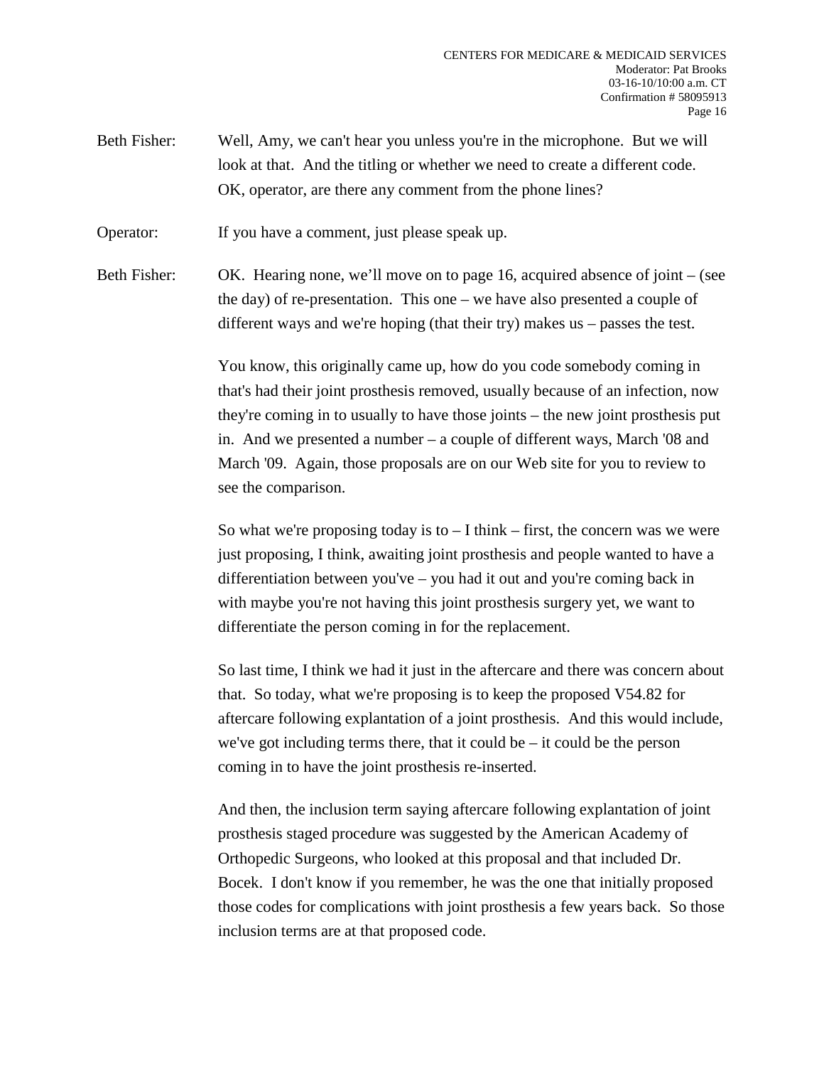Beth Fisher: Well, Amy, we can't hear you unless you're in the microphone. But we will look at that. And the titling or whether we need to create a different code. OK, operator, are there any comment from the phone lines?

Operator: If you have a comment, just please speak up.

Beth Fisher: OK. Hearing none, we'll move on to page 16, acquired absence of joint – (see the day) of re-presentation. This one – we have also presented a couple of different ways and we're hoping (that their try) makes us – passes the test.

You know, this originally came up, how do you code somebody coming in that's had their joint prosthesis removed, usually because of an infection, now they're coming in to usually to have those joints – the new joint prosthesis put in. And we presented a number – a couple of different ways, March '08 and March '09. Again, those proposals are on our Web site for you to review to see the comparison.

So what we're proposing today is to – I think – first, the concern was we were just proposing, I think, awaiting joint prosthesis and people wanted to have a differentiation between you've – you had it out and you're coming back in with maybe you're not having this joint prosthesis surgery yet, we want to differentiate the person coming in for the replacement.

So last time, I think we had it just in the aftercare and there was concern about that. So today, what we're proposing is to keep the proposed V54.82 for aftercare following explantation of a joint prosthesis. And this would include, we've got including terms there, that it could be – it could be the person coming in to have the joint prosthesis re-inserted.

And then, the inclusion term saying aftercare following explantation of joint prosthesis staged procedure was suggested by the American Academy of Orthopedic Surgeons, who looked at this proposal and that included Dr. Bocek. I don't know if you remember, he was the one that initially proposed those codes for complications with joint prosthesis a few years back. So those inclusion terms are at that proposed code.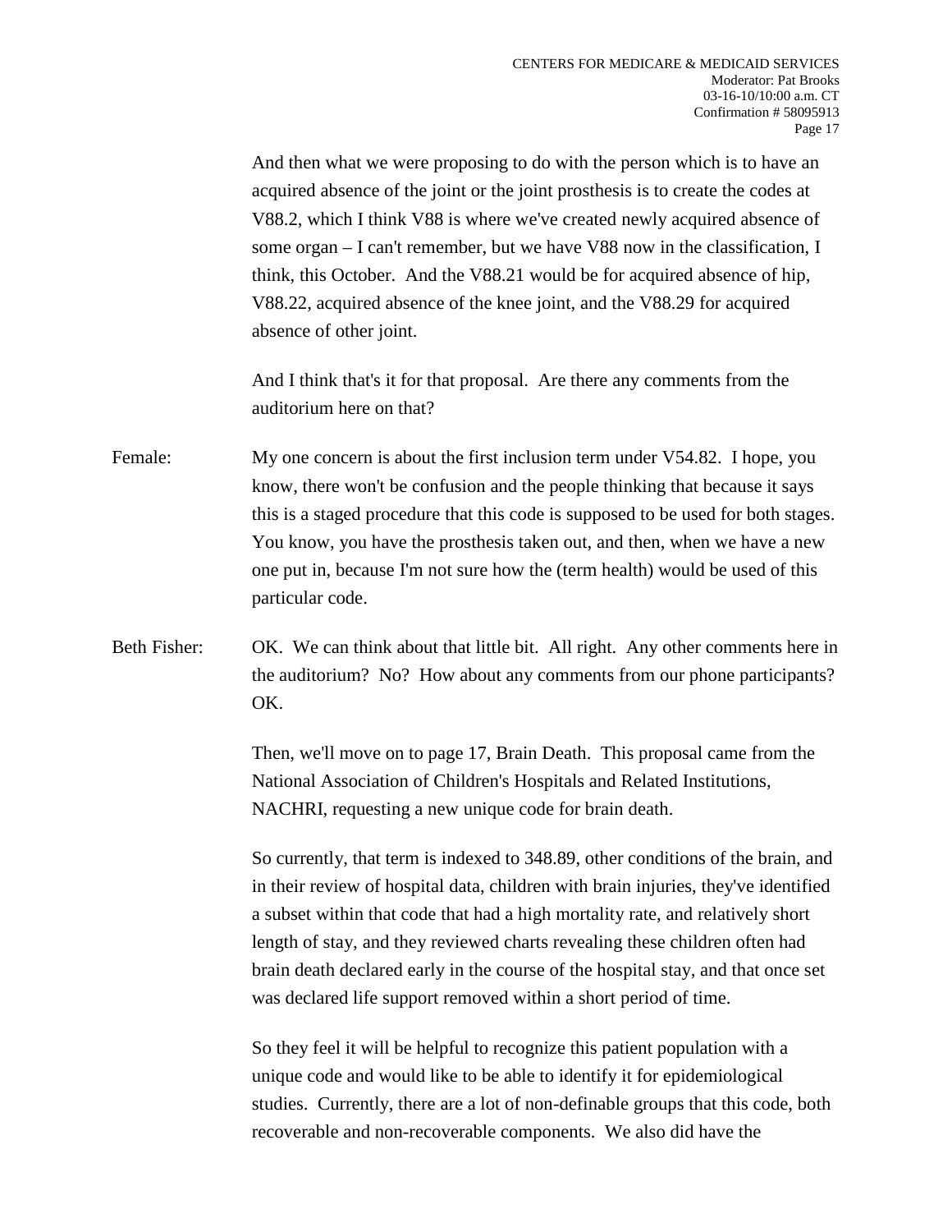And then what we were proposing to do with the person which is to have an acquired absence of the joint or the joint prosthesis is to create the codes at V88.2, which I think V88 is where we've created newly acquired absence of some organ – I can't remember, but we have V88 now in the classification, I think, this October. And the V88.21 would be for acquired absence of hip, V88.22, acquired absence of the knee joint, and the V88.29 for acquired absence of other joint.

And I think that's it for that proposal. Are there any comments from the auditorium here on that?

Female: My one concern is about the first inclusion term under V54.82. I hope, you know, there won't be confusion and the people thinking that because it says this is a staged procedure that this code is supposed to be used for both stages. You know, you have the prosthesis taken out, and then, when we have a new one put in, because I'm not sure how the (term health) would be used of this particular code.

Beth Fisher: OK. We can think about that little bit. All right. Any other comments here in the auditorium? No? How about any comments from our phone participants? OK.

Then, we'll move on to page 17, Brain Death. This proposal came from the National Association of Children's Hospitals and Related Institutions, NACHRI, requesting a new unique code for brain death.

So currently, that term is indexed to 348.89, other conditions of the brain, and in their review of hospital data, children with brain injuries, they've identified a subset within that code that had a high mortality rate, and relatively short length of stay, and they reviewed charts revealing these children often had brain death declared early in the course of the hospital stay, and that once set was declared life support removed within a short period of time.

So they feel it will be helpful to recognize this patient population with a unique code and would like to be able to identify it for epidemiological studies. Currently, there are a lot of non-definable groups that this code, both recoverable and non-recoverable components. We also did have the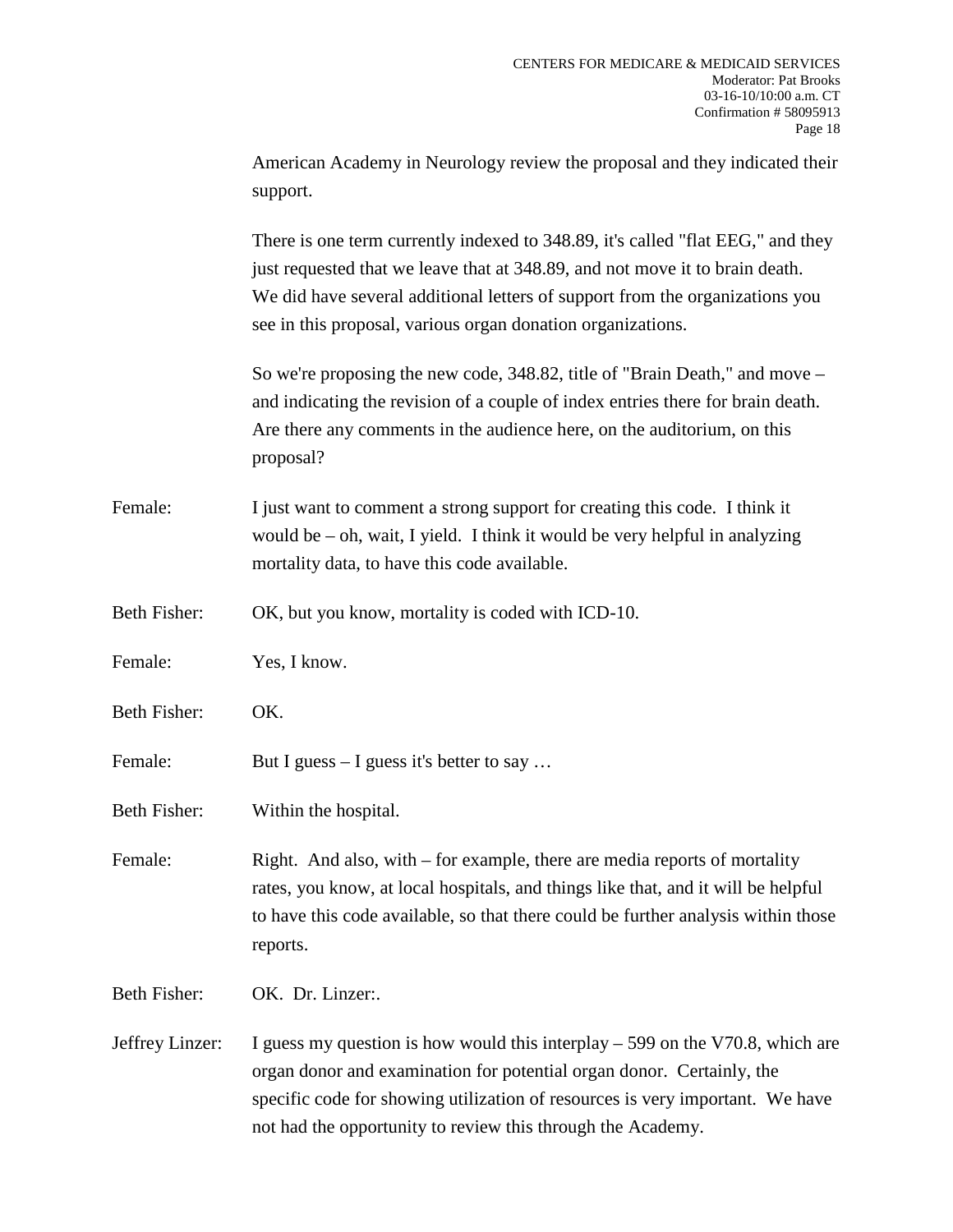American Academy in Neurology review the proposal and they indicated their support.

There is one term currently indexed to 348.89, it's called "flat EEG," and they just requested that we leave that at 348.89, and not move it to brain death. We did have several additional letters of support from the organizations you see in this proposal, various organ donation organizations.

So we're proposing the new code, 348.82, title of "Brain Death," and move – and indicating the revision of a couple of index entries there for brain death. Are there any comments in the audience here, on the auditorium, on this proposal?

Female: I just want to comment a strong support for creating this code. I think it would be – oh, wait, I yield. I think it would be very helpful in analyzing mortality data, to have this code available.

Beth Fisher: OK, but you know, mortality is coded with ICD-10.

Female: Yes, I know.

Beth Fisher: OK.

Female: But I guess – I guess it's better to say …

Beth Fisher: Within the hospital.

Female: Right. And also, with – for example, there are media reports of mortality rates, you know, at local hospitals, and things like that, and it will be helpful to have this code available, so that there could be further analysis within those reports.

Beth Fisher: OK. Dr. Linzer:.

Jeffrey Linzer: I guess my question is how would this interplay – 599 on the V70.8, which are organ donor and examination for potential organ donor. Certainly, the specific code for showing utilization of resources is very important. We have not had the opportunity to review this through the Academy.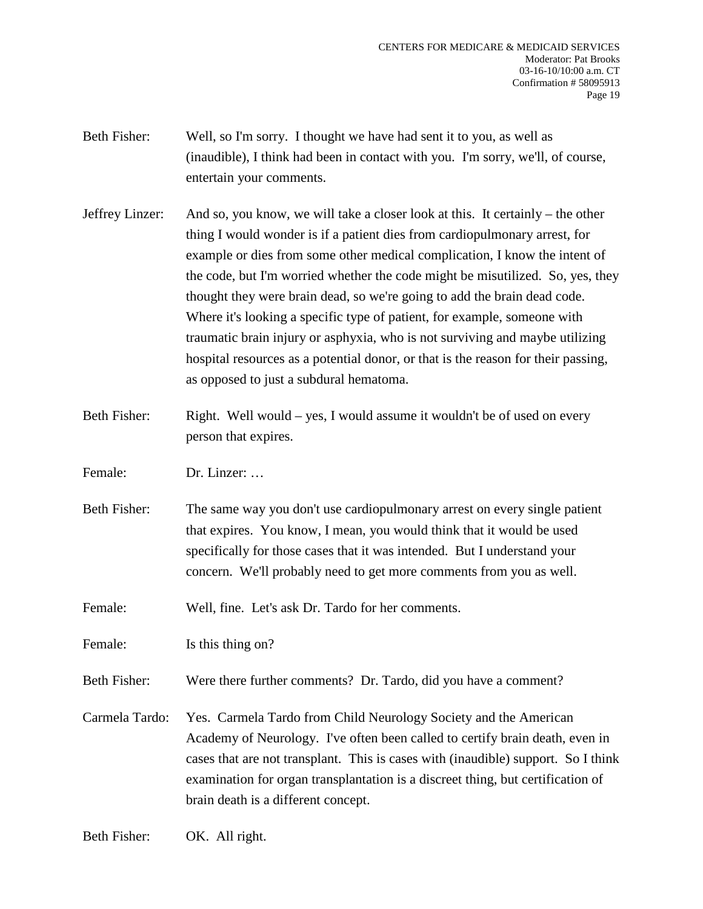Beth Fisher: Well, so I'm sorry. I thought we have had sent it to you, as well as (inaudible), I think had been in contact with you. I'm sorry, we'll, of course, entertain your comments.

Jeffrey Linzer: And so, you know, we will take a closer look at this. It certainly – the other thing I would wonder is if a patient dies from cardiopulmonary arrest, for example or dies from some other medical complication, I know the intent of the code, but I'm worried whether the code might be misutilized. So, yes, they thought they were brain dead, so we're going to add the brain dead code. Where it's looking a specific type of patient, for example, someone with traumatic brain injury or asphyxia, who is not surviving and maybe utilizing hospital resources as a potential donor, or that is the reason for their passing, as opposed to just a subdural hematoma.

Beth Fisher: Right. Well would – yes, I would assume it wouldn't be of used on every person that expires.

Female: Dr. Linzer: …

Beth Fisher: The same way you don't use cardiopulmonary arrest on every single patient that expires. You know, I mean, you would think that it would be used specifically for those cases that it was intended. But I understand your concern. We'll probably need to get more comments from you as well.

Female: Well, fine. Let's ask Dr. Tardo for her comments.

Female: Is this thing on?

Beth Fisher: Were there further comments? Dr. Tardo, did you have a comment?

Carmela Tardo: Yes. Carmela Tardo from Child Neurology Society and the American Academy of Neurology. I've often been called to certify brain death, even in cases that are not transplant. This is cases with (inaudible) support. So I think examination for organ transplantation is a discreet thing, but certification of brain death is a different concept.

Beth Fisher: OK. All right.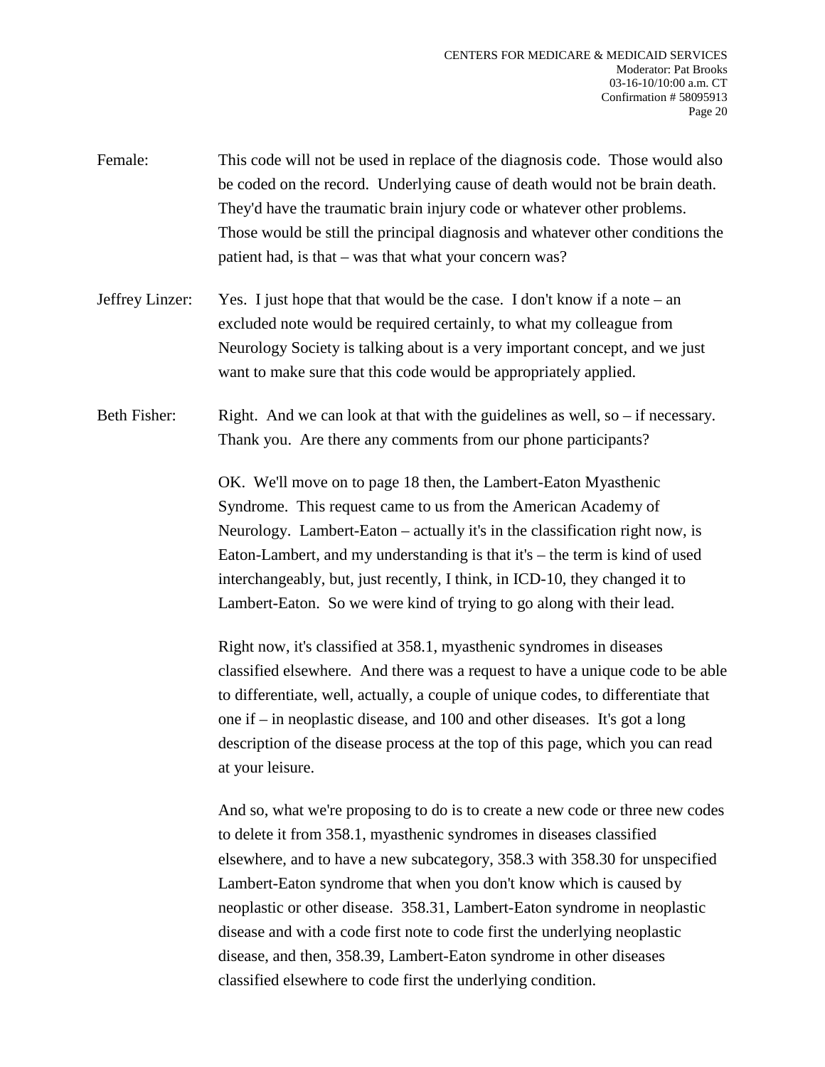Female: This code will not be used in replace of the diagnosis code. Those would also be coded on the record. Underlying cause of death would not be brain death. They'd have the traumatic brain injury code or whatever other problems. Those would be still the principal diagnosis and whatever other conditions the patient had, is that – was that what your concern was?

Jeffrey Linzer: Yes. I just hope that that would be the case. I don't know if a note – an excluded note would be required certainly, to what my colleague from Neurology Society is talking about is a very important concept, and we just want to make sure that this code would be appropriately applied.

Beth Fisher: Right. And we can look at that with the guidelines as well, so – if necessary. Thank you. Are there any comments from our phone participants?

OK. We'll move on to page 18 then, the Lambert-Eaton Myasthenic Syndrome. This request came to us from the American Academy of Neurology. Lambert-Eaton – actually it's in the classification right now, is Eaton-Lambert, and my understanding is that it's – the term is kind of used interchangeably, but, just recently, I think, in ICD-10, they changed it to Lambert-Eaton. So we were kind of trying to go along with their lead.

Right now, it's classified at 358.1, myasthenic syndromes in diseases classified elsewhere. And there was a request to have a unique code to be able to differentiate, well, actually, a couple of unique codes, to differentiate that one if – in neoplastic disease, and 100 and other diseases. It's got a long description of the disease process at the top of this page, which you can read at your leisure.

And so, what we're proposing to do is to create a new code or three new codes to delete it from 358.1, myasthenic syndromes in diseases classified elsewhere, and to have a new subcategory, 358.3 with 358.30 for unspecified Lambert-Eaton syndrome that when you don't know which is caused by neoplastic or other disease. 358.31, Lambert-Eaton syndrome in neoplastic disease and with a code first note to code first the underlying neoplastic disease, and then, 358.39, Lambert-Eaton syndrome in other diseases classified elsewhere to code first the underlying condition.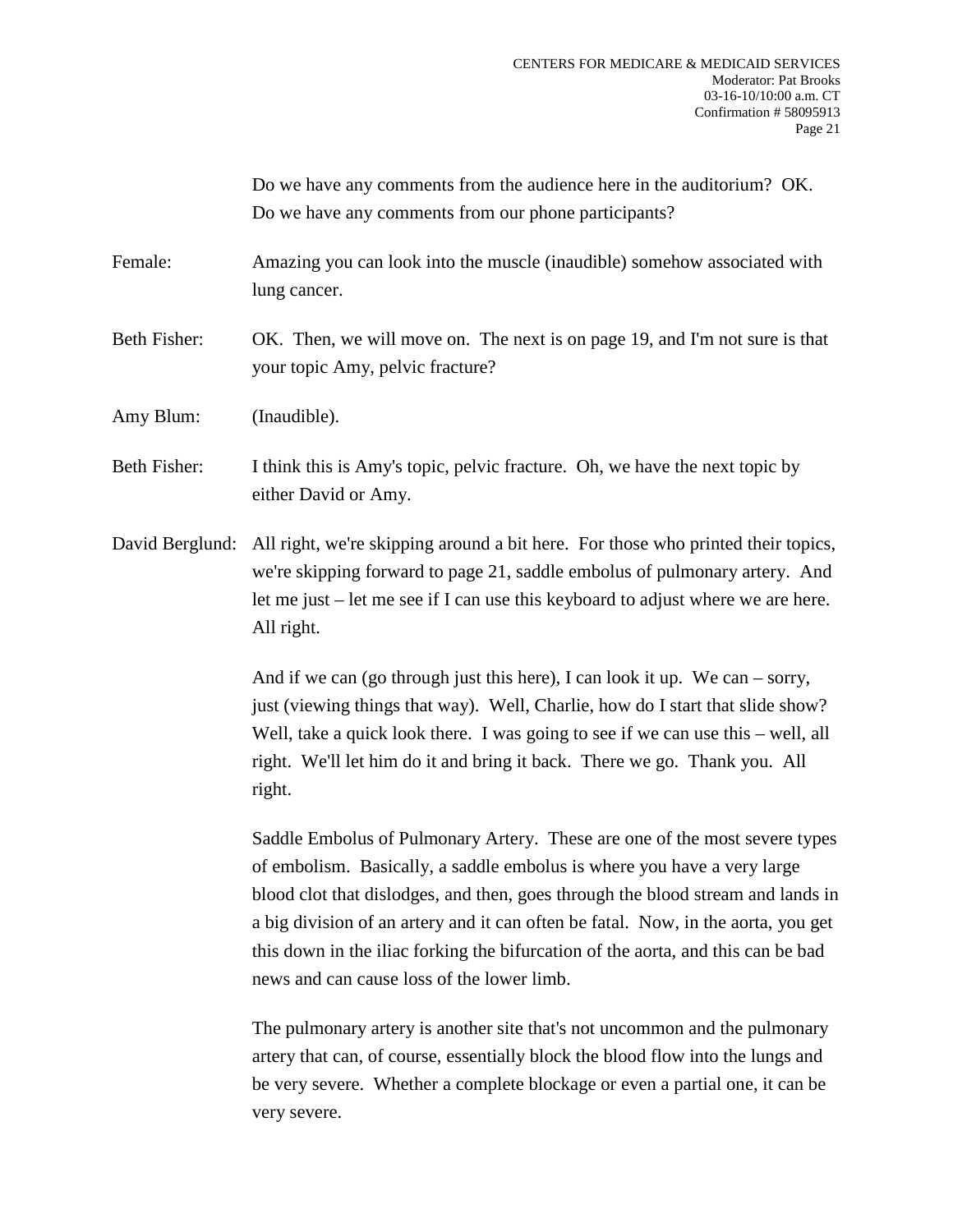Do we have any comments from the audience here in the auditorium? OK. Do we have any comments from our phone participants?

Female: Amazing you can look into the muscle (inaudible) somehow associated with lung cancer.

Beth Fisher: OK. Then, we will move on. The next is on page 19, and I'm not sure is that your topic Amy, pelvic fracture?

Amy Blum: (Inaudible).

Beth Fisher: I think this is Amy's topic, pelvic fracture. Oh, we have the next topic by either David or Amy.

David Berglund: All right, we're skipping around a bit here. For those who printed their topics, we're skipping forward to page 21, saddle embolus of pulmonary artery. And let me just – let me see if I can use this keyboard to adjust where we are here. All right.

And if we can (go through just this here), I can look it up. We can – sorry, just (viewing things that way). Well, Charlie, how do I start that slide show? Well, take a quick look there. I was going to see if we can use this – well, all right. We'll let him do it and bring it back. There we go. Thank you. All right.

Saddle Embolus of Pulmonary Artery. These are one of the most severe types of embolism. Basically, a saddle embolus is where you have a very large blood clot that dislodges, and then, goes through the blood stream and lands in a big division of an artery and it can often be fatal. Now, in the aorta, you get this down in the iliac forking the bifurcation of the aorta, and this can be bad news and can cause loss of the lower limb.

The pulmonary artery is another site that's not uncommon and the pulmonary artery that can, of course, essentially block the blood flow into the lungs and be very severe. Whether a complete blockage or even a partial one, it can be very severe.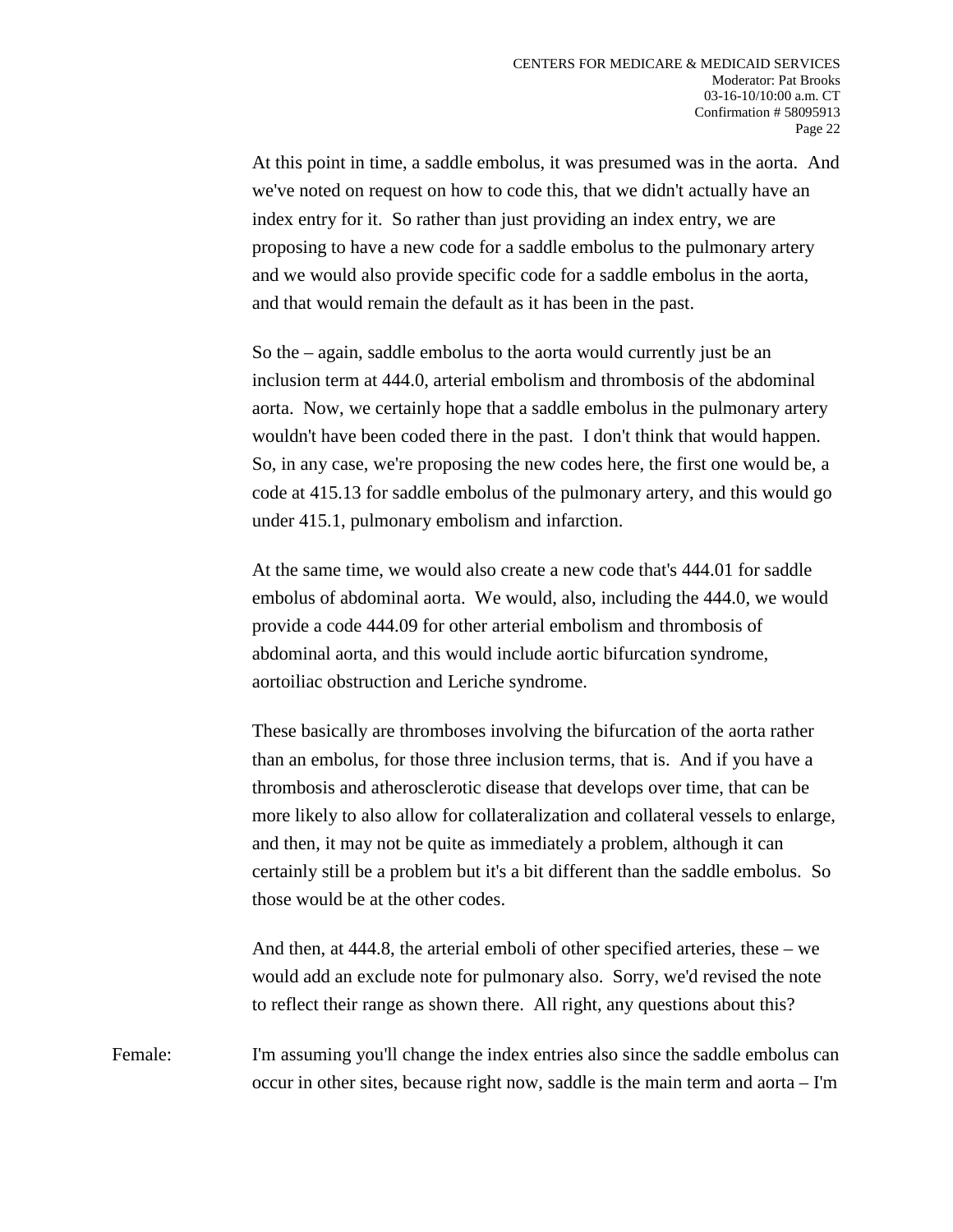At this point in time, a saddle embolus, it was presumed was in the aorta. And we've noted on request on how to code this, that we didn't actually have an index entry for it. So rather than just providing an index entry, we are proposing to have a new code for a saddle embolus to the pulmonary artery and we would also provide specific code for a saddle embolus in the aorta, and that would remain the default as it has been in the past.

So the – again, saddle embolus to the aorta would currently just be an inclusion term at 444.0, arterial embolism and thrombosis of the abdominal aorta. Now, we certainly hope that a saddle embolus in the pulmonary artery wouldn't have been coded there in the past. I don't think that would happen. So, in any case, we're proposing the new codes here, the first one would be, a code at 415.13 for saddle embolus of the pulmonary artery, and this would go under 415.1, pulmonary embolism and infarction.

At the same time, we would also create a new code that's 444.01 for saddle embolus of abdominal aorta. We would, also, including the 444.0, we would provide a code 444.09 for other arterial embolism and thrombosis of abdominal aorta, and this would include aortic bifurcation syndrome, aortoiliac obstruction and Leriche syndrome.

These basically are thromboses involving the bifurcation of the aorta rather than an embolus, for those three inclusion terms, that is. And if you have a thrombosis and atherosclerotic disease that develops over time, that can be more likely to also allow for collateralization and collateral vessels to enlarge, and then, it may not be quite as immediately a problem, although it can certainly still be a problem but it's a bit different than the saddle embolus. So those would be at the other codes.

And then, at 444.8, the arterial emboli of other specified arteries, these – we would add an exclude note for pulmonary also. Sorry, we'd revised the note to reflect their range as shown there. All right, any questions about this?

Female: I'm assuming you'll change the index entries also since the saddle embolus can occur in other sites, because right now, saddle is the main term and aorta – I'm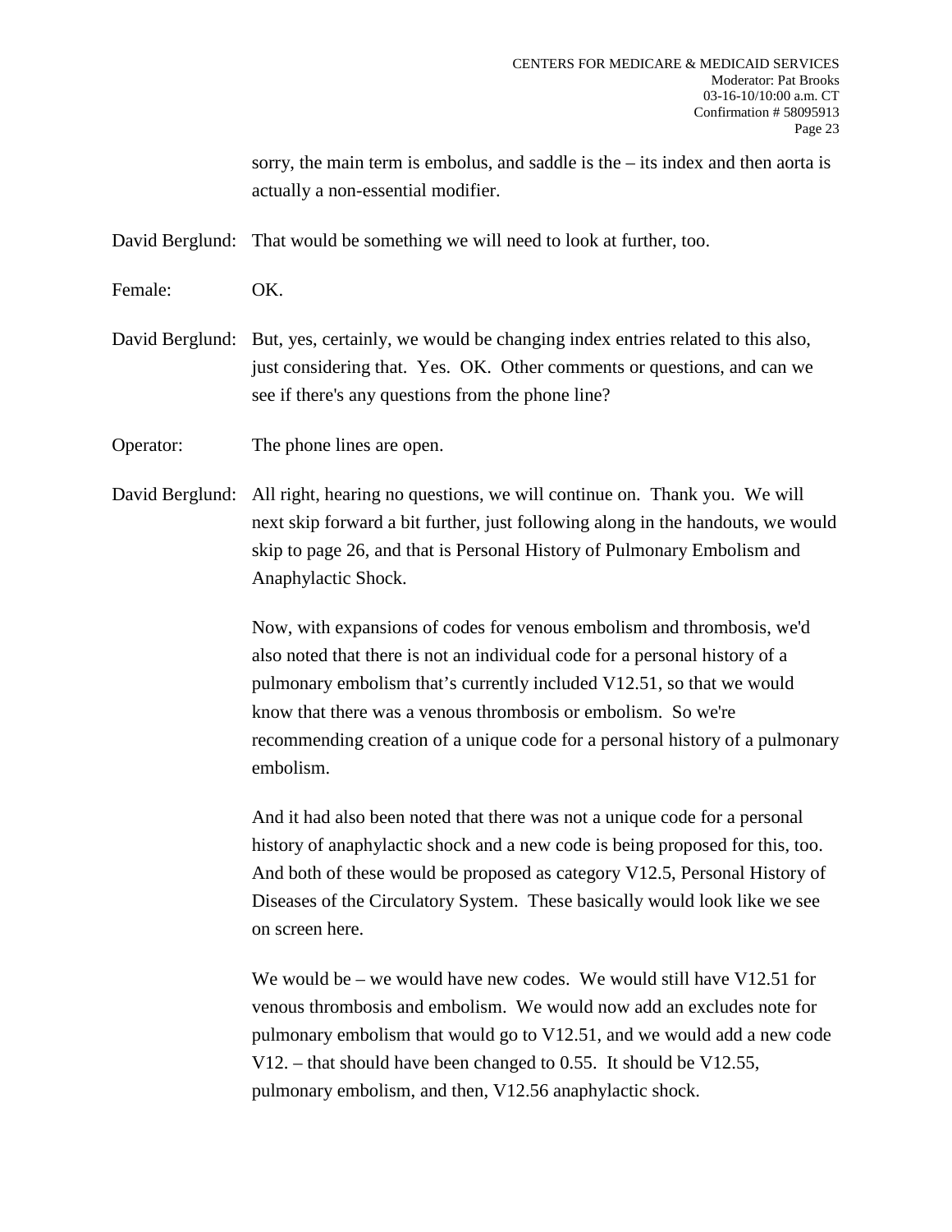sorry, the main term is embolus, and saddle is the – its index and then aorta is actually a non-essential modifier.

David Berglund: That would be something we will need to look at further, too.

Female: OK.

David Berglund: But, yes, certainly, we would be changing index entries related to this also, just considering that. Yes. OK. Other comments or questions, and can we see if there's any questions from the phone line?

Operator: The phone lines are open.

David Berglund: All right, hearing no questions, we will continue on. Thank you. We will next skip forward a bit further, just following along in the handouts, we would skip to page 26, and that is Personal History of Pulmonary Embolism and Anaphylactic Shock.

Now, with expansions of codes for venous embolism and thrombosis, we'd also noted that there is not an individual code for a personal history of a pulmonary embolism that's currently included V12.51, so that we would know that there was a venous thrombosis or embolism. So we're recommending creation of a unique code for a personal history of a pulmonary embolism.

And it had also been noted that there was not a unique code for a personal history of anaphylactic shock and a new code is being proposed for this, too. And both of these would be proposed as category V12.5, Personal History of Diseases of the Circulatory System. These basically would look like we see on screen here.

We would be – we would have new codes. We would still have V12.51 for venous thrombosis and embolism. We would now add an excludes note for pulmonary embolism that would go to V12.51, and we would add a new code V12. – that should have been changed to 0.55. It should be V12.55, pulmonary embolism, and then, V12.56 anaphylactic shock.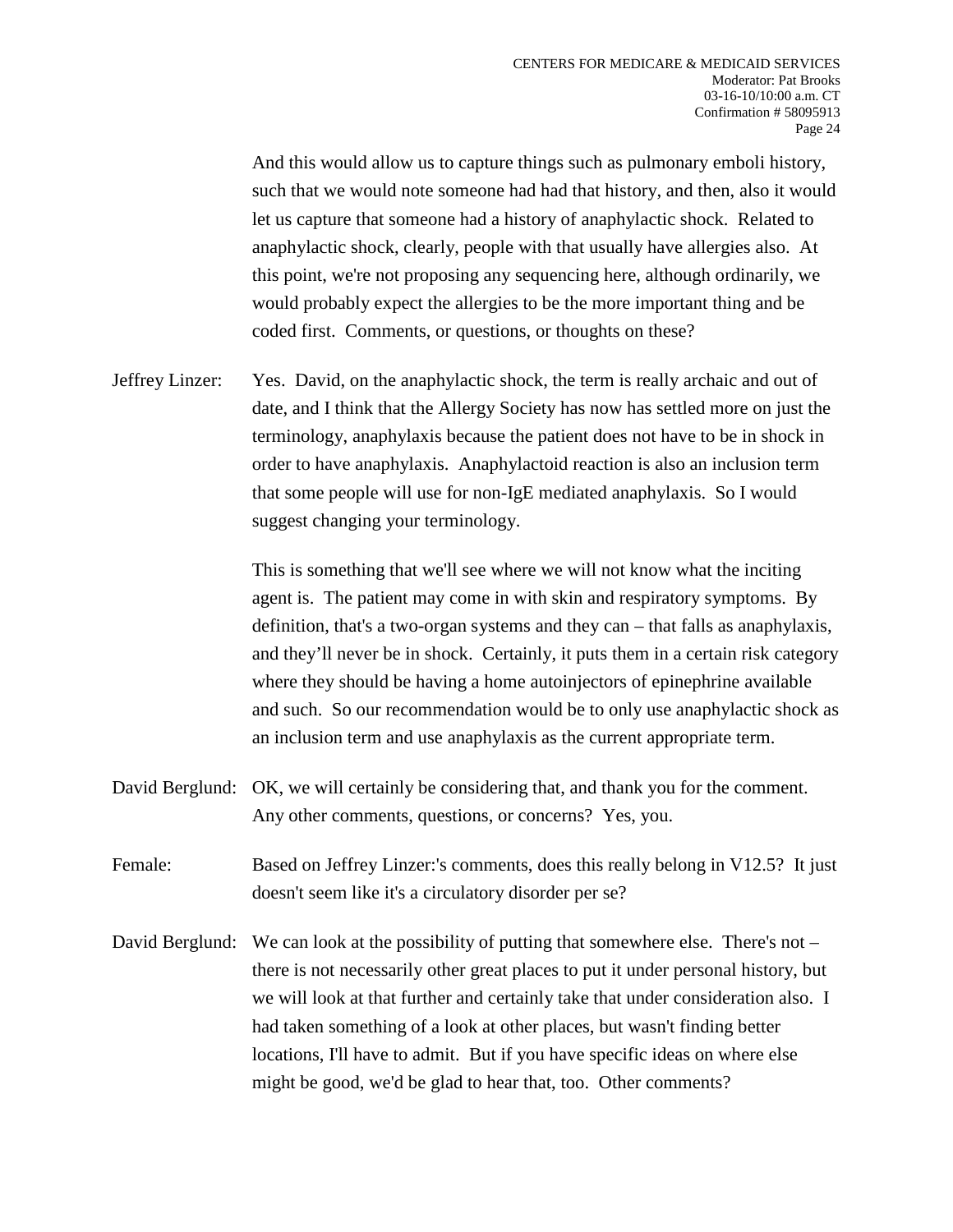And this would allow us to capture things such as pulmonary emboli history, such that we would note someone had had that history, and then, also it would let us capture that someone had a history of anaphylactic shock. Related to anaphylactic shock, clearly, people with that usually have allergies also. At this point, we're not proposing any sequencing here, although ordinarily, we would probably expect the allergies to be the more important thing and be coded first. Comments, or questions, or thoughts on these?

Jeffrey Linzer: Yes. David, on the anaphylactic shock, the term is really archaic and out of date, and I think that the Allergy Society has now has settled more on just the terminology, anaphylaxis because the patient does not have to be in shock in order to have anaphylaxis. Anaphylactoid reaction is also an inclusion term that some people will use for non-IgE mediated anaphylaxis. So I would suggest changing your terminology.

This is something that we'll see where we will not know what the inciting agent is. The patient may come in with skin and respiratory symptoms. By definition, that's a two-organ systems and they can – that falls as anaphylaxis, and they'll never be in shock. Certainly, it puts them in a certain risk category where they should be having a home autoinjectors of epinephrine available and such. So our recommendation would be to only use anaphylactic shock as an inclusion term and use anaphylaxis as the current appropriate term.

David Berglund: OK, we will certainly be considering that, and thank you for the comment. Any other comments, questions, or concerns? Yes, you.

Female: Based on Jeffrey Linzer:'s comments, does this really belong in V12.5? It just doesn't seem like it's a circulatory disorder per se?

David Berglund: We can look at the possibility of putting that somewhere else. There's not – there is not necessarily other great places to put it under personal history, but we will look at that further and certainly take that under consideration also. I had taken something of a look at other places, but wasn't finding better locations, I'll have to admit. But if you have specific ideas on where else might be good, we'd be glad to hear that, too. Other comments?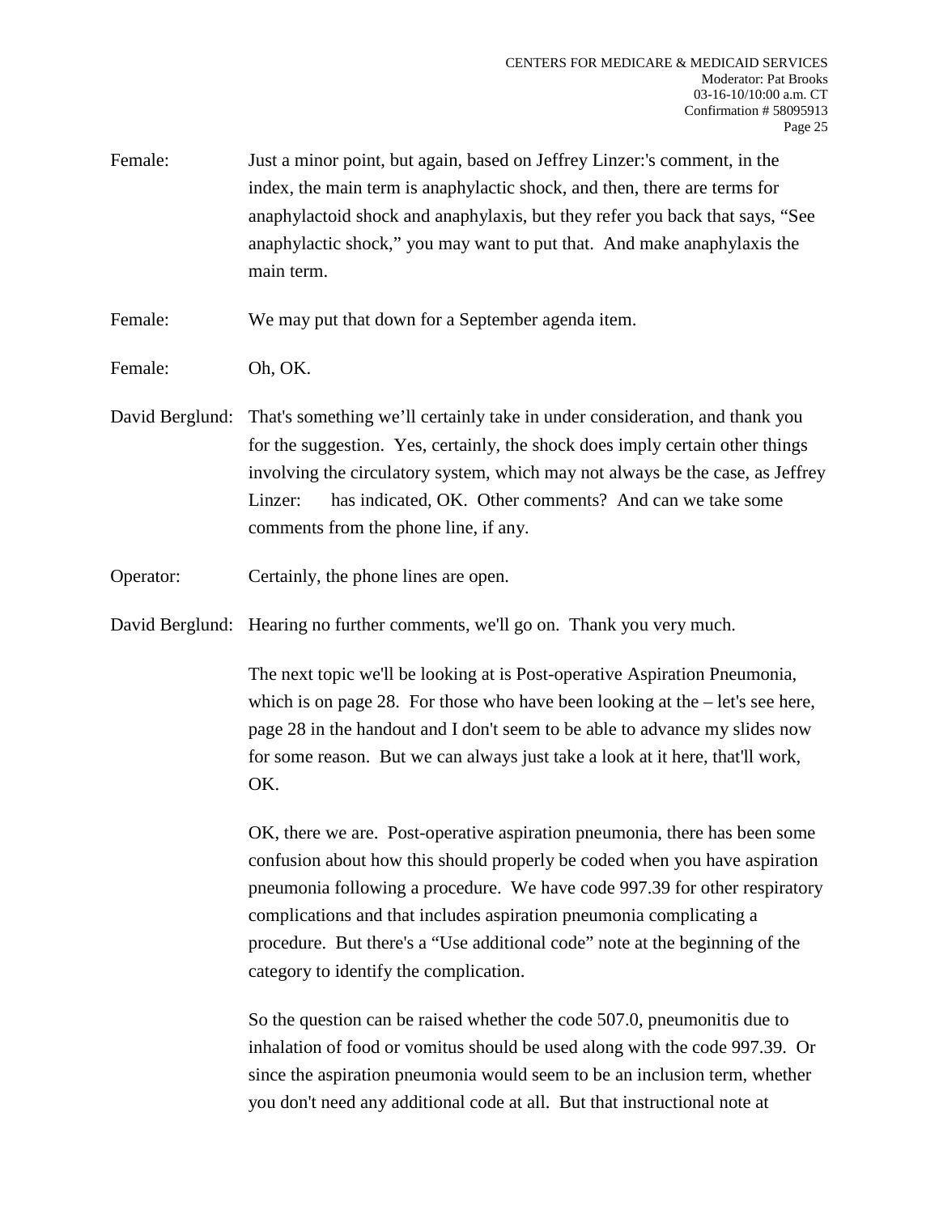Female: Just a minor point, but again, based on Jeffrey Linzer:'s comment, in the index, the main term is anaphylactic shock, and then, there are terms for anaphylactoid shock and anaphylaxis, but they refer you back that says, "See anaphylactic shock," you may want to put that. And make anaphylaxis the main term.

Female: We may put that down for a September agenda item.

Female: Oh, OK.

David Berglund: That's something we'll certainly take in under consideration, and thank you for the suggestion. Yes, certainly, the shock does imply certain other things involving the circulatory system, which may not always be the case, as Jeffrey Linzer: has indicated, OK. Other comments? And can we take some comments from the phone line, if any.

Operator: Certainly, the phone lines are open.

David Berglund: Hearing no further comments, we'll go on. Thank you very much.

The next topic we'll be looking at is Post-operative Aspiration Pneumonia, which is on page 28. For those who have been looking at the – let's see here, page 28 in the handout and I don't seem to be able to advance my slides now for some reason. But we can always just take a look at it here, that'll work, OK.

OK, there we are. Post-operative aspiration pneumonia, there has been some confusion about how this should properly be coded when you have aspiration pneumonia following a procedure. We have code 997.39 for other respiratory complications and that includes aspiration pneumonia complicating a procedure. But there's a "Use additional code" note at the beginning of the category to identify the complication.

So the question can be raised whether the code 507.0, pneumonitis due to inhalation of food or vomitus should be used along with the code 997.39. Or since the aspiration pneumonia would seem to be an inclusion term, whether you don't need any additional code at all. But that instructional note at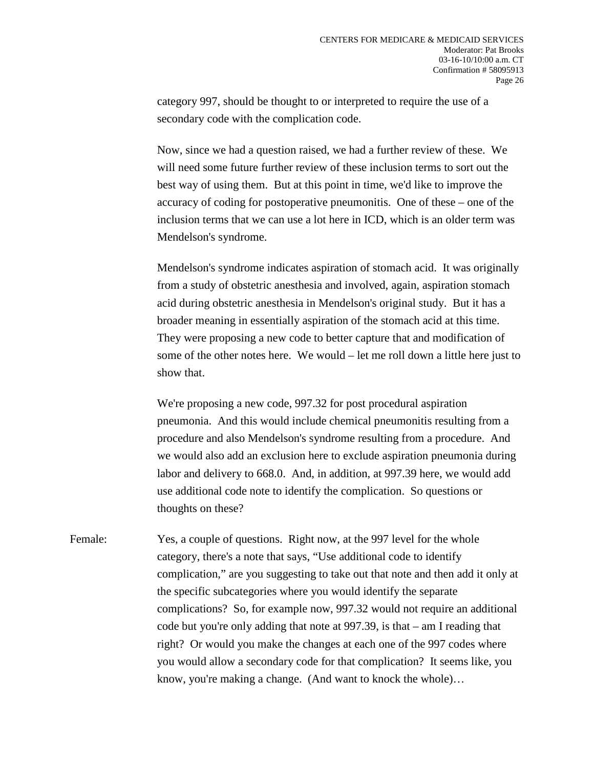category 997, should be thought to or interpreted to require the use of a secondary code with the complication code.

Now, since we had a question raised, we had a further review of these. We will need some future further review of these inclusion terms to sort out the best way of using them. But at this point in time, we'd like to improve the accuracy of coding for postoperative pneumonitis. One of these – one of the inclusion terms that we can use a lot here in ICD, which is an older term was Mendelson's syndrome.

Mendelson's syndrome indicates aspiration of stomach acid. It was originally from a study of obstetric anesthesia and involved, again, aspiration stomach acid during obstetric anesthesia in Mendelson's original study. But it has a broader meaning in essentially aspiration of the stomach acid at this time. They were proposing a new code to better capture that and modification of some of the other notes here. We would – let me roll down a little here just to show that.

We're proposing a new code, 997.32 for post procedural aspiration pneumonia. And this would include chemical pneumonitis resulting from a procedure and also Mendelson's syndrome resulting from a procedure. And we would also add an exclusion here to exclude aspiration pneumonia during labor and delivery to 668.0. And, in addition, at 997.39 here, we would add use additional code note to identify the complication. So questions or thoughts on these?

Female: Yes, a couple of questions. Right now, at the 997 level for the whole category, there's a note that says, "Use additional code to identify complication," are you suggesting to take out that note and then add it only at the specific subcategories where you would identify the separate complications? So, for example now, 997.32 would not require an additional code but you're only adding that note at 997.39, is that – am I reading that right? Or would you make the changes at each one of the 997 codes where you would allow a secondary code for that complication? It seems like, you know, you're making a change. (And want to knock the whole)…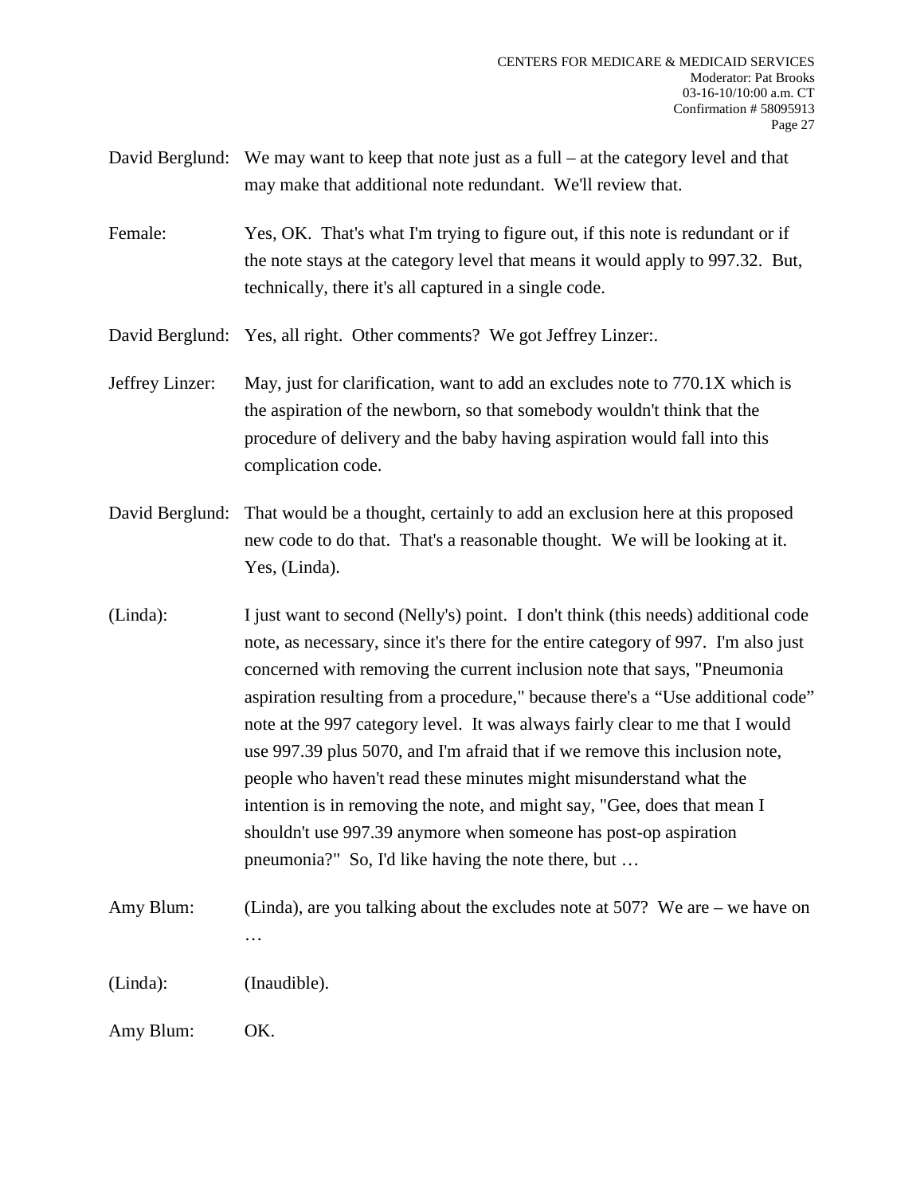David Berglund: We may want to keep that note just as a full – at the category level and that may make that additional note redundant. We'll review that.

Female: Yes, OK. That's what I'm trying to figure out, if this note is redundant or if the note stays at the category level that means it would apply to 997.32. But, technically, there it's all captured in a single code.

David Berglund: Yes, all right. Other comments? We got Jeffrey Linzer:.

Jeffrey Linzer: May, just for clarification, want to add an excludes note to 770.1X which is the aspiration of the newborn, so that somebody wouldn't think that the procedure of delivery and the baby having aspiration would fall into this complication code.

David Berglund: That would be a thought, certainly to add an exclusion here at this proposed new code to do that. That's a reasonable thought. We will be looking at it. Yes, (Linda).

(Linda): I just want to second (Nelly's) point. I don't think (this needs) additional code note, as necessary, since it's there for the entire category of 997. I'm also just concerned with removing the current inclusion note that says, "Pneumonia aspiration resulting from a procedure," because there's a "Use additional code" note at the 997 category level. It was always fairly clear to me that I would use 997.39 plus 5070, and I'm afraid that if we remove this inclusion note, people who haven't read these minutes might misunderstand what the intention is in removing the note, and might say, "Gee, does that mean I shouldn't use 997.39 anymore when someone has post-op aspiration pneumonia?" So, I'd like having the note there, but …

Amy Blum: (Linda), are you talking about the excludes note at 507? We are – we have on …

(Linda): (Inaudible).

Amy Blum: OK.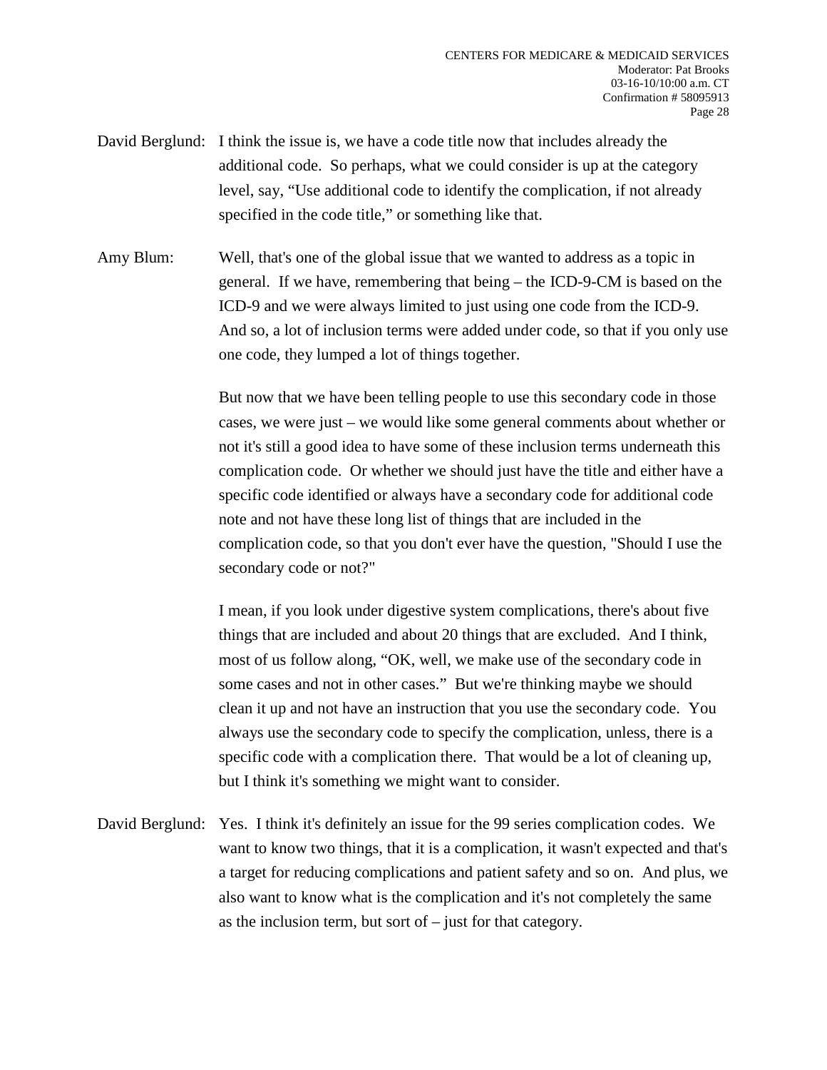David Berglund: I think the issue is, we have a code title now that includes already the additional code. So perhaps, what we could consider is up at the category level, say, "Use additional code to identify the complication, if not already specified in the code title," or something like that.

Amy Blum: Well, that's one of the global issue that we wanted to address as a topic in general. If we have, remembering that being – the ICD-9-CM is based on the ICD-9 and we were always limited to just using one code from the ICD-9. And so, a lot of inclusion terms were added under code, so that if you only use one code, they lumped a lot of things together.

But now that we have been telling people to use this secondary code in those cases, we were just – we would like some general comments about whether or not it's still a good idea to have some of these inclusion terms underneath this complication code. Or whether we should just have the title and either have a specific code identified or always have a secondary code for additional code note and not have these long list of things that are included in the complication code, so that you don't ever have the question, "Should I use the secondary code or not?"

I mean, if you look under digestive system complications, there's about five things that are included and about 20 things that are excluded. And I think, most of us follow along, "OK, well, we make use of the secondary code in some cases and not in other cases." But we're thinking maybe we should clean it up and not have an instruction that you use the secondary code. You always use the secondary code to specify the complication, unless, there is a specific code with a complication there. That would be a lot of cleaning up, but I think it's something we might want to consider.

David Berglund: Yes. I think it's definitely an issue for the 99 series complication codes. We want to know two things, that it is a complication, it wasn't expected and that's a target for reducing complications and patient safety and so on. And plus, we also want to know what is the complication and it's not completely the same as the inclusion term, but sort of – just for that category.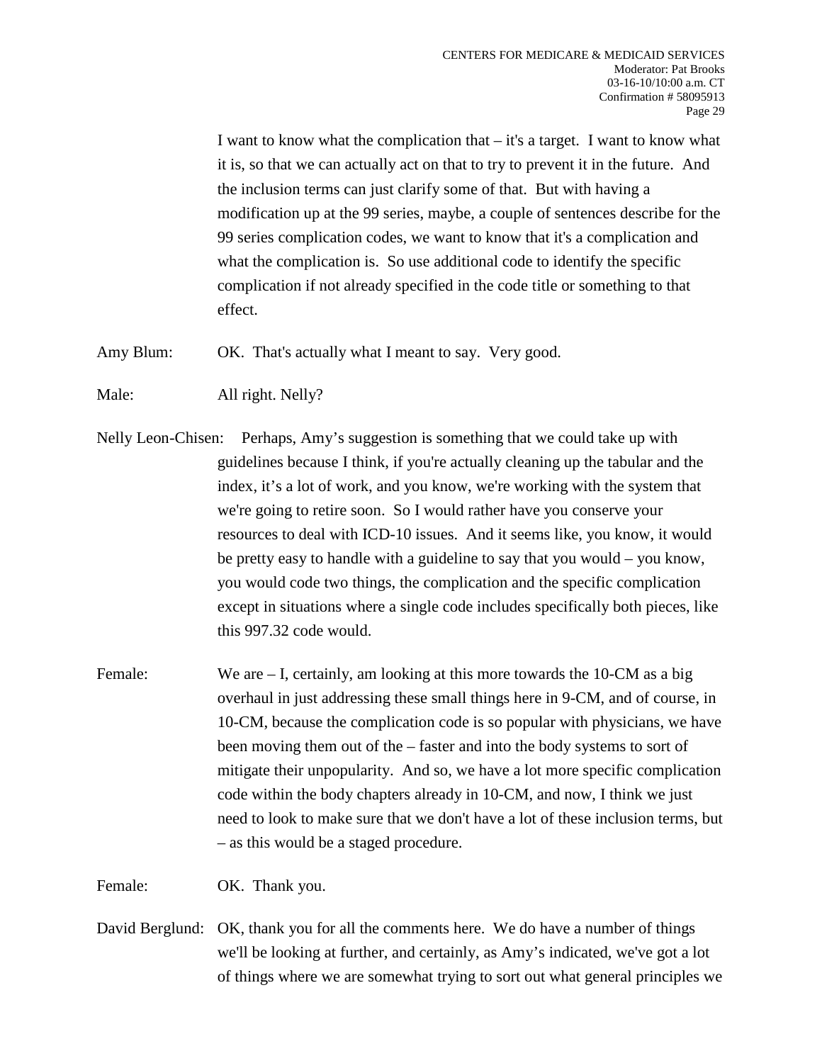I want to know what the complication that – it's a target. I want to know what it is, so that we can actually act on that to try to prevent it in the future. And the inclusion terms can just clarify some of that. But with having a modification up at the 99 series, maybe, a couple of sentences describe for the 99 series complication codes, we want to know that it's a complication and what the complication is. So use additional code to identify the specific complication if not already specified in the code title or something to that effect.

Amy Blum: OK. That's actually what I meant to say. Very good.

Male: All right. Nelly?

Nelly Leon-Chisen: Perhaps, Amy's suggestion is something that we could take up with guidelines because I think, if you're actually cleaning up the tabular and the index, it's a lot of work, and you know, we're working with the system that we're going to retire soon. So I would rather have you conserve your resources to deal with ICD-10 issues. And it seems like, you know, it would be pretty easy to handle with a guideline to say that you would – you know, you would code two things, the complication and the specific complication except in situations where a single code includes specifically both pieces, like this 997.32 code would.

Female: We are – I, certainly, am looking at this more towards the 10-CM as a big overhaul in just addressing these small things here in 9-CM, and of course, in 10-CM, because the complication code is so popular with physicians, we have been moving them out of the – faster and into the body systems to sort of mitigate their unpopularity. And so, we have a lot more specific complication code within the body chapters already in 10-CM, and now, I think we just need to look to make sure that we don't have a lot of these inclusion terms, but – as this would be a staged procedure.

Female: OK. Thank you.

David Berglund: OK, thank you for all the comments here. We do have a number of things we'll be looking at further, and certainly, as Amy's indicated, we've got a lot of things where we are somewhat trying to sort out what general principles we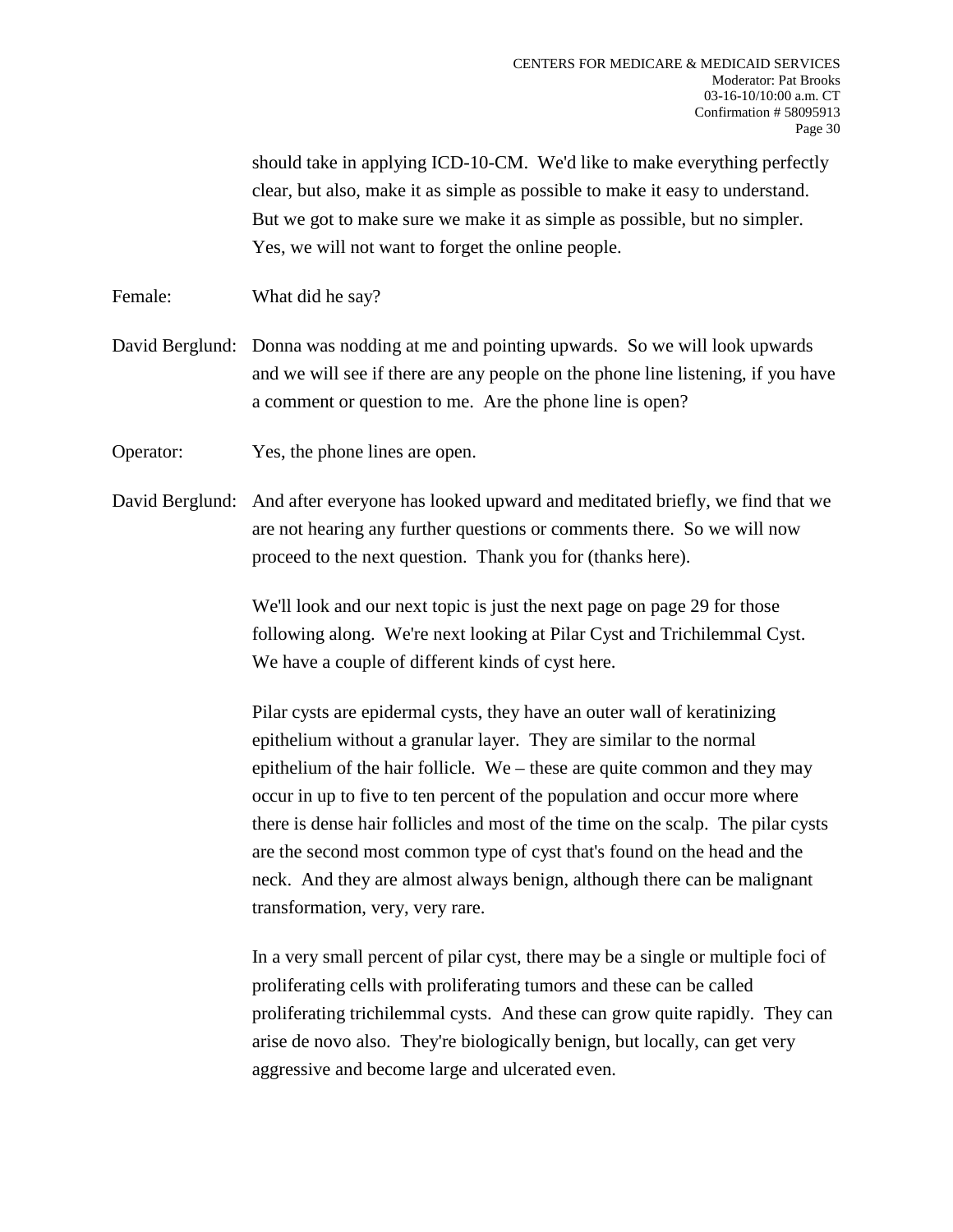should take in applying ICD-10-CM. We'd like to make everything perfectly clear, but also, make it as simple as possible to make it easy to understand. But we got to make sure we make it as simple as possible, but no simpler. Yes, we will not want to forget the online people.

Female: What did he say?

David Berglund: Donna was nodding at me and pointing upwards. So we will look upwards and we will see if there are any people on the phone line listening, if you have a comment or question to me. Are the phone line is open?

Operator: Yes, the phone lines are open.

David Berglund: And after everyone has looked upward and meditated briefly, we find that we are not hearing any further questions or comments there. So we will now proceed to the next question. Thank you for (thanks here).

We'll look and our next topic is just the next page on page 29 for those following along. We're next looking at Pilar Cyst and Trichilemmal Cyst. We have a couple of different kinds of cyst here.

Pilar cysts are epidermal cysts, they have an outer wall of keratinizing epithelium without a granular layer. They are similar to the normal epithelium of the hair follicle. We – these are quite common and they may occur in up to five to ten percent of the population and occur more where there is dense hair follicles and most of the time on the scalp. The pilar cysts are the second most common type of cyst that's found on the head and the neck. And they are almost always benign, although there can be malignant transformation, very, very rare.

In a very small percent of pilar cyst, there may be a single or multiple foci of proliferating cells with proliferating tumors and these can be called proliferating trichilemmal cysts. And these can grow quite rapidly. They can arise de novo also. They're biologically benign, but locally, can get very aggressive and become large and ulcerated even.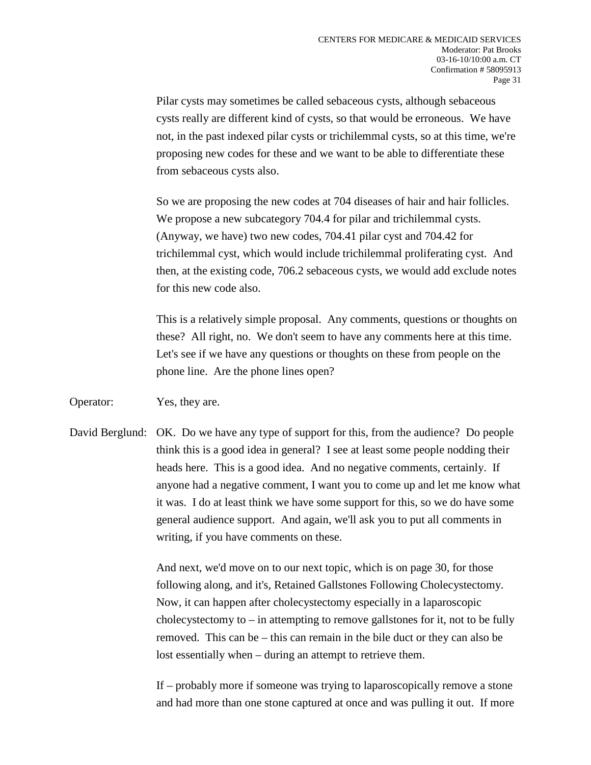Pilar cysts may sometimes be called sebaceous cysts, although sebaceous cysts really are different kind of cysts, so that would be erroneous. We have not, in the past indexed pilar cysts or trichilemmal cysts, so at this time, we're proposing new codes for these and we want to be able to differentiate these from sebaceous cysts also.

So we are proposing the new codes at 704 diseases of hair and hair follicles. We propose a new subcategory 704.4 for pilar and trichilemmal cysts. (Anyway, we have) two new codes, 704.41 pilar cyst and 704.42 for trichilemmal cyst, which would include trichilemmal proliferating cyst. And then, at the existing code, 706.2 sebaceous cysts, we would add exclude notes for this new code also.

This is a relatively simple proposal. Any comments, questions or thoughts on these? All right, no. We don't seem to have any comments here at this time. Let's see if we have any questions or thoughts on these from people on the phone line. Are the phone lines open?

Operator: Yes, they are.

David Berglund: OK. Do we have any type of support for this, from the audience? Do people think this is a good idea in general? I see at least some people nodding their heads here. This is a good idea. And no negative comments, certainly. If anyone had a negative comment, I want you to come up and let me know what it was. I do at least think we have some support for this, so we do have some general audience support. And again, we'll ask you to put all comments in writing, if you have comments on these.

And next, we'd move on to our next topic, which is on page 30, for those following along, and it's, Retained Gallstones Following Cholecystectomy. Now, it can happen after cholecystectomy especially in a laparoscopic cholecystectomy to – in attempting to remove gallstones for it, not to be fully removed. This can be – this can remain in the bile duct or they can also be lost essentially when – during an attempt to retrieve them.

If – probably more if someone was trying to laparoscopically remove a stone and had more than one stone captured at once and was pulling it out. If more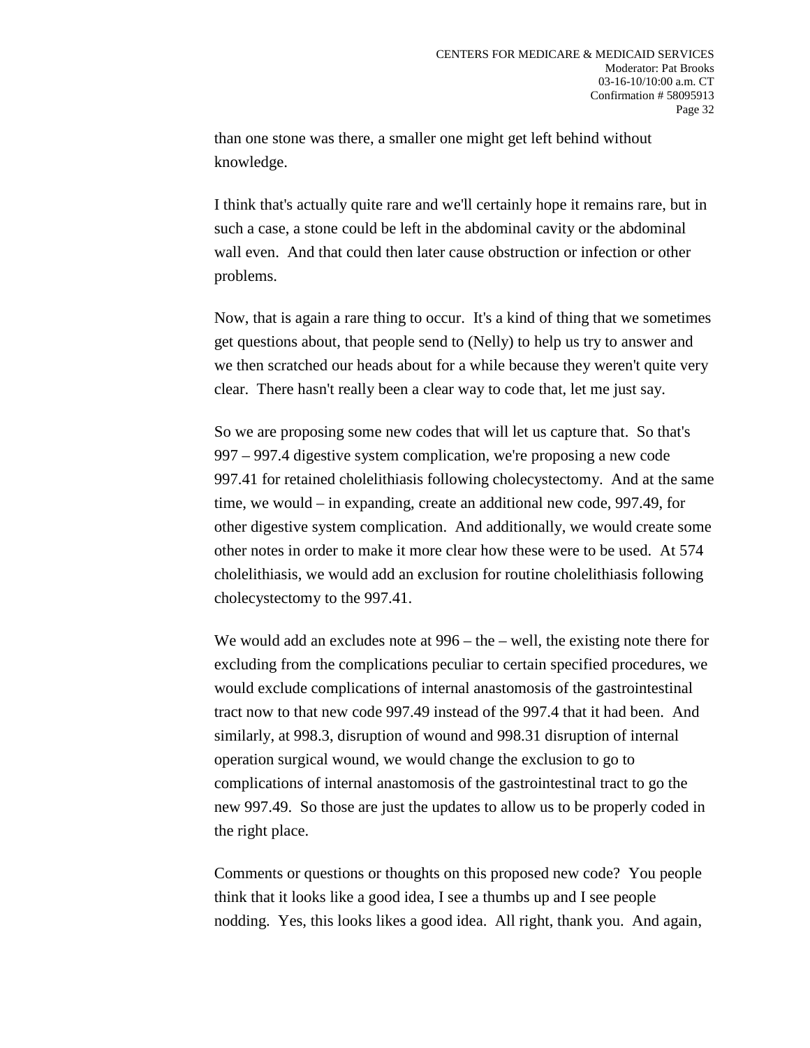than one stone was there, a smaller one might get left behind without knowledge.

I think that's actually quite rare and we'll certainly hope it remains rare, but in such a case, a stone could be left in the abdominal cavity or the abdominal wall even. And that could then later cause obstruction or infection or other problems.

Now, that is again a rare thing to occur. It's a kind of thing that we sometimes get questions about, that people send to (Nelly) to help us try to answer and we then scratched our heads about for a while because they weren't quite very clear. There hasn't really been a clear way to code that, let me just say.

So we are proposing some new codes that will let us capture that. So that's 997 – 997.4 digestive system complication, we're proposing a new code 997.41 for retained cholelithiasis following cholecystectomy. And at the same time, we would – in expanding, create an additional new code, 997.49, for other digestive system complication. And additionally, we would create some other notes in order to make it more clear how these were to be used. At 574 cholelithiasis, we would add an exclusion for routine cholelithiasis following cholecystectomy to the 997.41.

We would add an excludes note at 996 – the – well, the existing note there for excluding from the complications peculiar to certain specified procedures, we would exclude complications of internal anastomosis of the gastrointestinal tract now to that new code 997.49 instead of the 997.4 that it had been. And similarly, at 998.3, disruption of wound and 998.31 disruption of internal operation surgical wound, we would change the exclusion to go to complications of internal anastomosis of the gastrointestinal tract to go the new 997.49. So those are just the updates to allow us to be properly coded in the right place.

Comments or questions or thoughts on this proposed new code? You people think that it looks like a good idea, I see a thumbs up and I see people nodding. Yes, this looks likes a good idea. All right, thank you. And again,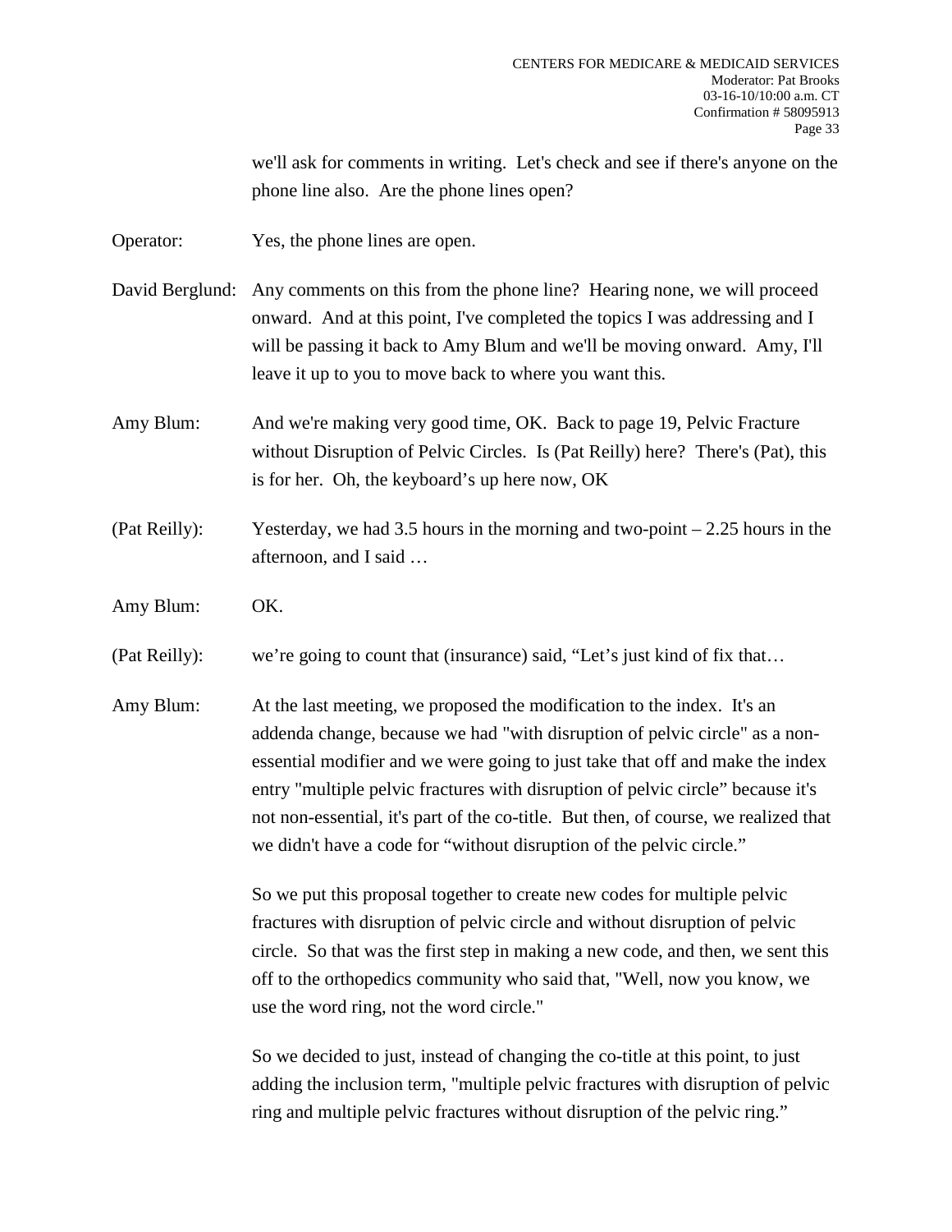we'll ask for comments in writing. Let's check and see if there's anyone on the phone line also. Are the phone lines open?

Operator: Yes, the phone lines are open.

David Berglund: Any comments on this from the phone line? Hearing none, we will proceed onward. And at this point, I've completed the topics I was addressing and I will be passing it back to Amy Blum and we'll be moving onward. Amy, I'll leave it up to you to move back to where you want this.

Amy Blum: And we're making very good time, OK. Back to page 19, Pelvic Fracture without Disruption of Pelvic Circles. Is (Pat Reilly) here? There's (Pat), this is for her. Oh, the keyboard's up here now, OK

(Pat Reilly): Yesterday, we had 3.5 hours in the morning and two-point – 2.25 hours in the afternoon, and I said …

Amy Blum: OK.

(Pat Reilly): we're going to count that (insurance) said, "Let's just kind of fix that…

Amy Blum: At the last meeting, we proposed the modification to the index. It's an addenda change, because we had "with disruption of pelvic circle" as a non-essential modifier and we were going to just take that off and make the index entry "multiple pelvic fractures with disruption of pelvic circle" because it's not non-essential, it's part of the co-title. But then, of course, we realized that we didn't have a code for "without disruption of the pelvic circle."

So we put this proposal together to create new codes for multiple pelvic fractures with disruption of pelvic circle and without disruption of pelvic circle. So that was the first step in making a new code, and then, we sent this off to the orthopedics community who said that, "Well, now you know, we use the word ring, not the word circle."

So we decided to just, instead of changing the co-title at this point, to just adding the inclusion term, "multiple pelvic fractures with disruption of pelvic ring and multiple pelvic fractures without disruption of the pelvic ring."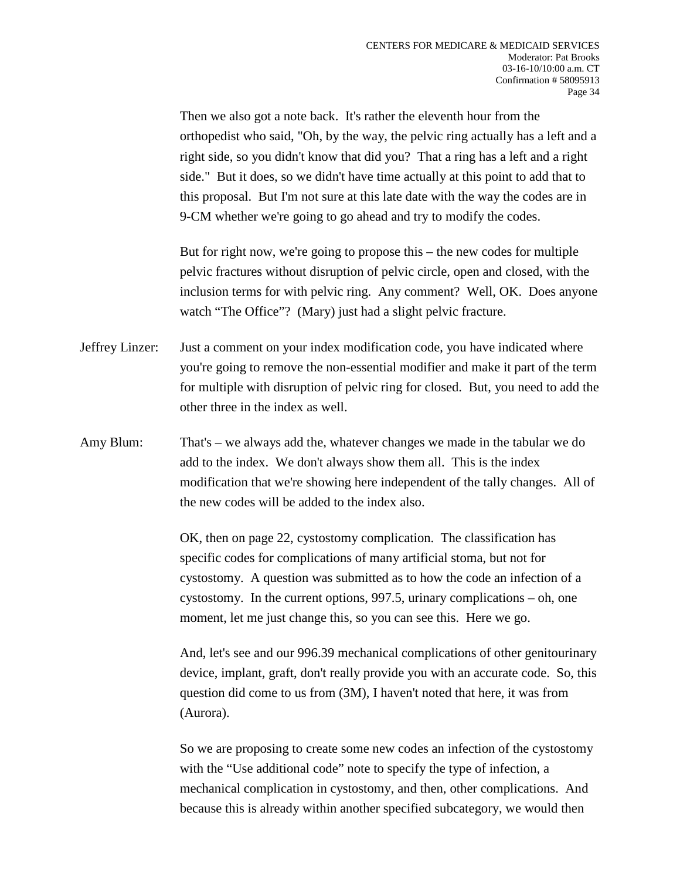Then we also got a note back. It's rather the eleventh hour from the orthopedist who said, "Oh, by the way, the pelvic ring actually has a left and a right side, so you didn't know that did you? That a ring has a left and a right side." But it does, so we didn't have time actually at this point to add that to this proposal. But I'm not sure at this late date with the way the codes are in 9-CM whether we're going to go ahead and try to modify the codes.

But for right now, we're going to propose this – the new codes for multiple pelvic fractures without disruption of pelvic circle, open and closed, with the inclusion terms for with pelvic ring. Any comment? Well, OK. Does anyone watch "The Office"? (Mary) just had a slight pelvic fracture.

Jeffrey Linzer: Just a comment on your index modification code, you have indicated where you're going to remove the non-essential modifier and make it part of the term for multiple with disruption of pelvic ring for closed. But, you need to add the other three in the index as well.

Amy Blum: That's – we always add the, whatever changes we made in the tabular we do add to the index. We don't always show them all. This is the index modification that we're showing here independent of the tally changes. All of the new codes will be added to the index also.

OK, then on page 22, cystostomy complication. The classification has specific codes for complications of many artificial stoma, but not for cystostomy. A question was submitted as to how the code an infection of a cystostomy. In the current options, 997.5, urinary complications – oh, one moment, let me just change this, so you can see this. Here we go.

And, let's see and our 996.39 mechanical complications of other genitourinary device, implant, graft, don't really provide you with an accurate code. So, this question did come to us from (3M), I haven't noted that here, it was from (Aurora).

So we are proposing to create some new codes an infection of the cystostomy with the "Use additional code" note to specify the type of infection, a mechanical complication in cystostomy, and then, other complications. And because this is already within another specified subcategory, we would then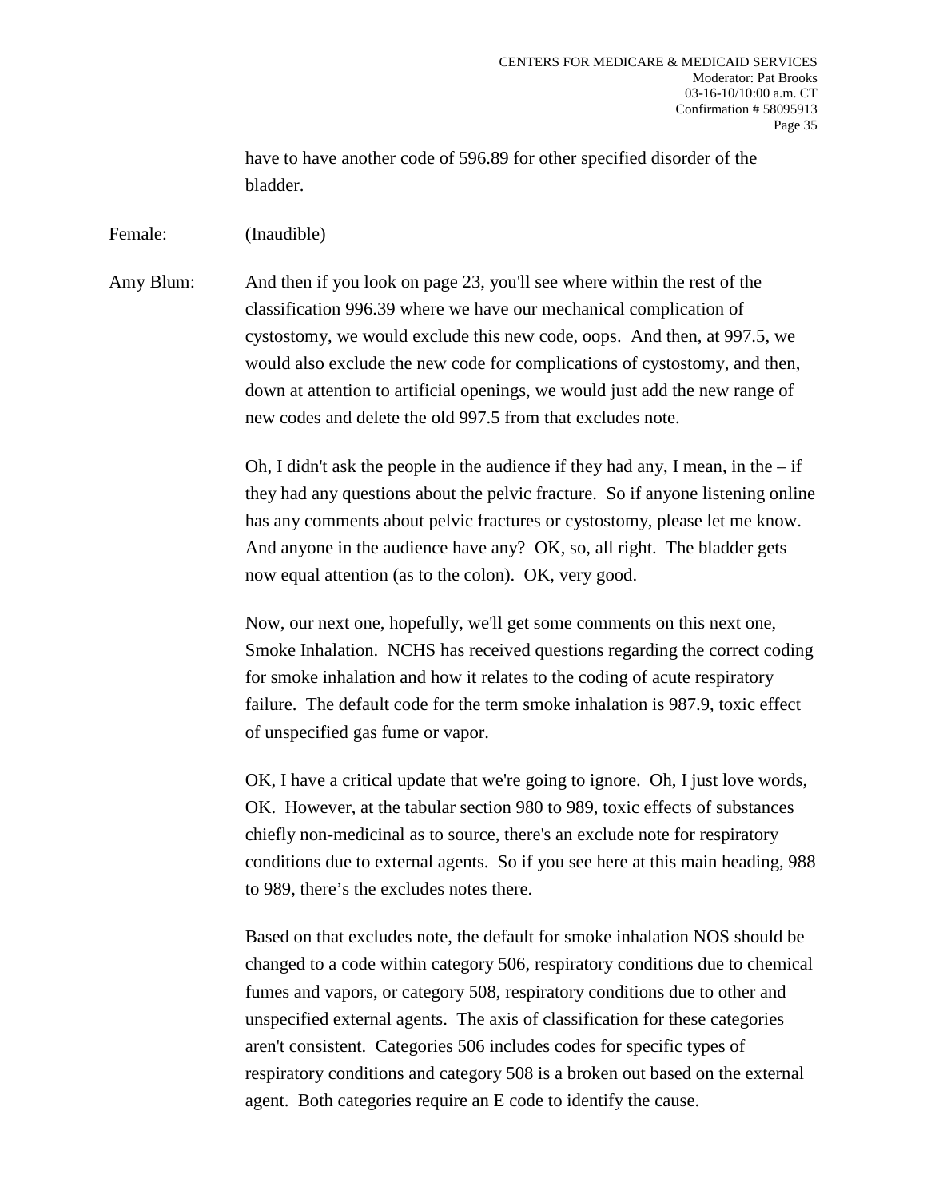have to have another code of 596.89 for other specified disorder of the bladder.

Female: (Inaudible)

Amy Blum: And then if you look on page 23, you'll see where within the rest of the classification 996.39 where we have our mechanical complication of cystostomy, we would exclude this new code, oops. And then, at 997.5, we would also exclude the new code for complications of cystostomy, and then, down at attention to artificial openings, we would just add the new range of new codes and delete the old 997.5 from that excludes note.

Oh, I didn't ask the people in the audience if they had any, I mean, in the – if they had any questions about the pelvic fracture. So if anyone listening online has any comments about pelvic fractures or cystostomy, please let me know. And anyone in the audience have any? OK, so, all right. The bladder gets now equal attention (as to the colon). OK, very good.

Now, our next one, hopefully, we'll get some comments on this next one, Smoke Inhalation. NCHS has received questions regarding the correct coding for smoke inhalation and how it relates to the coding of acute respiratory failure. The default code for the term smoke inhalation is 987.9, toxic effect of unspecified gas fume or vapor.

OK, I have a critical update that we're going to ignore. Oh, I just love words, OK. However, at the tabular section 980 to 989, toxic effects of substances chiefly non-medicinal as to source, there's an exclude note for respiratory conditions due to external agents. So if you see here at this main heading, 988 to 989, there's the excludes notes there.

Based on that excludes note, the default for smoke inhalation NOS should be changed to a code within category 506, respiratory conditions due to chemical fumes and vapors, or category 508, respiratory conditions due to other and unspecified external agents. The axis of classification for these categories aren't consistent. Categories 506 includes codes for specific types of respiratory conditions and category 508 is a broken out based on the external agent. Both categories require an E code to identify the cause.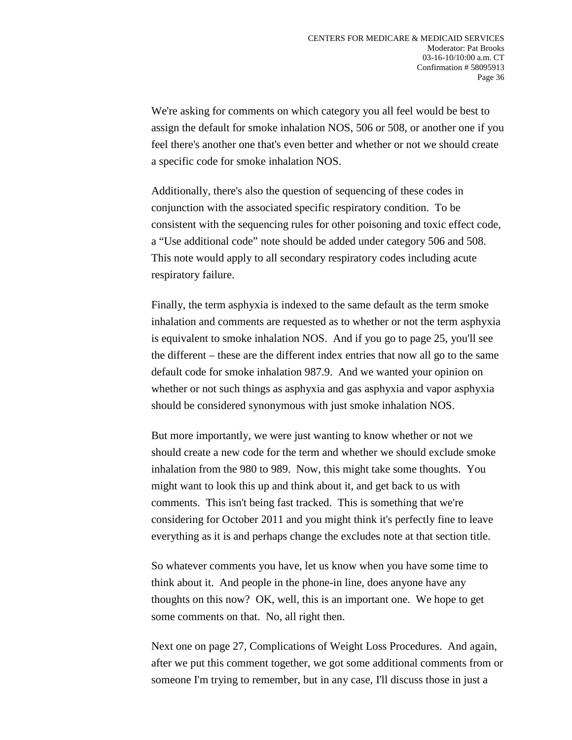We're asking for comments on which category you all feel would be best to assign the default for smoke inhalation NOS, 506 or 508, or another one if you feel there's another one that's even better and whether or not we should create a specific code for smoke inhalation NOS.

Additionally, there's also the question of sequencing of these codes in conjunction with the associated specific respiratory condition. To be consistent with the sequencing rules for other poisoning and toxic effect code, a "Use additional code" note should be added under category 506 and 508. This note would apply to all secondary respiratory codes including acute respiratory failure.

Finally, the term asphyxia is indexed to the same default as the term smoke inhalation and comments are requested as to whether or not the term asphyxia is equivalent to smoke inhalation NOS. And if you go to page 25, you'll see the different – these are the different index entries that now all go to the same default code for smoke inhalation 987.9. And we wanted your opinion on whether or not such things as asphyxia and gas asphyxia and vapor asphyxia should be considered synonymous with just smoke inhalation NOS.

But more importantly, we were just wanting to know whether or not we should create a new code for the term and whether we should exclude smoke inhalation from the 980 to 989. Now, this might take some thoughts. You might want to look this up and think about it, and get back to us with comments. This isn't being fast tracked. This is something that we're considering for October 2011 and you might think it's perfectly fine to leave everything as it is and perhaps change the excludes note at that section title.

So whatever comments you have, let us know when you have some time to think about it. And people in the phone-in line, does anyone have any thoughts on this now? OK, well, this is an important one. We hope to get some comments on that. No, all right then.

Next one on page 27, Complications of Weight Loss Procedures. And again, after we put this comment together, we got some additional comments from or someone I'm trying to remember, but in any case, I'll discuss those in just a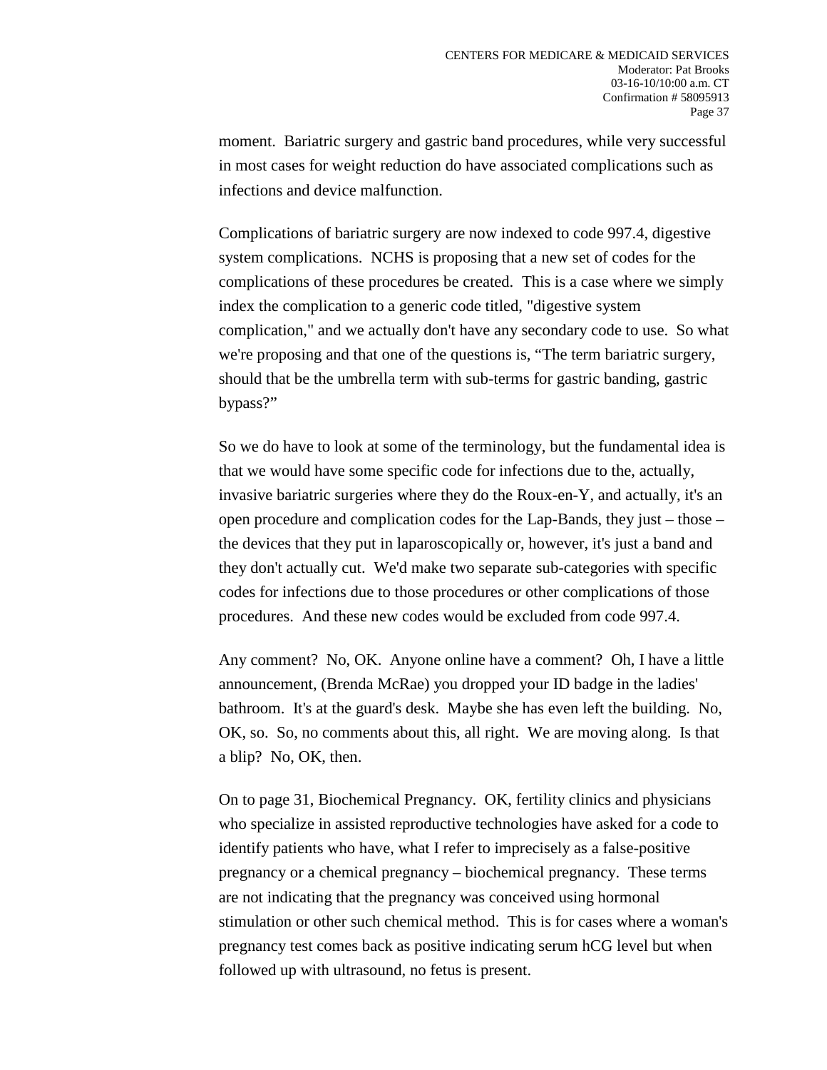moment. Bariatric surgery and gastric band procedures, while very successful in most cases for weight reduction do have associated complications such as infections and device malfunction.

Complications of bariatric surgery are now indexed to code 997.4, digestive system complications. NCHS is proposing that a new set of codes for the complications of these procedures be created. This is a case where we simply index the complication to a generic code titled, "digestive system complication," and we actually don't have any secondary code to use. So what we're proposing and that one of the questions is, "The term bariatric surgery, should that be the umbrella term with sub-terms for gastric banding, gastric bypass?"

So we do have to look at some of the terminology, but the fundamental idea is that we would have some specific code for infections due to the, actually, invasive bariatric surgeries where they do the Roux-en-Y, and actually, it's an open procedure and complication codes for the Lap-Bands, they just – those – the devices that they put in laparoscopically or, however, it's just a band and they don't actually cut. We'd make two separate sub-categories with specific codes for infections due to those procedures or other complications of those procedures. And these new codes would be excluded from code 997.4.

Any comment? No, OK. Anyone online have a comment? Oh, I have a little announcement, (Brenda McRae) you dropped your ID badge in the ladies' bathroom. It's at the guard's desk. Maybe she has even left the building. No, OK, so. So, no comments about this, all right. We are moving along. Is that a blip? No, OK, then.

On to page 31, Biochemical Pregnancy. OK, fertility clinics and physicians who specialize in assisted reproductive technologies have asked for a code to identify patients who have, what I refer to imprecisely as a false-positive pregnancy or a chemical pregnancy – biochemical pregnancy. These terms are not indicating that the pregnancy was conceived using hormonal stimulation or other such chemical method. This is for cases where a woman's pregnancy test comes back as positive indicating serum hCG level but when followed up with ultrasound, no fetus is present.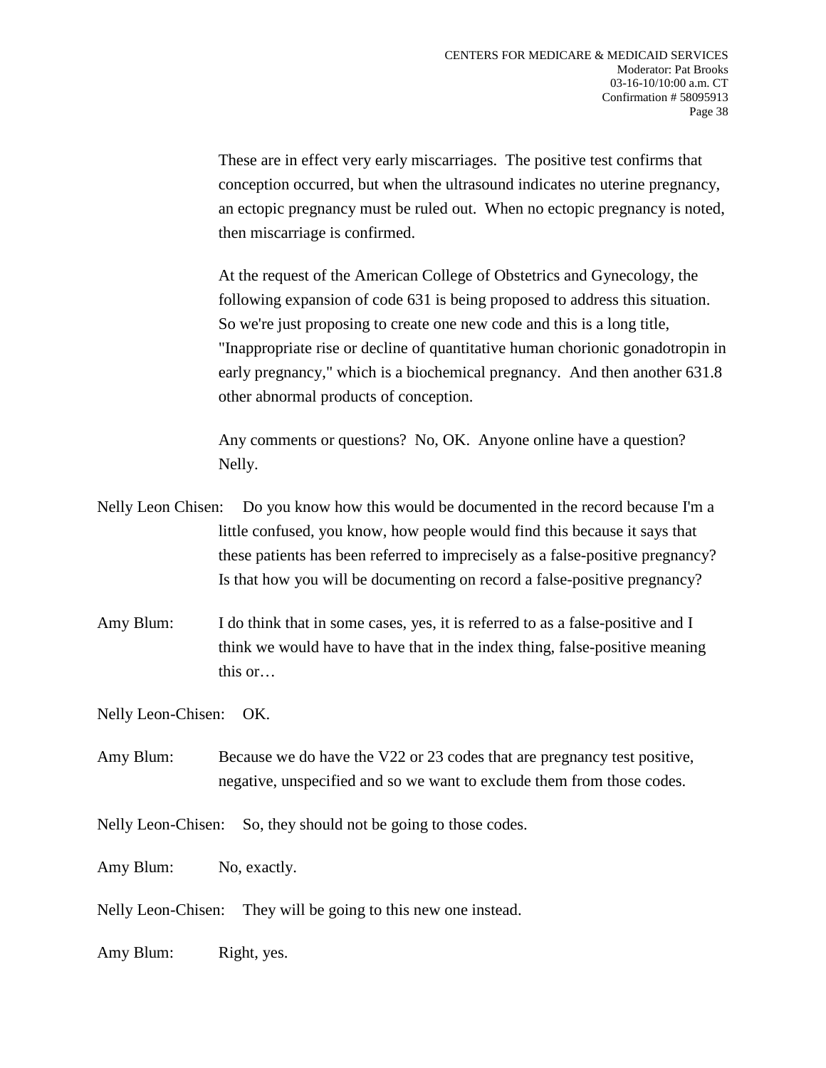These are in effect very early miscarriages. The positive test confirms that conception occurred, but when the ultrasound indicates no uterine pregnancy, an ectopic pregnancy must be ruled out. When no ectopic pregnancy is noted, then miscarriage is confirmed.

At the request of the American College of Obstetrics and Gynecology, the following expansion of code 631 is being proposed to address this situation. So we're just proposing to create one new code and this is a long title, "Inappropriate rise or decline of quantitative human chorionic gonadotropin in early pregnancy," which is a biochemical pregnancy. And then another 631.8 other abnormal products of conception.

Any comments or questions? No, OK. Anyone online have a question? Nelly.

Nelly Leon Chisen: Do you know how this would be documented in the record because I'm a little confused, you know, how people would find this because it says that these patients has been referred to imprecisely as a false-positive pregnancy? Is that how you will be documenting on record a false-positive pregnancy?

Amy Blum: I do think that in some cases, yes, it is referred to as a false-positive and I think we would have to have that in the index thing, false-positive meaning this or…

Nelly Leon-Chisen: OK.

Amy Blum: Because we do have the V22 or 23 codes that are pregnancy test positive, negative, unspecified and so we want to exclude them from those codes.

Nelly Leon-Chisen: So, they should not be going to those codes.

Amy Blum: No, exactly.

Nelly Leon-Chisen: They will be going to this new one instead.

Amy Blum: Right, yes.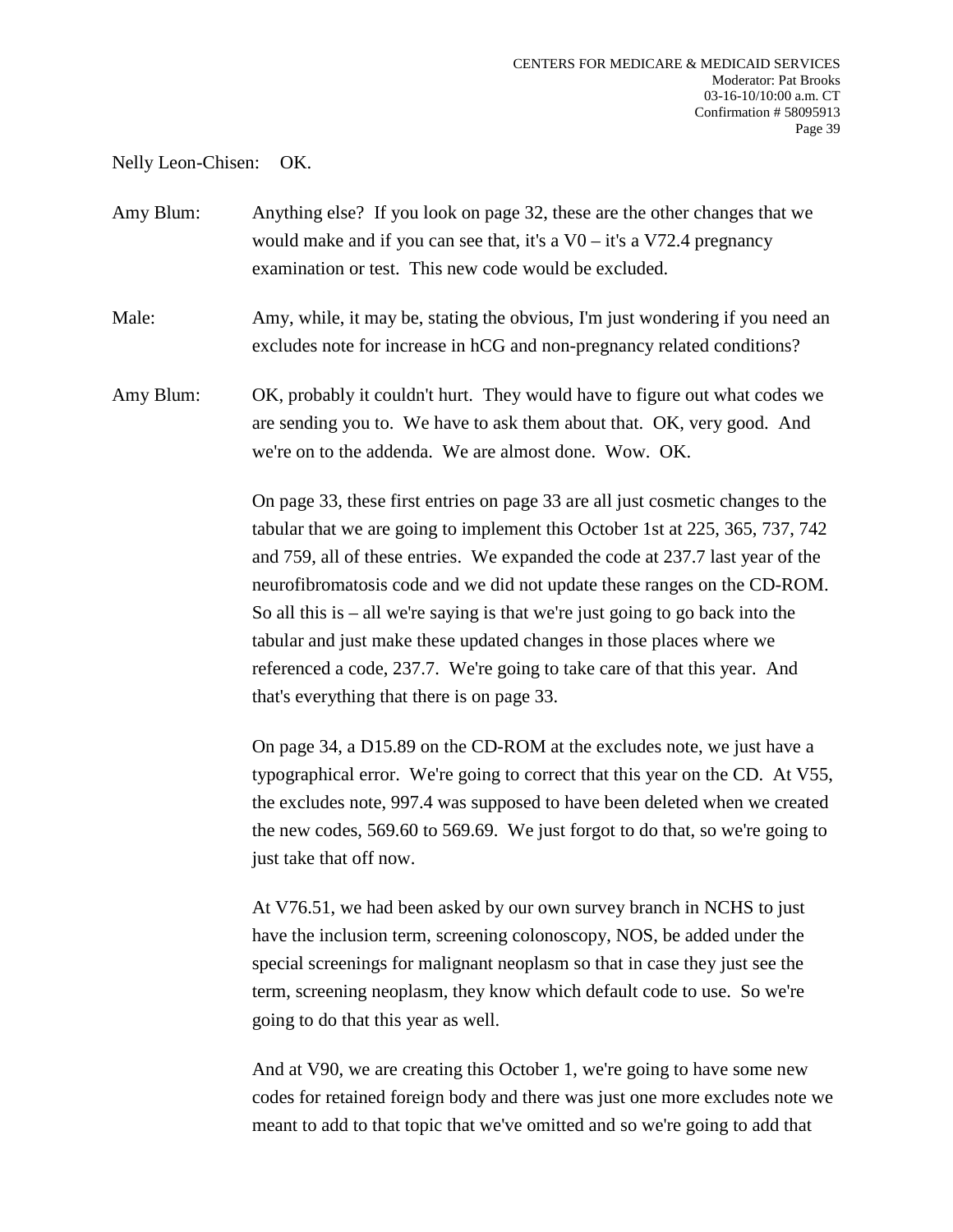Nelly Leon-Chisen: OK.

Amy Blum: Anything else? If you look on page 32, these are the other changes that we would make and if you can see that, it's a V0 – it's a V72.4 pregnancy examination or test. This new code would be excluded.

Male: Amy, while, it may be, stating the obvious, I'm just wondering if you need an excludes note for increase in hCG and non-pregnancy related conditions?

Amy Blum: OK, probably it couldn't hurt. They would have to figure out what codes we are sending you to. We have to ask them about that. OK, very good. And we're on to the addenda. We are almost done. Wow. OK.

On page 33, these first entries on page 33 are all just cosmetic changes to the tabular that we are going to implement this October 1st at 225, 365, 737, 742 and 759, all of these entries. We expanded the code at 237.7 last year of the neurofibromatosis code and we did not update these ranges on the CD-ROM. So all this is – all we're saying is that we're just going to go back into the tabular and just make these updated changes in those places where we referenced a code, 237.7. We're going to take care of that this year. And that's everything that there is on page 33.

On page 34, a D15.89 on the CD-ROM at the excludes note, we just have a typographical error. We're going to correct that this year on the CD. At V55, the excludes note, 997.4 was supposed to have been deleted when we created the new codes, 569.60 to 569.69. We just forgot to do that, so we're going to just take that off now.

At V76.51, we had been asked by our own survey branch in NCHS to just have the inclusion term, screening colonoscopy, NOS, be added under the special screenings for malignant neoplasm so that in case they just see the term, screening neoplasm, they know which default code to use. So we're going to do that this year as well.

And at V90, we are creating this October 1, we're going to have some new codes for retained foreign body and there was just one more excludes note we meant to add to that topic that we've omitted and so we're going to add that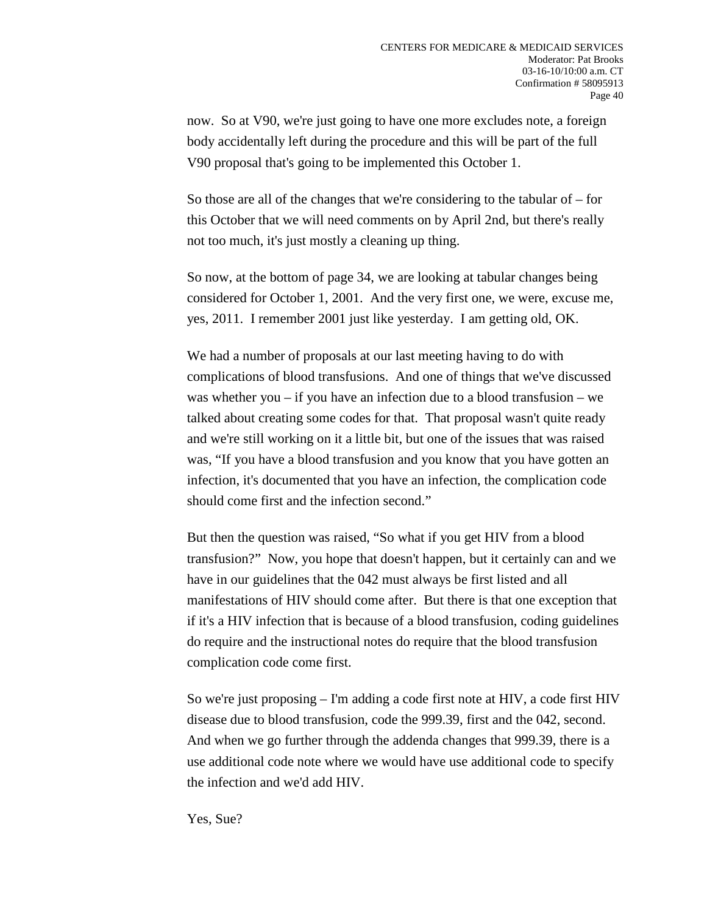now. So at V90, we're just going to have one more excludes note, a foreign body accidentally left during the procedure and this will be part of the full V90 proposal that's going to be implemented this October 1.

So those are all of the changes that we're considering to the tabular of – for this October that we will need comments on by April 2nd, but there's really not too much, it's just mostly a cleaning up thing.

So now, at the bottom of page 34, we are looking at tabular changes being considered for October 1, 2001. And the very first one, we were, excuse me, yes, 2011. I remember 2001 just like yesterday. I am getting old, OK.

We had a number of proposals at our last meeting having to do with complications of blood transfusions. And one of things that we've discussed was whether you – if you have an infection due to a blood transfusion – we talked about creating some codes for that. That proposal wasn't quite ready and we're still working on it a little bit, but one of the issues that was raised was, "If you have a blood transfusion and you know that you have gotten an infection, it's documented that you have an infection, the complication code should come first and the infection second."

But then the question was raised, "So what if you get HIV from a blood transfusion?" Now, you hope that doesn't happen, but it certainly can and we have in our guidelines that the 042 must always be first listed and all manifestations of HIV should come after. But there is that one exception that if it's a HIV infection that is because of a blood transfusion, coding guidelines do require and the instructional notes do require that the blood transfusion complication code come first.

So we're just proposing – I'm adding a code first note at HIV, a code first HIV disease due to blood transfusion, code the 999.39, first and the 042, second. And when we go further through the addenda changes that 999.39, there is a use additional code note where we would have use additional code to specify the infection and we'd add HIV.

Yes, Sue?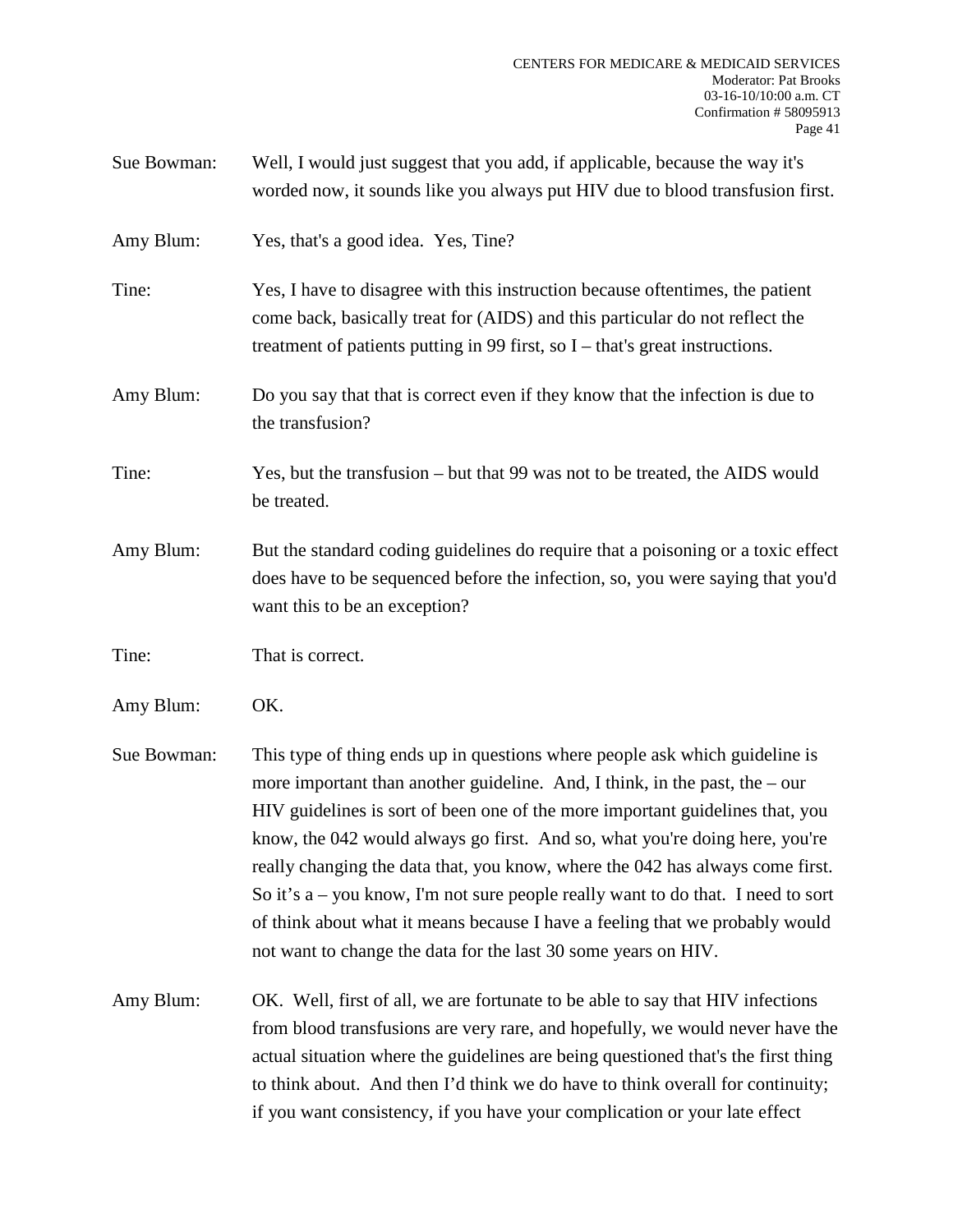Sue Bowman: Well, I would just suggest that you add, if applicable, because the way it's worded now, it sounds like you always put HIV due to blood transfusion first.

Amy Blum: Yes, that's a good idea. Yes, Tine?

Tine: Yes, I have to disagree with this instruction because oftentimes, the patient come back, basically treat for (AIDS) and this particular do not reflect the treatment of patients putting in 99 first, so I – that's great instructions.

Amy Blum: Do you say that that is correct even if they know that the infection is due to the transfusion?

Tine: Yes, but the transfusion – but that 99 was not to be treated, the AIDS would be treated.

Amy Blum: But the standard coding guidelines do require that a poisoning or a toxic effect does have to be sequenced before the infection, so, you were saying that you'd want this to be an exception?

Tine: That is correct.

Amy Blum: OK.

Sue Bowman: This type of thing ends up in questions where people ask which guideline is more important than another guideline. And, I think, in the past, the – our HIV guidelines is sort of been one of the more important guidelines that, you know, the 042 would always go first. And so, what you're doing here, you're really changing the data that, you know, where the 042 has always come first. So it's a – you know, I'm not sure people really want to do that. I need to sort of think about what it means because I have a feeling that we probably would not want to change the data for the last 30 some years on HIV.

Amy Blum: OK. Well, first of all, we are fortunate to be able to say that HIV infections from blood transfusions are very rare, and hopefully, we would never have the actual situation where the guidelines are being questioned that's the first thing to think about. And then I'd think we do have to think overall for continuity; if you want consistency, if you have your complication or your late effect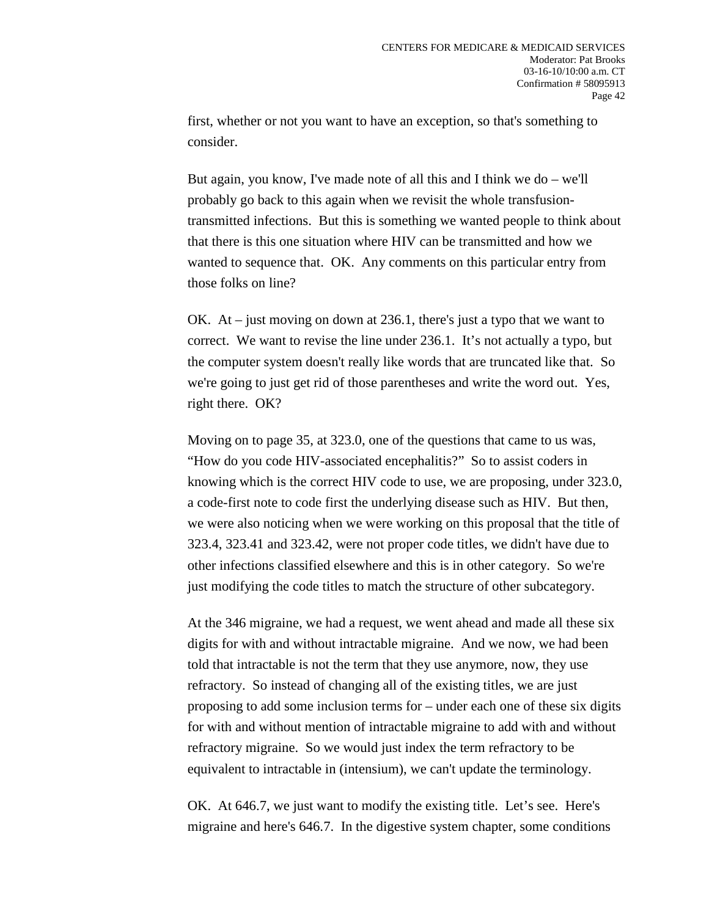first, whether or not you want to have an exception, so that's something to consider.

But again, you know, I've made note of all this and I think we do – we'll probably go back to this again when we revisit the whole transfusion-transmitted infections. But this is something we wanted people to think about that there is this one situation where HIV can be transmitted and how we wanted to sequence that. OK. Any comments on this particular entry from those folks on line?

OK. At – just moving on down at 236.1, there's just a typo that we want to correct. We want to revise the line under 236.1. It's not actually a typo, but the computer system doesn't really like words that are truncated like that. So we're going to just get rid of those parentheses and write the word out. Yes, right there. OK?

Moving on to page 35, at 323.0, one of the questions that came to us was, "How do you code HIV-associated encephalitis?" So to assist coders in knowing which is the correct HIV code to use, we are proposing, under 323.0, a code-first note to code first the underlying disease such as HIV. But then, we were also noticing when we were working on this proposal that the title of 323.4, 323.41 and 323.42, were not proper code titles, we didn't have due to other infections classified elsewhere and this is in other category. So we're just modifying the code titles to match the structure of other subcategory.

At the 346 migraine, we had a request, we went ahead and made all these six digits for with and without intractable migraine. And we now, we had been told that intractable is not the term that they use anymore, now, they use refractory. So instead of changing all of the existing titles, we are just proposing to add some inclusion terms for – under each one of these six digits for with and without mention of intractable migraine to add with and without refractory migraine. So we would just index the term refractory to be equivalent to intractable in (intensium), we can't update the terminology.

OK. At 646.7, we just want to modify the existing title. Let's see. Here's migraine and here's 646.7. In the digestive system chapter, some conditions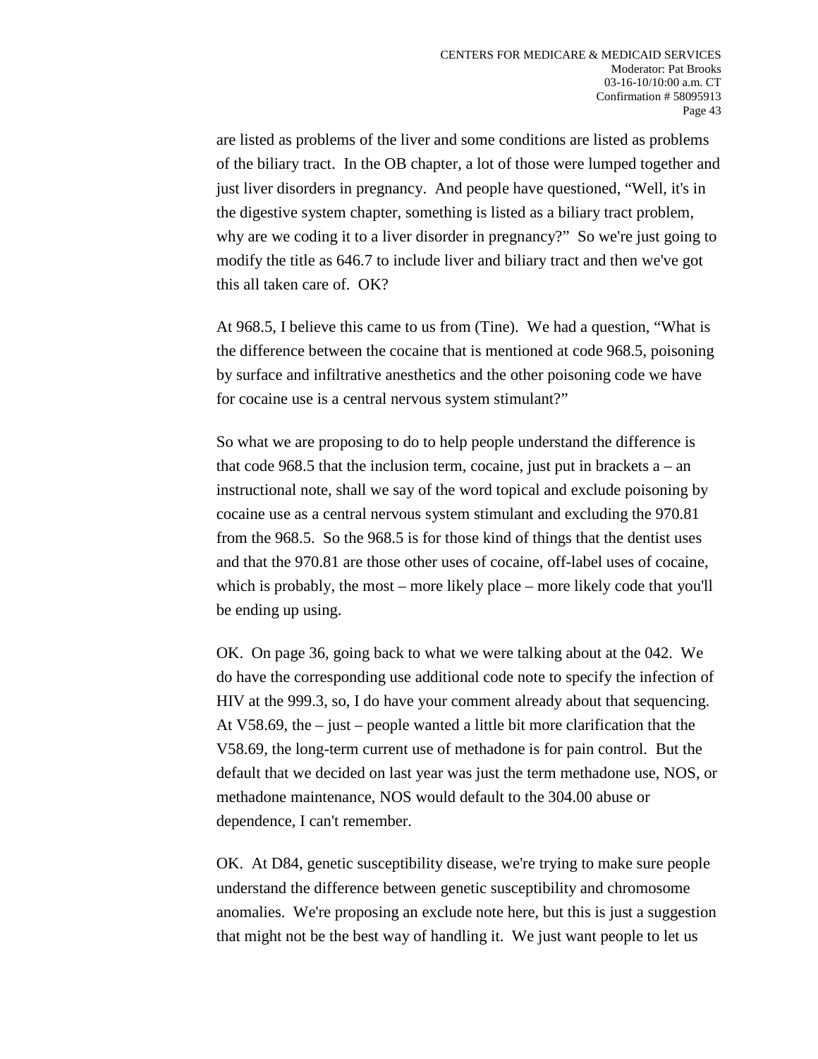are listed as problems of the liver and some conditions are listed as problems of the biliary tract. In the OB chapter, a lot of those were lumped together and just liver disorders in pregnancy. And people have questioned, "Well, it's in the digestive system chapter, something is listed as a biliary tract problem, why are we coding it to a liver disorder in pregnancy?" So we're just going to modify the title as 646.7 to include liver and biliary tract and then we've got this all taken care of. OK?

At 968.5, I believe this came to us from (Tine). We had a question, "What is the difference between the cocaine that is mentioned at code 968.5, poisoning by surface and infiltrative anesthetics and the other poisoning code we have for cocaine use is a central nervous system stimulant?"

So what we are proposing to do to help people understand the difference is that code 968.5 that the inclusion term, cocaine, just put in brackets a – an instructional note, shall we say of the word topical and exclude poisoning by cocaine use as a central nervous system stimulant and excluding the 970.81 from the 968.5. So the 968.5 is for those kind of things that the dentist uses and that the 970.81 are those other uses of cocaine, off-label uses of cocaine, which is probably, the most – more likely place – more likely code that you'll be ending up using.

OK. On page 36, going back to what we were talking about at the 042. We do have the corresponding use additional code note to specify the infection of HIV at the 999.3, so, I do have your comment already about that sequencing. At V58.69, the – just – people wanted a little bit more clarification that the V58.69, the long-term current use of methadone is for pain control. But the default that we decided on last year was just the term methadone use, NOS, or methadone maintenance, NOS would default to the 304.00 abuse or dependence, I can't remember.

OK. At D84, genetic susceptibility disease, we're trying to make sure people understand the difference between genetic susceptibility and chromosome anomalies. We're proposing an exclude note here, but this is just a suggestion that might not be the best way of handling it. We just want people to let us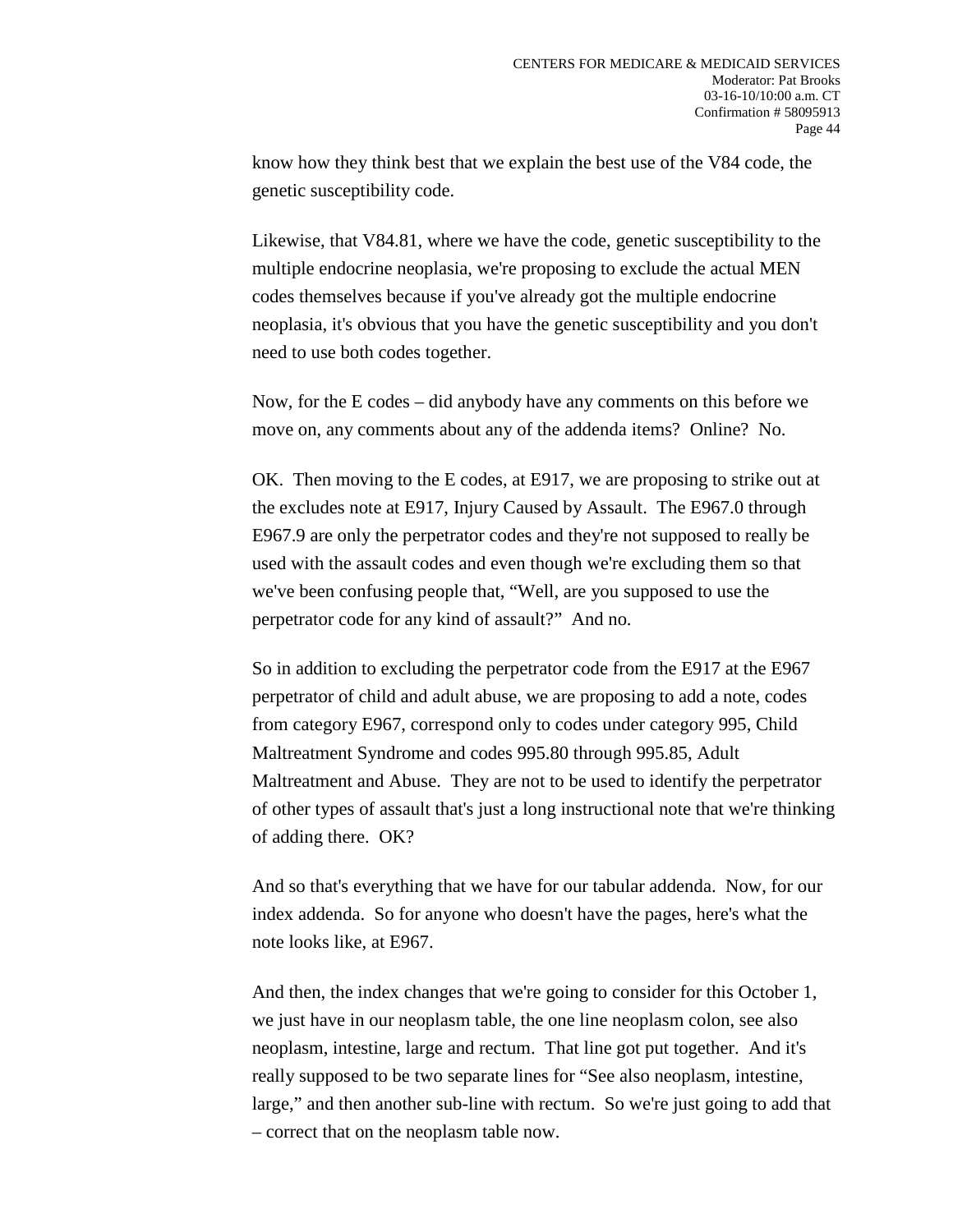know how they think best that we explain the best use of the V84 code, the genetic susceptibility code.

Likewise, that V84.81, where we have the code, genetic susceptibility to the multiple endocrine neoplasia, we're proposing to exclude the actual MEN codes themselves because if you've already got the multiple endocrine neoplasia, it's obvious that you have the genetic susceptibility and you don't need to use both codes together.

Now, for the E codes – did anybody have any comments on this before we move on, any comments about any of the addenda items? Online? No.

OK. Then moving to the E codes, at E917, we are proposing to strike out at the excludes note at E917, Injury Caused by Assault. The E967.0 through E967.9 are only the perpetrator codes and they're not supposed to really be used with the assault codes and even though we're excluding them so that we've been confusing people that, "Well, are you supposed to use the perpetrator code for any kind of assault?" And no.

So in addition to excluding the perpetrator code from the E917 at the E967 perpetrator of child and adult abuse, we are proposing to add a note, codes from category E967, correspond only to codes under category 995, Child Maltreatment Syndrome and codes 995.80 through 995.85, Adult Maltreatment and Abuse. They are not to be used to identify the perpetrator of other types of assault that's just a long instructional note that we're thinking of adding there. OK?

And so that's everything that we have for our tabular addenda. Now, for our index addenda. So for anyone who doesn't have the pages, here's what the note looks like, at E967.

And then, the index changes that we're going to consider for this October 1, we just have in our neoplasm table, the one line neoplasm colon, see also neoplasm, intestine, large and rectum. That line got put together. And it's really supposed to be two separate lines for "See also neoplasm, intestine, large," and then another sub-line with rectum. So we're just going to add that – correct that on the neoplasm table now.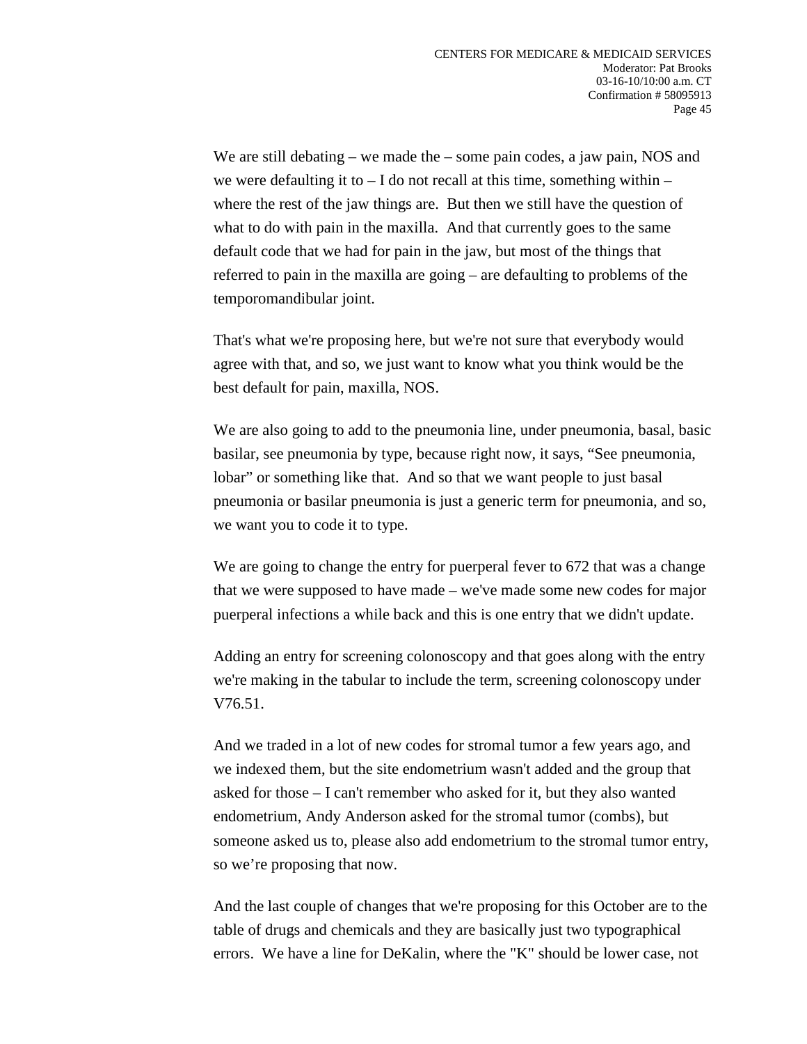We are still debating – we made the – some pain codes, a jaw pain, NOS and we were defaulting it to – I do not recall at this time, something within – where the rest of the jaw things are. But then we still have the question of what to do with pain in the maxilla. And that currently goes to the same default code that we had for pain in the jaw, but most of the things that referred to pain in the maxilla are going – are defaulting to problems of the temporomandibular joint.

That's what we're proposing here, but we're not sure that everybody would agree with that, and so, we just want to know what you think would be the best default for pain, maxilla, NOS.

We are also going to add to the pneumonia line, under pneumonia, basal, basic basilar, see pneumonia by type, because right now, it says, "See pneumonia, lobar" or something like that. And so that we want people to just basal pneumonia or basilar pneumonia is just a generic term for pneumonia, and so, we want you to code it to type.

We are going to change the entry for puerperal fever to 672 that was a change that we were supposed to have made – we've made some new codes for major puerperal infections a while back and this is one entry that we didn't update.

Adding an entry for screening colonoscopy and that goes along with the entry we're making in the tabular to include the term, screening colonoscopy under V76.51.

And we traded in a lot of new codes for stromal tumor a few years ago, and we indexed them, but the site endometrium wasn't added and the group that asked for those – I can't remember who asked for it, but they also wanted endometrium, Andy Anderson asked for the stromal tumor (combs), but someone asked us to, please also add endometrium to the stromal tumor entry, so we're proposing that now.

And the last couple of changes that we're proposing for this October are to the table of drugs and chemicals and they are basically just two typographical errors. We have a line for DeKalin, where the "K" should be lower case, not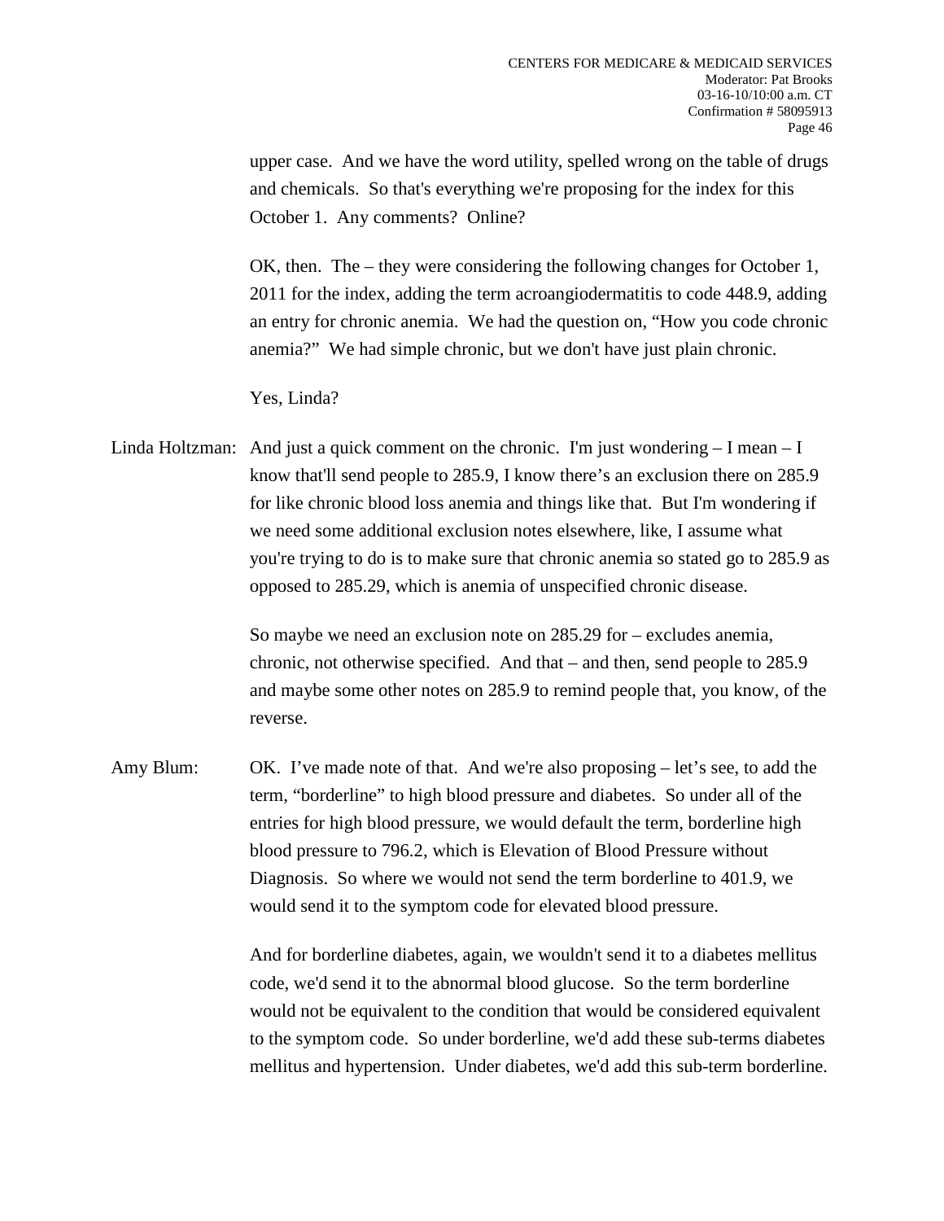upper case. And we have the word utility, spelled wrong on the table of drugs and chemicals. So that's everything we're proposing for the index for this October 1. Any comments? Online?

OK, then. The – they were considering the following changes for October 1, 2011 for the index, adding the term acroangiodermatitis to code 448.9, adding an entry for chronic anemia. We had the question on, "How you code chronic anemia?" We had simple chronic, but we don't have just plain chronic.

Yes, Linda?

Linda Holtzman: And just a quick comment on the chronic. I'm just wondering – I mean – I know that'll send people to 285.9, I know there's an exclusion there on 285.9 for like chronic blood loss anemia and things like that. But I'm wondering if we need some additional exclusion notes elsewhere, like, I assume what you're trying to do is to make sure that chronic anemia so stated go to 285.9 as opposed to 285.29, which is anemia of unspecified chronic disease.

So maybe we need an exclusion note on 285.29 for – excludes anemia, chronic, not otherwise specified. And that – and then, send people to 285.9 and maybe some other notes on 285.9 to remind people that, you know, of the reverse.

Amy Blum: OK. I've made note of that. And we're also proposing – let's see, to add the term, "borderline" to high blood pressure and diabetes. So under all of the entries for high blood pressure, we would default the term, borderline high blood pressure to 796.2, which is Elevation of Blood Pressure without Diagnosis. So where we would not send the term borderline to 401.9, we would send it to the symptom code for elevated blood pressure.

And for borderline diabetes, again, we wouldn't send it to a diabetes mellitus code, we'd send it to the abnormal blood glucose. So the term borderline would not be equivalent to the condition that would be considered equivalent to the symptom code. So under borderline, we'd add these sub-terms diabetes mellitus and hypertension. Under diabetes, we'd add this sub-term borderline.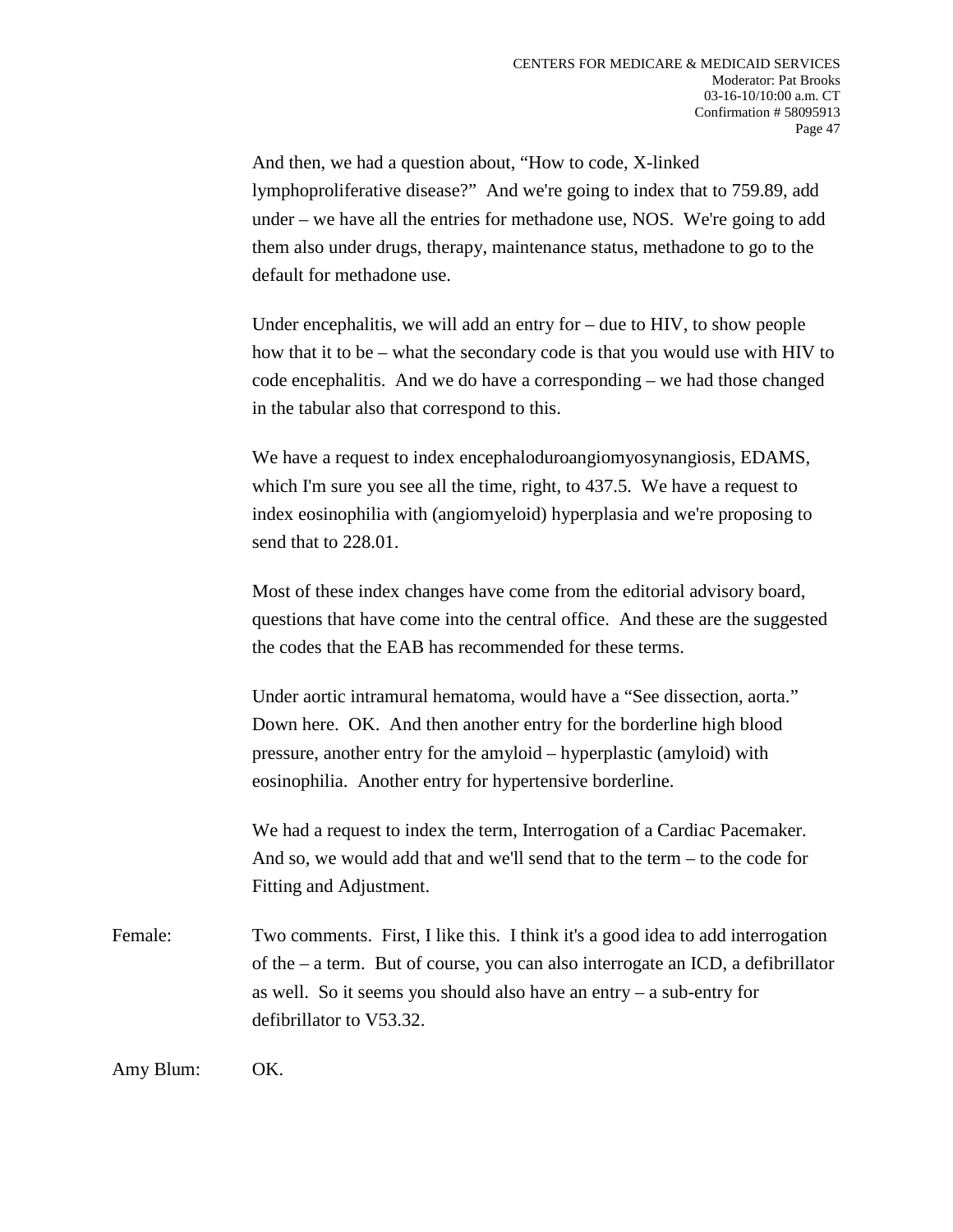And then, we had a question about, "How to code, X-linked lymphoproliferative disease?" And we're going to index that to 759.89, add under – we have all the entries for methadone use, NOS. We're going to add them also under drugs, therapy, maintenance status, methadone to go to the default for methadone use.

Under encephalitis, we will add an entry for – due to HIV, to show people how that it to be – what the secondary code is that you would use with HIV to code encephalitis. And we do have a corresponding – we had those changed in the tabular also that correspond to this.

We have a request to index encephaloduroangiomyosynangiosis, EDAMS, which I'm sure you see all the time, right, to 437.5. We have a request to index eosinophilia with (angiomyeloid) hyperplasia and we're proposing to send that to 228.01.

Most of these index changes have come from the editorial advisory board, questions that have come into the central office. And these are the suggested the codes that the EAB has recommended for these terms.

Under aortic intramural hematoma, would have a "See dissection, aorta." Down here. OK. And then another entry for the borderline high blood pressure, another entry for the amyloid – hyperplastic (amyloid) with eosinophilia. Another entry for hypertensive borderline.

We had a request to index the term, Interrogation of a Cardiac Pacemaker. And so, we would add that and we'll send that to the term – to the code for Fitting and Adjustment.

Female: Two comments. First, I like this. I think it's a good idea to add interrogation of the – a term. But of course, you can also interrogate an ICD, a defibrillator as well. So it seems you should also have an entry – a sub-entry for defibrillator to V53.32.

Amy Blum: OK.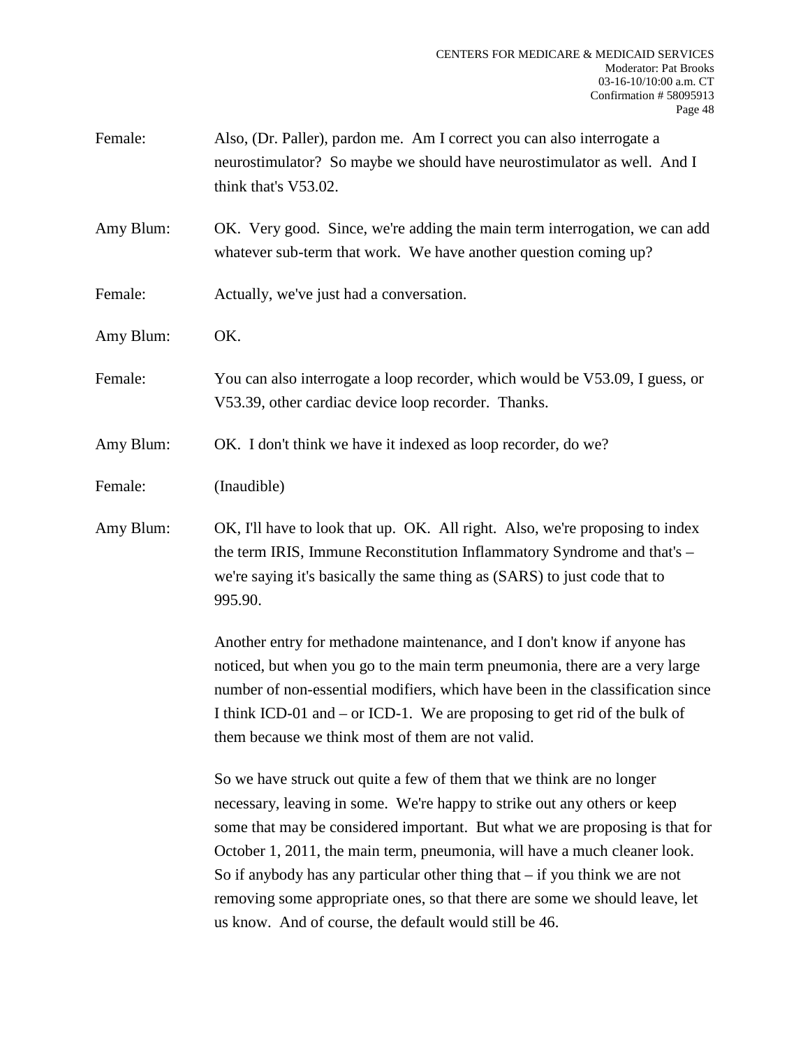Female: Also, (Dr. Paller), pardon me. Am I correct you can also interrogate a neurostimulator? So maybe we should have neurostimulator as well. And I think that's V53.02.

Amy Blum: OK. Very good. Since, we're adding the main term interrogation, we can add whatever sub-term that work. We have another question coming up?

Female: Actually, we've just had a conversation.

Amy Blum: OK.

Female: You can also interrogate a loop recorder, which would be V53.09, I guess, or V53.39, other cardiac device loop recorder. Thanks.

Amy Blum: OK. I don't think we have it indexed as loop recorder, do we?

Female: (Inaudible)

Amy Blum: OK, I'll have to look that up. OK. All right. Also, we're proposing to index the term IRIS, Immune Reconstitution Inflammatory Syndrome and that's – we're saying it's basically the same thing as (SARS) to just code that to 995.90.

Another entry for methadone maintenance, and I don't know if anyone has noticed, but when you go to the main term pneumonia, there are a very large number of non-essential modifiers, which have been in the classification since I think ICD-01 and – or ICD-1. We are proposing to get rid of the bulk of them because we think most of them are not valid.

So we have struck out quite a few of them that we think are no longer necessary, leaving in some. We're happy to strike out any others or keep some that may be considered important. But what we are proposing is that for October 1, 2011, the main term, pneumonia, will have a much cleaner look. So if anybody has any particular other thing that – if you think we are not removing some appropriate ones, so that there are some we should leave, let us know. And of course, the default would still be 46.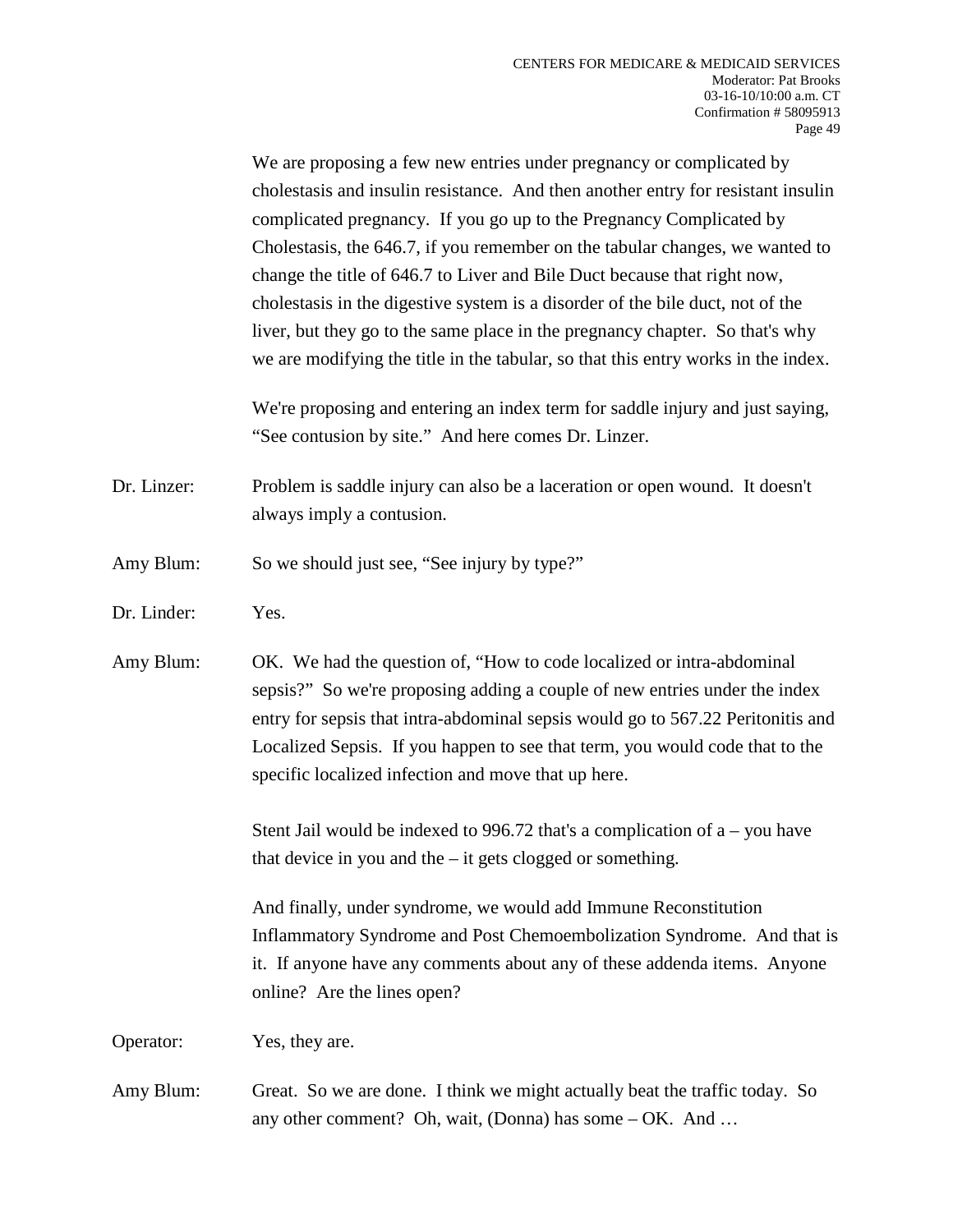We are proposing a few new entries under pregnancy or complicated by cholestasis and insulin resistance. And then another entry for resistant insulin complicated pregnancy. If you go up to the Pregnancy Complicated by Cholestasis, the 646.7, if you remember on the tabular changes, we wanted to change the title of 646.7 to Liver and Bile Duct because that right now, cholestasis in the digestive system is a disorder of the bile duct, not of the liver, but they go to the same place in the pregnancy chapter. So that's why we are modifying the title in the tabular, so that this entry works in the index.

We're proposing and entering an index term for saddle injury and just saying, "See contusion by site." And here comes Dr. Linzer.

Dr. Linzer: Problem is saddle injury can also be a laceration or open wound. It doesn't always imply a contusion.

Amy Blum: So we should just see, "See injury by type?"

Dr. Linder: Yes.

Amy Blum: OK. We had the question of, "How to code localized or intra-abdominal sepsis?" So we're proposing adding a couple of new entries under the index entry for sepsis that intra-abdominal sepsis would go to 567.22 Peritonitis and Localized Sepsis. If you happen to see that term, you would code that to the specific localized infection and move that up here.

Stent Jail would be indexed to 996.72 that's a complication of a – you have that device in you and the – it gets clogged or something.

And finally, under syndrome, we would add Immune Reconstitution Inflammatory Syndrome and Post Chemoembolization Syndrome. And that is it. If anyone have any comments about any of these addenda items. Anyone online? Are the lines open?

Operator: Yes, they are.

Amy Blum: Great. So we are done. I think we might actually beat the traffic today. So any other comment? Oh, wait, (Donna) has some – OK. And …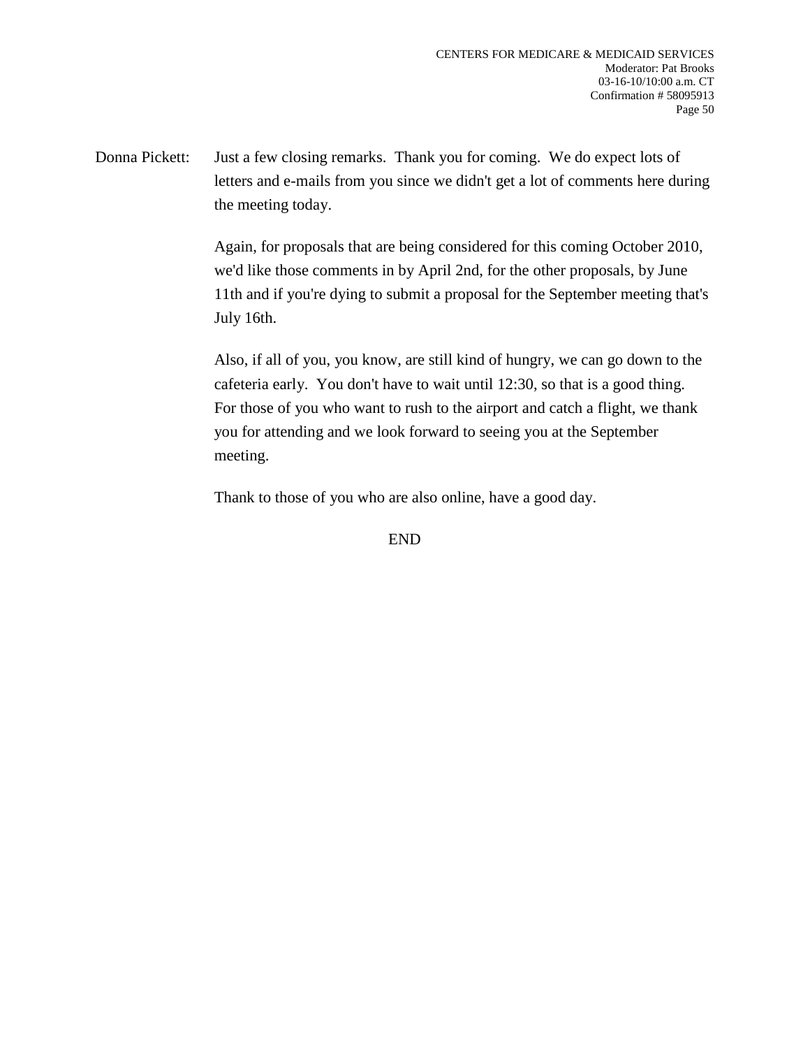Donna Pickett: Just a few closing remarks. Thank you for coming. We do expect lots of letters and e-mails from you since we didn't get a lot of comments here during the meeting today.

Again, for proposals that are being considered for this coming October 2010, we'd like those comments in by April 2nd, for the other proposals, by June 11th and if you're dying to submit a proposal for the September meeting that's July 16th.

Also, if all of you, you know, are still kind of hungry, we can go down to the cafeteria early. You don't have to wait until 12:30, so that is a good thing. For those of you who want to rush to the airport and catch a flight, we thank you for attending and we look forward to seeing you at the September meeting.

Thank to those of you who are also online, have a good day.

END